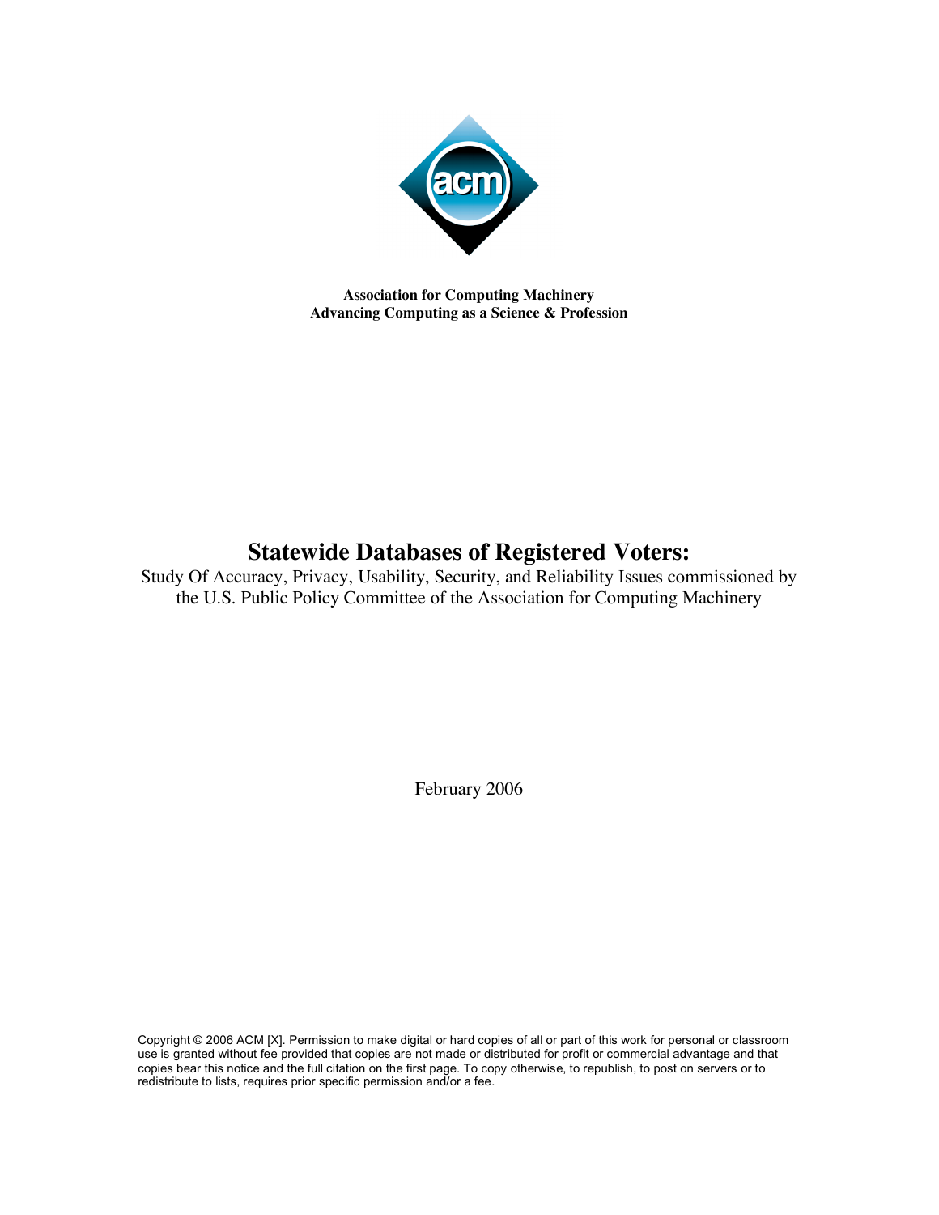**Association for Computing Machinery**
**Advancing Computing as a Science & Profession**

# Statewide Databases of Registered Voters:

Study Of Accuracy, Privacy, Usability, Security, and Reliability Issues commissioned by the U.S. Public Policy Committee of the Association for Computing Machinery

February 2006

Copyright © 2006 ACM [X]. Permission to make digital or hard copies of all or part of this work for personal or classroom use is granted without fee provided that copies are not made or distributed for profit or commercial advantage and that copies bear this notice and the full citation on the first page. To copy otherwise, to republish, to post on servers or to redistribute to lists, requires prior specific permission and/or a fee.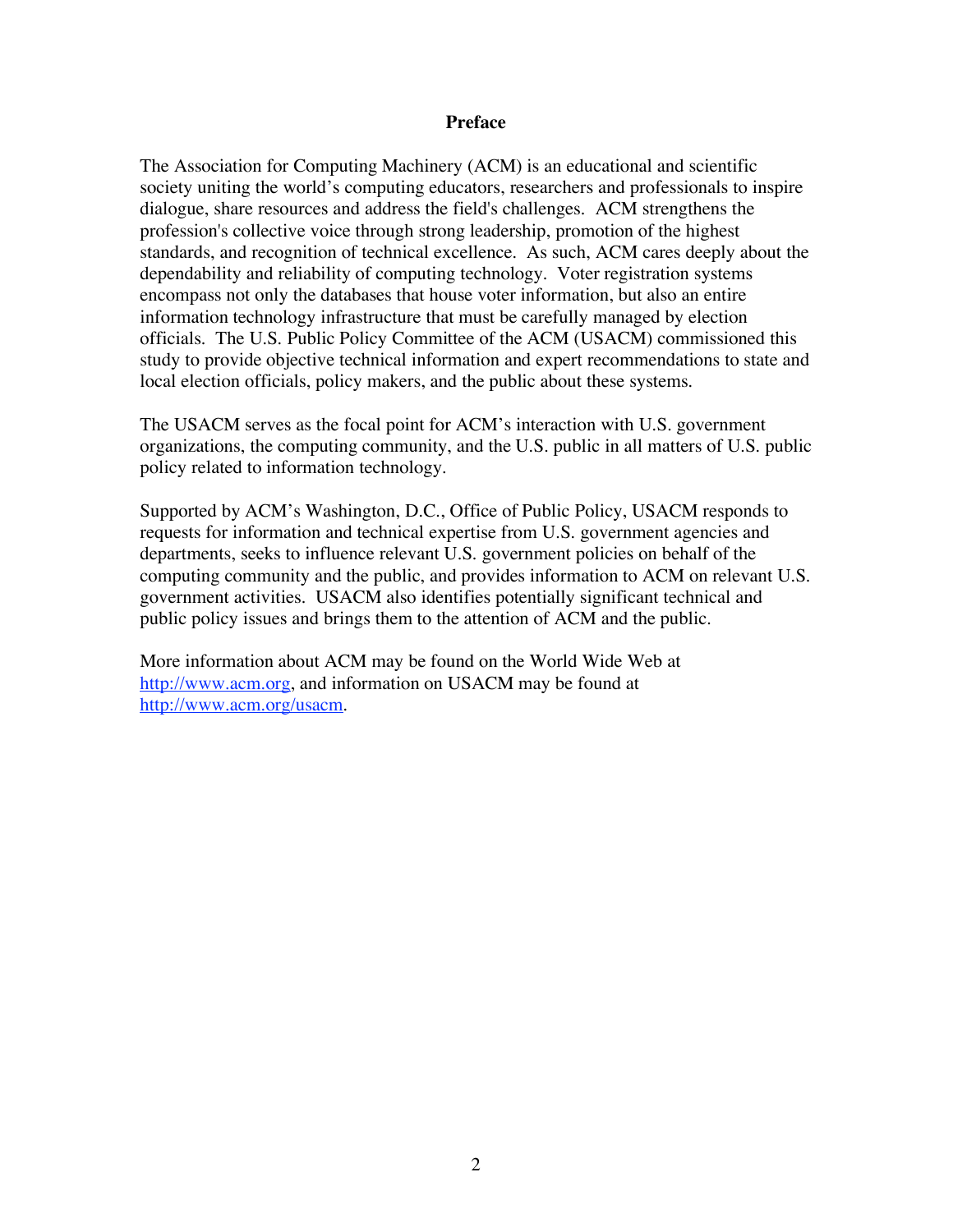# Preface

The Association for Computing Machinery (ACM) is an educational and scientific society uniting the world's computing educators, researchers and professionals to inspire dialogue, share resources and address the field's challenges. ACM strengthens the profession's collective voice through strong leadership, promotion of the highest standards, and recognition of technical excellence. As such, ACM cares deeply about the dependability and reliability of computing technology. Voter registration systems encompass not only the databases that house voter information, but also an entire information technology infrastructure that must be carefully managed by election officials. The U.S. Public Policy Committee of the ACM (USACM) commissioned this study to provide objective technical information and expert recommendations to state and local election officials, policy makers, and the public about these systems.

The USACM serves as the focal point for ACM's interaction with U.S. government organizations, the computing community, and the U.S. public in all matters of U.S. public policy related to information technology.

Supported by ACM's Washington, D.C., Office of Public Policy, USACM responds to requests for information and technical expertise from U.S. government agencies and departments, seeks to influence relevant U.S. government policies on behalf of the computing community and the public, and provides information to ACM on relevant U.S. government activities. USACM also identifies potentially significant technical and public policy issues and brings them to the attention of ACM and the public.

More information about ACM may be found on the World Wide Web at http://www.acm.org, and information on USACM may be found at http://www.acm.org/usacm.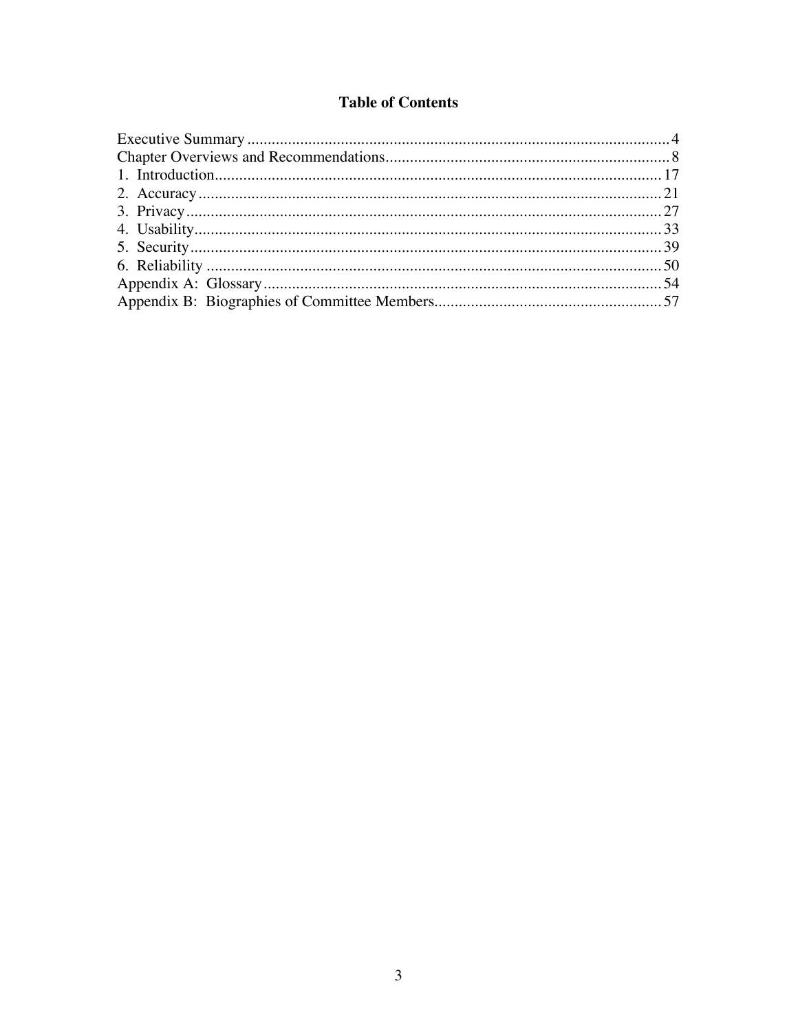# Table of Contents

Executive Summary ........................................................................................................ 4
Chapter Overviews and Recommendations...................................................................... 8
1. Introduction............................................................................................................. 17
2. Accuracy................................................................................................................. 21
3. Privacy.................................................................................................................... 27
4. Usability.................................................................................................................. 33
5. Security................................................................................................................... 39
6. Reliability ............................................................................................................... 50
Appendix A: Glossary.................................................................................................. 54
Appendix B: Biographies of Committee Members......................................................... 57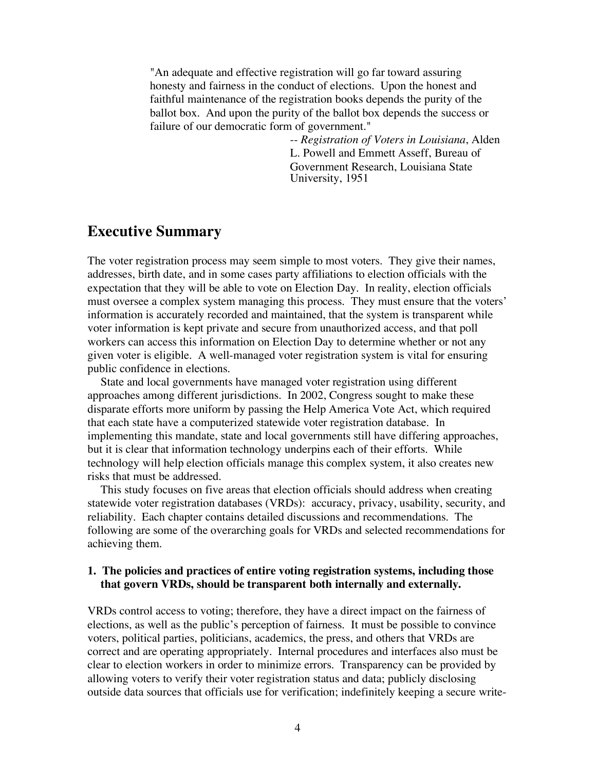> "An adequate and effective registration will go far toward assuring honesty and fairness in the conduct of elections. Upon the honest and faithful maintenance of the registration books depends the purity of the ballot box. And upon the purity of the ballot box depends the success or failure of our democratic form of government."
>
> -- *Registration of Voters in Louisiana*, Alden L. Powell and Emmett Asseff, Bureau of Government Research, Louisiana State University, 1951

## Executive Summary

The voter registration process may seem simple to most voters. They give their names, addresses, birth date, and in some cases party affiliations to election officials with the expectation that they will be able to vote on Election Day. In reality, election officials must oversee a complex system managing this process. They must ensure that the voters' information is accurately recorded and maintained, that the system is transparent while voter information is kept private and secure from unauthorized access, and that poll workers can access this information on Election Day to determine whether or not any given voter is eligible. A well-managed voter registration system is vital for ensuring public confidence in elections.

State and local governments have managed voter registration using different approaches among different jurisdictions. In 2002, Congress sought to make these disparate efforts more uniform by passing the Help America Vote Act, which required that each state have a computerized statewide voter registration database. In implementing this mandate, state and local governments still have differing approaches, but it is clear that information technology underpins each of their efforts. While technology will help election officials manage this complex system, it also creates new risks that must be addressed.

This study focuses on five areas that election officials should address when creating statewide voter registration databases (VRDs): accuracy, privacy, usability, security, and reliability. Each chapter contains detailed discussions and recommendations. The following are some of the overarching goals for VRDs and selected recommendations for achieving them.

**1. The policies and practices of entire voting registration systems, including those that govern VRDs, should be transparent both internally and externally.**

VRDs control access to voting; therefore, they have a direct impact on the fairness of elections, as well as the public's perception of fairness. It must be possible to convince voters, political parties, politicians, academics, the press, and others that VRDs are correct and are operating appropriately. Internal procedures and interfaces also must be clear to election workers in order to minimize errors. Transparency can be provided by allowing voters to verify their voter registration status and data; publicly disclosing outside data sources that officials use for verification; indefinitely keeping a secure write-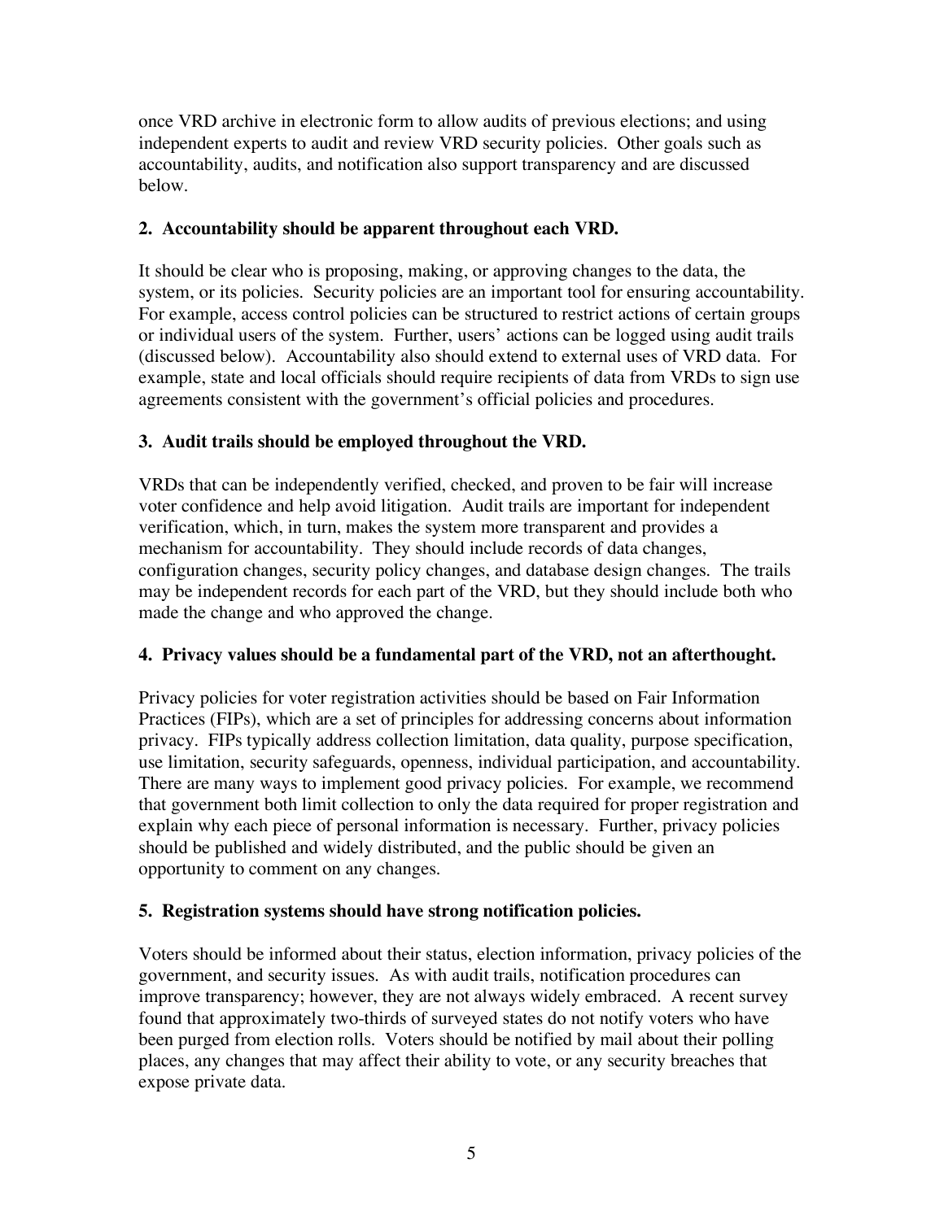once VRD archive in electronic form to allow audits of previous elections; and using independent experts to audit and review VRD security policies. Other goals such as accountability, audits, and notification also support transparency and are discussed below.

**2. Accountability should be apparent throughout each VRD.**

It should be clear who is proposing, making, or approving changes to the data, the system, or its policies. Security policies are an important tool for ensuring accountability. For example, access control policies can be structured to restrict actions of certain groups or individual users of the system. Further, users' actions can be logged using audit trails (discussed below). Accountability also should extend to external uses of VRD data. For example, state and local officials should require recipients of data from VRDs to sign use agreements consistent with the government's official policies and procedures.

**3. Audit trails should be employed throughout the VRD.**

VRDs that can be independently verified, checked, and proven to be fair will increase voter confidence and help avoid litigation. Audit trails are important for independent verification, which, in turn, makes the system more transparent and provides a mechanism for accountability. They should include records of data changes, configuration changes, security policy changes, and database design changes. The trails may be independent records for each part of the VRD, but they should include both who made the change and who approved the change.

**4. Privacy values should be a fundamental part of the VRD, not an afterthought.**

Privacy policies for voter registration activities should be based on Fair Information Practices (FIPs), which are a set of principles for addressing concerns about information privacy. FIPs typically address collection limitation, data quality, purpose specification, use limitation, security safeguards, openness, individual participation, and accountability. There are many ways to implement good privacy policies. For example, we recommend that government both limit collection to only the data required for proper registration and explain why each piece of personal information is necessary. Further, privacy policies should be published and widely distributed, and the public should be given an opportunity to comment on any changes.

**5. Registration systems should have strong notification policies.**

Voters should be informed about their status, election information, privacy policies of the government, and security issues. As with audit trails, notification procedures can improve transparency; however, they are not always widely embraced. A recent survey found that approximately two-thirds of surveyed states do not notify voters who have been purged from election rolls. Voters should be notified by mail about their polling places, any changes that may affect their ability to vote, or any security breaches that expose private data.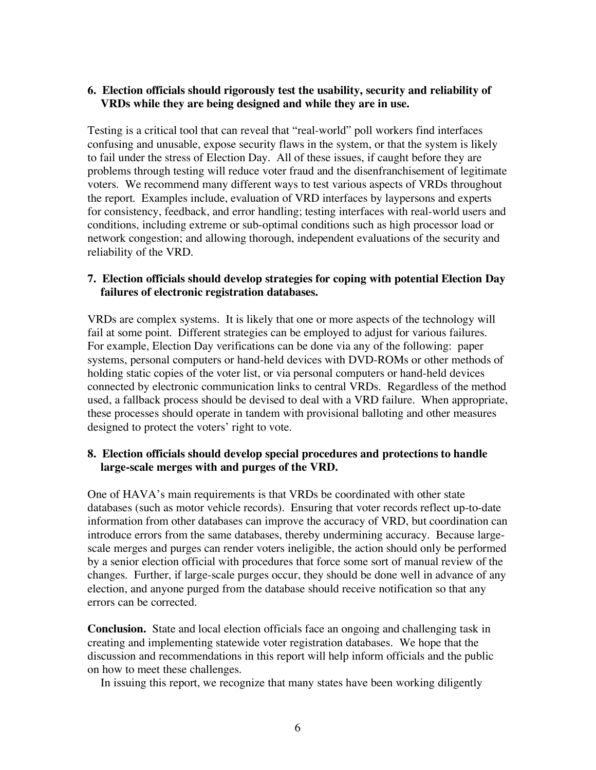**6. Election officials should rigorously test the usability, security and reliability of VRDs while they are being designed and while they are in use.**

Testing is a critical tool that can reveal that "real-world" poll workers find interfaces confusing and unusable, expose security flaws in the system, or that the system is likely to fail under the stress of Election Day. All of these issues, if caught before they are problems through testing will reduce voter fraud and the disenfranchisement of legitimate voters. We recommend many different ways to test various aspects of VRDs throughout the report. Examples include, evaluation of VRD interfaces by laypersons and experts for consistency, feedback, and error handling; testing interfaces with real-world users and conditions, including extreme or sub-optimal conditions such as high processor load or network congestion; and allowing thorough, independent evaluations of the security and reliability of the VRD.

**7. Election officials should develop strategies for coping with potential Election Day failures of electronic registration databases.**

VRDs are complex systems. It is likely that one or more aspects of the technology will fail at some point. Different strategies can be employed to adjust for various failures. For example, Election Day verifications can be done via any of the following: paper systems, personal computers or hand-held devices with DVD-ROMs or other methods of holding static copies of the voter list, or via personal computers or hand-held devices connected by electronic communication links to central VRDs. Regardless of the method used, a fallback process should be devised to deal with a VRD failure. When appropriate, these processes should operate in tandem with provisional balloting and other measures designed to protect the voters' right to vote.

**8. Election officials should develop special procedures and protections to handle large-scale merges with and purges of the VRD.**

One of HAVA's main requirements is that VRDs be coordinated with other state databases (such as motor vehicle records). Ensuring that voter records reflect up-to-date information from other databases can improve the accuracy of VRD, but coordination can introduce errors from the same databases, thereby undermining accuracy. Because large-scale merges and purges can render voters ineligible, the action should only be performed by a senior election official with procedures that force some sort of manual review of the changes. Further, if large-scale purges occur, they should be done well in advance of any election, and anyone purged from the database should receive notification so that any errors can be corrected.

**Conclusion.** State and local election officials face an ongoing and challenging task in creating and implementing statewide voter registration databases. We hope that the discussion and recommendations in this report will help inform officials and the public on how to meet these challenges.

In issuing this report, we recognize that many states have been working diligently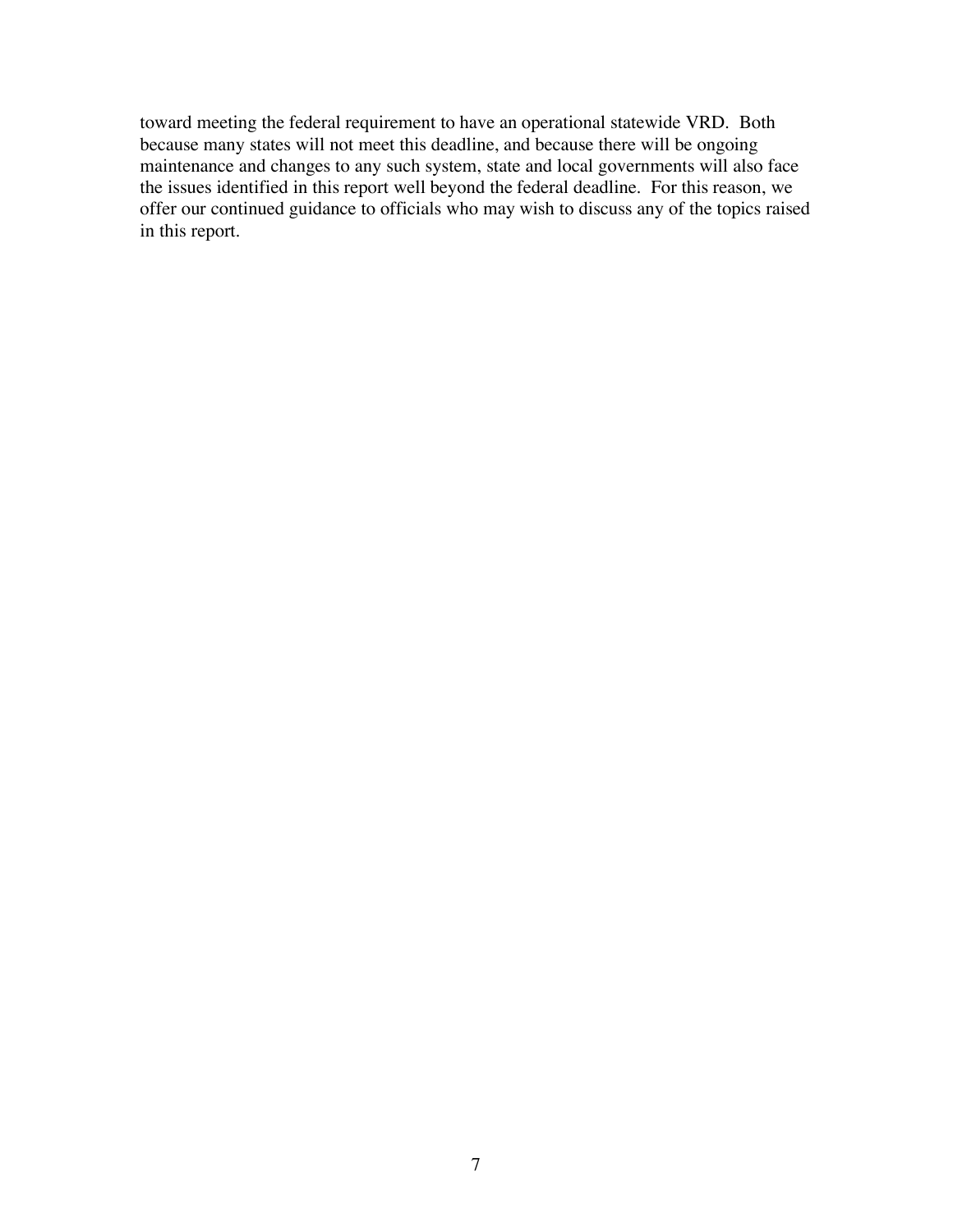toward meeting the federal requirement to have an operational statewide VRD. Both because many states will not meet this deadline, and because there will be ongoing maintenance and changes to any such system, state and local governments will also face the issues identified in this report well beyond the federal deadline. For this reason, we offer our continued guidance to officials who may wish to discuss any of the topics raised in this report.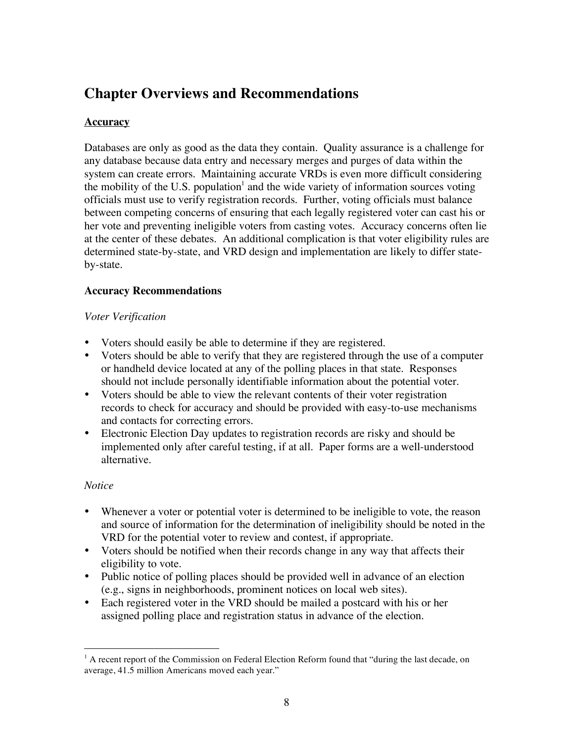# Chapter Overviews and Recommendations

## Accuracy

Databases are only as good as the data they contain. Quality assurance is a challenge for any database because data entry and necessary merges and purges of data within the system can create errors. Maintaining accurate VRDs is even more difficult considering the mobility of the U.S. population[1] and the wide variety of information sources voting officials must use to verify registration records. Further, voting officials must balance between competing concerns of ensuring that each legally registered voter can cast his or her vote and preventing ineligible voters from casting votes. Accuracy concerns often lie at the center of these debates. An additional complication is that voter eligibility rules are determined state-by-state, and VRD design and implementation are likely to differ state-by-state.

### Accuracy Recommendations

*Voter Verification*

- Voters should easily be able to determine if they are registered.
- Voters should be able to verify that they are registered through the use of a computer or handheld device located at any of the polling places in that state. Responses should not include personally identifiable information about the potential voter.
- Voters should be able to view the relevant contents of their voter registration records to check for accuracy and should be provided with easy-to-use mechanisms and contacts for correcting errors.
- Electronic Election Day updates to registration records are risky and should be implemented only after careful testing, if at all. Paper forms are a well-understood alternative.

*Notice*

- Whenever a voter or potential voter is determined to be ineligible to vote, the reason and source of information for the determination of ineligibility should be noted in the VRD for the potential voter to review and contest, if appropriate.
- Voters should be notified when their records change in any way that affects their eligibility to vote.
- Public notice of polling places should be provided well in advance of an election (e.g., signs in neighborhoods, prominent notices on local web sites).
- Each registered voter in the VRD should be mailed a postcard with his or her assigned polling place and registration status in advance of the election.

---

[1] A recent report of the Commission on Federal Election Reform found that "during the last decade, on average, 41.5 million Americans moved each year."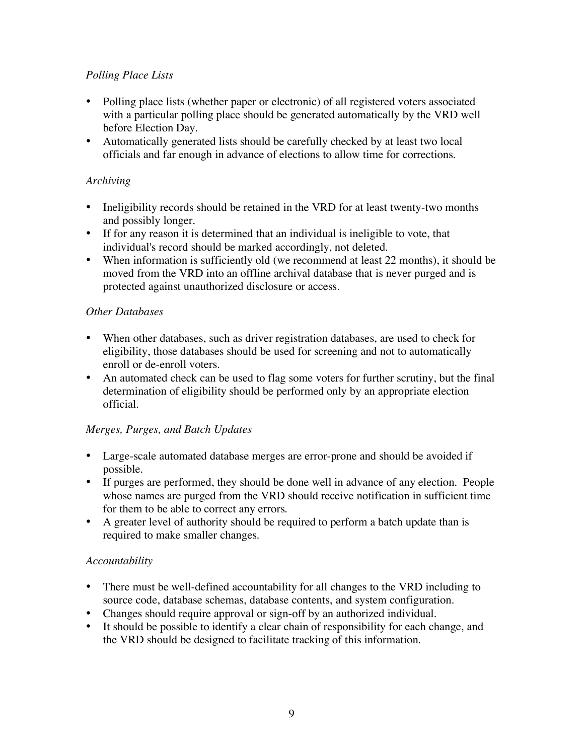*Polling Place Lists*

- Polling place lists (whether paper or electronic) of all registered voters associated with a particular polling place should be generated automatically by the VRD well before Election Day.
- Automatically generated lists should be carefully checked by at least two local officials and far enough in advance of elections to allow time for corrections.

*Archiving*

- Ineligibility records should be retained in the VRD for at least twenty-two months and possibly longer.
- If for any reason it is determined that an individual is ineligible to vote, that individual's record should be marked accordingly, not deleted.
- When information is sufficiently old (we recommend at least 22 months), it should be moved from the VRD into an offline archival database that is never purged and is protected against unauthorized disclosure or access.

*Other Databases*

- When other databases, such as driver registration databases, are used to check for eligibility, those databases should be used for screening and not to automatically enroll or de-enroll voters.
- An automated check can be used to flag some voters for further scrutiny, but the final determination of eligibility should be performed only by an appropriate election official.

*Merges, Purges, and Batch Updates*

- Large-scale automated database merges are error-prone and should be avoided if possible.
- If purges are performed, they should be done well in advance of any election. People whose names are purged from the VRD should receive notification in sufficient time for them to be able to correct any errors.
- A greater level of authority should be required to perform a batch update than is required to make smaller changes.

*Accountability*

- There must be well-defined accountability for all changes to the VRD including to source code, database schemas, database contents, and system configuration.
- Changes should require approval or sign-off by an authorized individual.
- It should be possible to identify a clear chain of responsibility for each change, and the VRD should be designed to facilitate tracking of this information.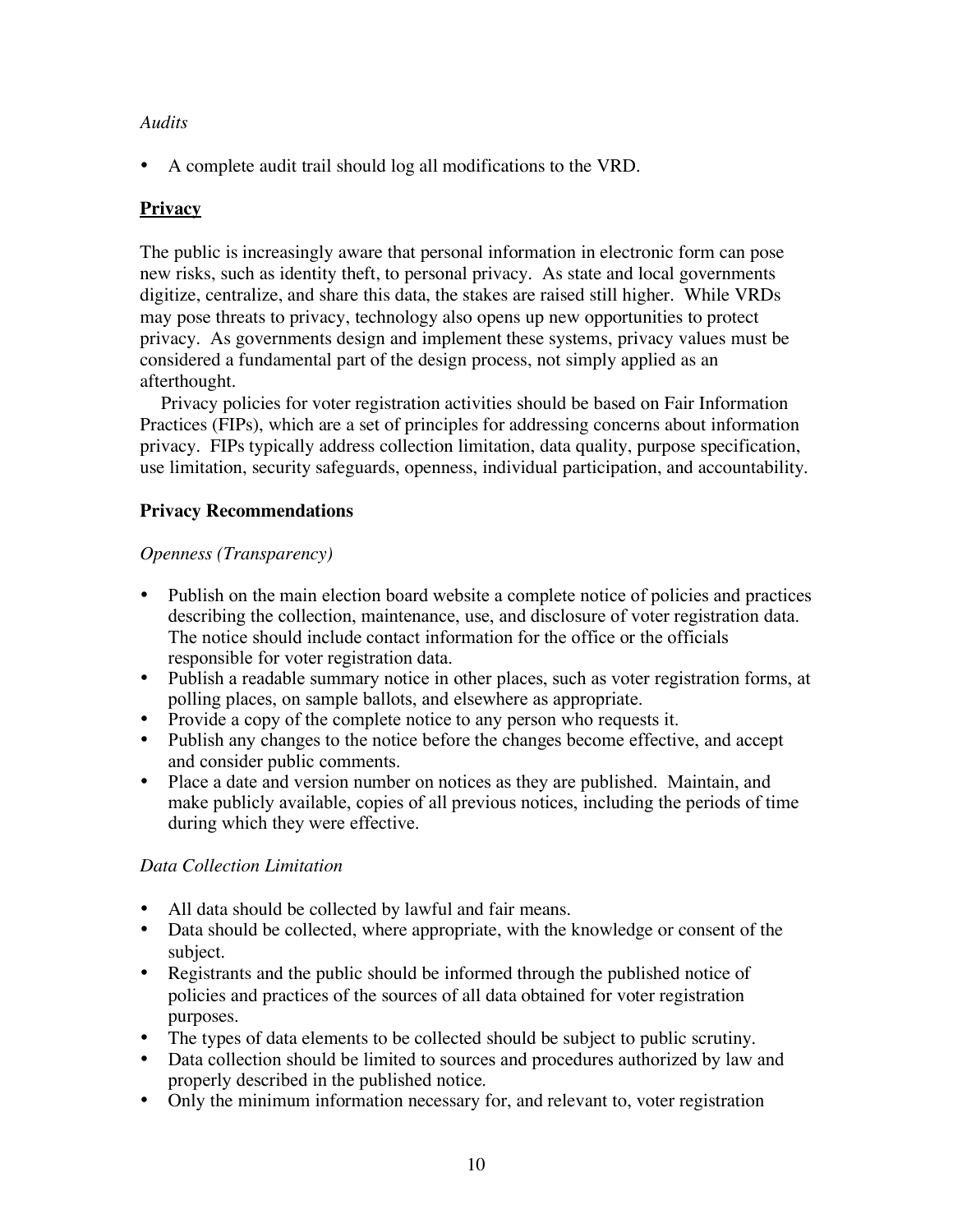*Audits*

- A complete audit trail should log all modifications to the VRD.

## Privacy

The public is increasingly aware that personal information in electronic form can pose new risks, such as identity theft, to personal privacy. As state and local governments digitize, centralize, and share this data, the stakes are raised still higher. While VRDs may pose threats to privacy, technology also opens up new opportunities to protect privacy. As governments design and implement these systems, privacy values must be considered a fundamental part of the design process, not simply applied as an afterthought.

Privacy policies for voter registration activities should be based on Fair Information Practices (FIPs), which are a set of principles for addressing concerns about information privacy. FIPs typically address collection limitation, data quality, purpose specification, use limitation, security safeguards, openness, individual participation, and accountability.

### Privacy Recommendations

*Openness (Transparency)*

- Publish on the main election board website a complete notice of policies and practices describing the collection, maintenance, use, and disclosure of voter registration data. The notice should include contact information for the office or the officials responsible for voter registration data.
- Publish a readable summary notice in other places, such as voter registration forms, at polling places, on sample ballots, and elsewhere as appropriate.
- Provide a copy of the complete notice to any person who requests it.
- Publish any changes to the notice before the changes become effective, and accept and consider public comments.
- Place a date and version number on notices as they are published. Maintain, and make publicly available, copies of all previous notices, including the periods of time during which they were effective.

*Data Collection Limitation*

- All data should be collected by lawful and fair means.
- Data should be collected, where appropriate, with the knowledge or consent of the subject.
- Registrants and the public should be informed through the published notice of policies and practices of the sources of all data obtained for voter registration purposes.
- The types of data elements to be collected should be subject to public scrutiny.
- Data collection should be limited to sources and procedures authorized by law and properly described in the published notice.
- Only the minimum information necessary for, and relevant to, voter registration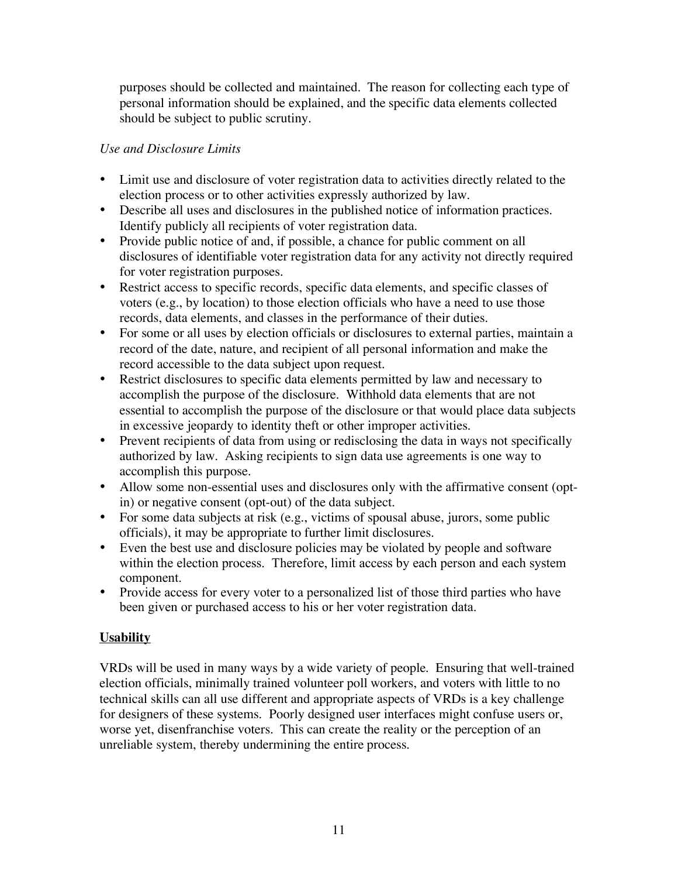purposes should be collected and maintained. The reason for collecting each type of personal information should be explained, and the specific data elements collected should be subject to public scrutiny.

*Use and Disclosure Limits*

- Limit use and disclosure of voter registration data to activities directly related to the election process or to other activities expressly authorized by law.
- Describe all uses and disclosures in the published notice of information practices. Identify publicly all recipients of voter registration data.
- Provide public notice of and, if possible, a chance for public comment on all disclosures of identifiable voter registration data for any activity not directly required for voter registration purposes.
- Restrict access to specific records, specific data elements, and specific classes of voters (e.g., by location) to those election officials who have a need to use those records, data elements, and classes in the performance of their duties.
- For some or all uses by election officials or disclosures to external parties, maintain a record of the date, nature, and recipient of all personal information and make the record accessible to the data subject upon request.
- Restrict disclosures to specific data elements permitted by law and necessary to accomplish the purpose of the disclosure. Withhold data elements that are not essential to accomplish the purpose of the disclosure or that would place data subjects in excessive jeopardy to identity theft or other improper activities.
- Prevent recipients of data from using or redisclosing the data in ways not specifically authorized by law. Asking recipients to sign data use agreements is one way to accomplish this purpose.
- Allow some non-essential uses and disclosures only with the affirmative consent (opt-in) or negative consent (opt-out) of the data subject.
- For some data subjects at risk (e.g., victims of spousal abuse, jurors, some public officials), it may be appropriate to further limit disclosures.
- Even the best use and disclosure policies may be violated by people and software within the election process. Therefore, limit access by each person and each system component.
- Provide access for every voter to a personalized list of those third parties who have been given or purchased access to his or her voter registration data.

## Usability

VRDs will be used in many ways by a wide variety of people. Ensuring that well-trained election officials, minimally trained volunteer poll workers, and voters with little to no technical skills can all use different and appropriate aspects of VRDs is a key challenge for designers of these systems. Poorly designed user interfaces might confuse users or, worse yet, disenfranchise voters. This can create the reality or the perception of an unreliable system, thereby undermining the entire process.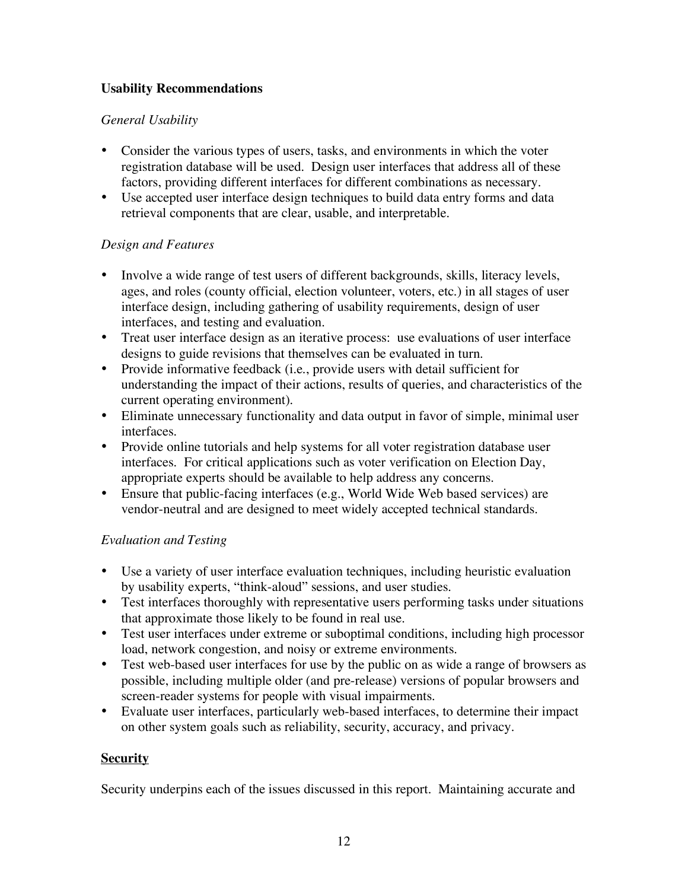### Usability Recommendations

*General Usability*

- Consider the various types of users, tasks, and environments in which the voter registration database will be used. Design user interfaces that address all of these factors, providing different interfaces for different combinations as necessary.
- Use accepted user interface design techniques to build data entry forms and data retrieval components that are clear, usable, and interpretable.

*Design and Features*

- Involve a wide range of test users of different backgrounds, skills, literacy levels, ages, and roles (county official, election volunteer, voters, etc.) in all stages of user interface design, including gathering of usability requirements, design of user interfaces, and testing and evaluation.
- Treat user interface design as an iterative process: use evaluations of user interface designs to guide revisions that themselves can be evaluated in turn.
- Provide informative feedback (i.e., provide users with detail sufficient for understanding the impact of their actions, results of queries, and characteristics of the current operating environment).
- Eliminate unnecessary functionality and data output in favor of simple, minimal user interfaces.
- Provide online tutorials and help systems for all voter registration database user interfaces. For critical applications such as voter verification on Election Day, appropriate experts should be available to help address any concerns.
- Ensure that public-facing interfaces (e.g., World Wide Web based services) are vendor-neutral and are designed to meet widely accepted technical standards.

*Evaluation and Testing*

- Use a variety of user interface evaluation techniques, including heuristic evaluation by usability experts, "think-aloud" sessions, and user studies.
- Test interfaces thoroughly with representative users performing tasks under situations that approximate those likely to be found in real use.
- Test user interfaces under extreme or suboptimal conditions, including high processor load, network congestion, and noisy or extreme environments.
- Test web-based user interfaces for use by the public on as wide a range of browsers as possible, including multiple older (and pre-release) versions of popular browsers and screen-reader systems for people with visual impairments.
- Evaluate user interfaces, particularly web-based interfaces, to determine their impact on other system goals such as reliability, security, accuracy, and privacy.

## Security

Security underpins each of the issues discussed in this report. Maintaining accurate and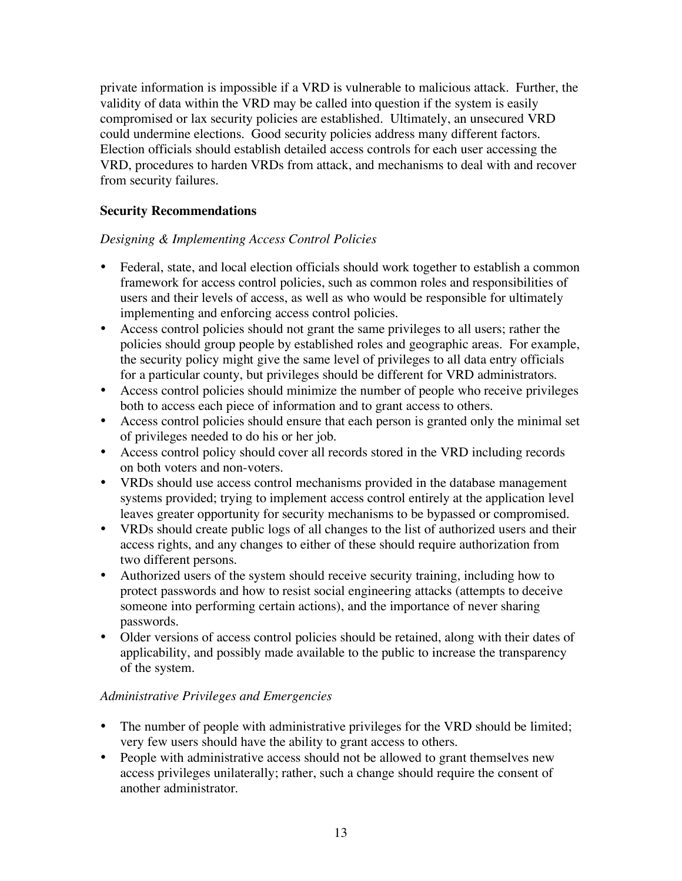private information is impossible if a VRD is vulnerable to malicious attack. Further, the validity of data within the VRD may be called into question if the system is easily compromised or lax security policies are established. Ultimately, an unsecured VRD could undermine elections. Good security policies address many different factors. Election officials should establish detailed access controls for each user accessing the VRD, procedures to harden VRDs from attack, and mechanisms to deal with and recover from security failures.

**Security Recommendations**

*Designing & Implementing Access Control Policies*

- Federal, state, and local election officials should work together to establish a common framework for access control policies, such as common roles and responsibilities of users and their levels of access, as well as who would be responsible for ultimately implementing and enforcing access control policies.
- Access control policies should not grant the same privileges to all users; rather the policies should group people by established roles and geographic areas. For example, the security policy might give the same level of privileges to all data entry officials for a particular county, but privileges should be different for VRD administrators.
- Access control policies should minimize the number of people who receive privileges both to access each piece of information and to grant access to others.
- Access control policies should ensure that each person is granted only the minimal set of privileges needed to do his or her job.
- Access control policy should cover all records stored in the VRD including records on both voters and non-voters.
- VRDs should use access control mechanisms provided in the database management systems provided; trying to implement access control entirely at the application level leaves greater opportunity for security mechanisms to be bypassed or compromised.
- VRDs should create public logs of all changes to the list of authorized users and their access rights, and any changes to either of these should require authorization from two different persons.
- Authorized users of the system should receive security training, including how to protect passwords and how to resist social engineering attacks (attempts to deceive someone into performing certain actions), and the importance of never sharing passwords.
- Older versions of access control policies should be retained, along with their dates of applicability, and possibly made available to the public to increase the transparency of the system.

*Administrative Privileges and Emergencies*

- The number of people with administrative privileges for the VRD should be limited; very few users should have the ability to grant access to others.
- People with administrative access should not be allowed to grant themselves new access privileges unilaterally; rather, such a change should require the consent of another administrator.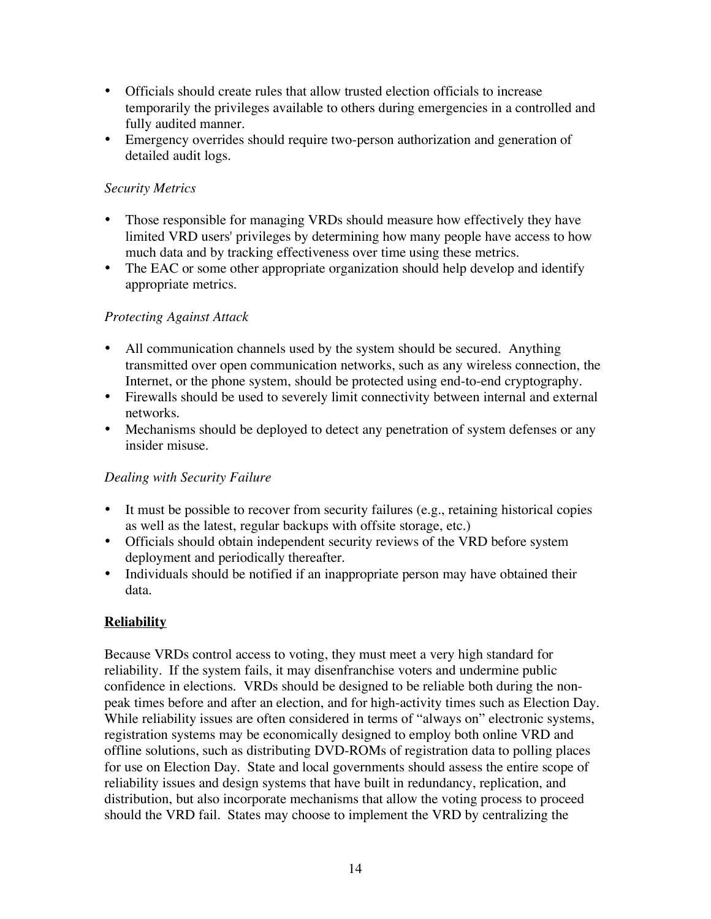- Officials should create rules that allow trusted election officials to increase temporarily the privileges available to others during emergencies in a controlled and fully audited manner.
- Emergency overrides should require two-person authorization and generation of detailed audit logs.

*Security Metrics*

- Those responsible for managing VRDs should measure how effectively they have limited VRD users' privileges by determining how many people have access to how much data and by tracking effectiveness over time using these metrics.
- The EAC or some other appropriate organization should help develop and identify appropriate metrics.

*Protecting Against Attack*

- All communication channels used by the system should be secured. Anything transmitted over open communication networks, such as any wireless connection, the Internet, or the phone system, should be protected using end-to-end cryptography.
- Firewalls should be used to severely limit connectivity between internal and external networks.
- Mechanisms should be deployed to detect any penetration of system defenses or any insider misuse.

*Dealing with Security Failure*

- It must be possible to recover from security failures (e.g., retaining historical copies as well as the latest, regular backups with offsite storage, etc.)
- Officials should obtain independent security reviews of the VRD before system deployment and periodically thereafter.
- Individuals should be notified if an inappropriate person may have obtained their data.

## **Reliability**

Because VRDs control access to voting, they must meet a very high standard for reliability. If the system fails, it may disenfranchise voters and undermine public confidence in elections. VRDs should be designed to be reliable both during the non-peak times before and after an election, and for high-activity times such as Election Day. While reliability issues are often considered in terms of "always on" electronic systems, registration systems may be economically designed to employ both online VRD and offline solutions, such as distributing DVD-ROMs of registration data to polling places for use on Election Day. State and local governments should assess the entire scope of reliability issues and design systems that have built in redundancy, replication, and distribution, but also incorporate mechanisms that allow the voting process to proceed should the VRD fail. States may choose to implement the VRD by centralizing the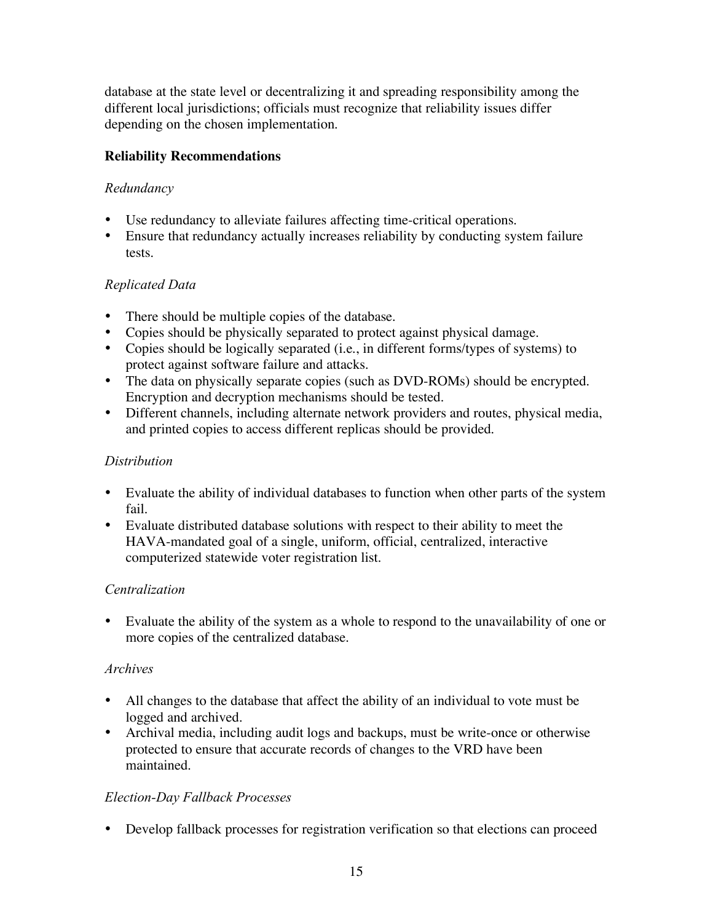database at the state level or decentralizing it and spreading responsibility among the different local jurisdictions; officials must recognize that reliability issues differ depending on the chosen implementation.

**Reliability Recommendations**

*Redundancy*

- Use redundancy to alleviate failures affecting time-critical operations.
- Ensure that redundancy actually increases reliability by conducting system failure tests.

*Replicated Data*

- There should be multiple copies of the database.
- Copies should be physically separated to protect against physical damage.
- Copies should be logically separated (i.e., in different forms/types of systems) to protect against software failure and attacks.
- The data on physically separate copies (such as DVD-ROMs) should be encrypted. Encryption and decryption mechanisms should be tested.
- Different channels, including alternate network providers and routes, physical media, and printed copies to access different replicas should be provided.

*Distribution*

- Evaluate the ability of individual databases to function when other parts of the system fail.
- Evaluate distributed database solutions with respect to their ability to meet the HAVA-mandated goal of a single, uniform, official, centralized, interactive computerized statewide voter registration list.

*Centralization*

- Evaluate the ability of the system as a whole to respond to the unavailability of one or more copies of the centralized database.

*Archives*

- All changes to the database that affect the ability of an individual to vote must be logged and archived.
- Archival media, including audit logs and backups, must be write-once or otherwise protected to ensure that accurate records of changes to the VRD have been maintained.

*Election-Day Fallback Processes*

- Develop fallback processes for registration verification so that elections can proceed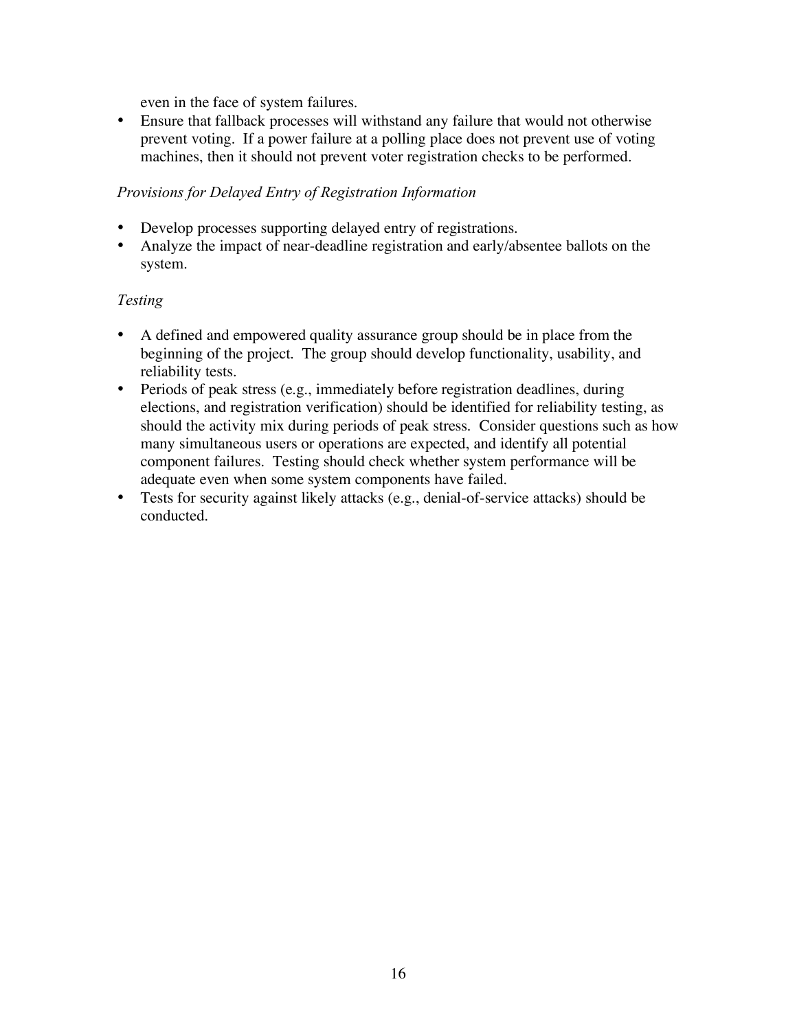even in the face of system failures.

- Ensure that fallback processes will withstand any failure that would not otherwise prevent voting. If a power failure at a polling place does not prevent use of voting machines, then it should not prevent voter registration checks to be performed.

*Provisions for Delayed Entry of Registration Information*

- Develop processes supporting delayed entry of registrations.
- Analyze the impact of near-deadline registration and early/absentee ballots on the system.

*Testing*

- A defined and empowered quality assurance group should be in place from the beginning of the project. The group should develop functionality, usability, and reliability tests.
- Periods of peak stress (e.g., immediately before registration deadlines, during elections, and registration verification) should be identified for reliability testing, as should the activity mix during periods of peak stress. Consider questions such as how many simultaneous users or operations are expected, and identify all potential component failures. Testing should check whether system performance will be adequate even when some system components have failed.
- Tests for security against likely attacks (e.g., denial-of-service attacks) should be conducted.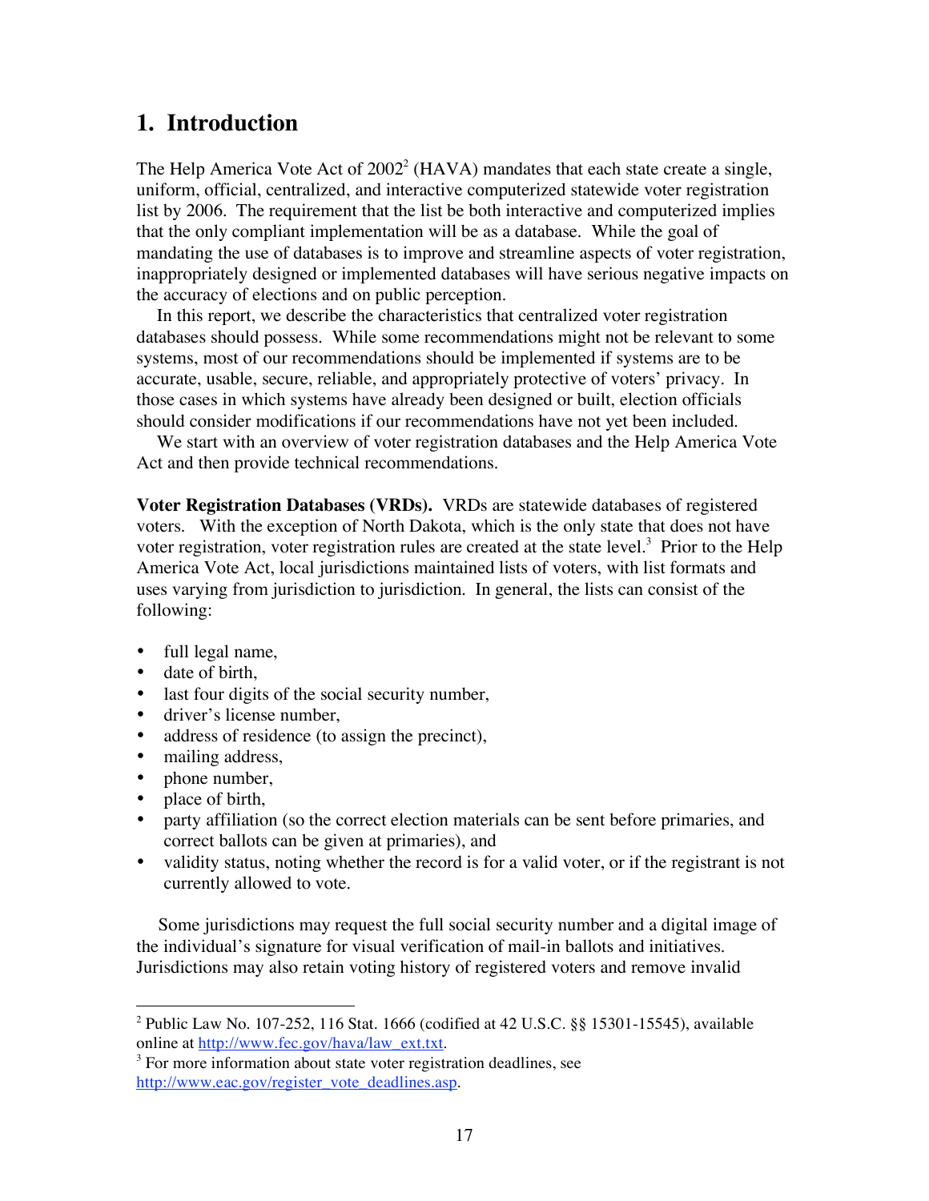## 1. Introduction

The Help America Vote Act of 2002[2] (HAVA) mandates that each state create a single, uniform, official, centralized, and interactive computerized statewide voter registration list by 2006. The requirement that the list be both interactive and computerized implies that the only compliant implementation will be as a database. While the goal of mandating the use of databases is to improve and streamline aspects of voter registration, inappropriately designed or implemented databases will have serious negative impacts on the accuracy of elections and on public perception.

In this report, we describe the characteristics that centralized voter registration databases should possess. While some recommendations might not be relevant to some systems, most of our recommendations should be implemented if systems are to be accurate, usable, secure, reliable, and appropriately protective of voters' privacy. In those cases in which systems have already been designed or built, election officials should consider modifications if our recommendations have not yet been included.

We start with an overview of voter registration databases and the Help America Vote Act and then provide technical recommendations.

**Voter Registration Databases (VRDs).** VRDs are statewide databases of registered voters. With the exception of North Dakota, which is the only state that does not have voter registration, voter registration rules are created at the state level.[3] Prior to the Help America Vote Act, local jurisdictions maintained lists of voters, with list formats and uses varying from jurisdiction to jurisdiction. In general, the lists can consist of the following:

- full legal name,
- date of birth,
- last four digits of the social security number,
- driver's license number,
- address of residence (to assign the precinct),
- mailing address,
- phone number,
- place of birth,
- party affiliation (so the correct election materials can be sent before primaries, and correct ballots can be given at primaries), and
- validity status, noting whether the record is for a valid voter, or if the registrant is not currently allowed to vote.

Some jurisdictions may request the full social security number and a digital image of the individual's signature for visual verification of mail-in ballots and initiatives. Jurisdictions may also retain voting history of registered voters and remove invalid

---

[2] Public Law No. 107-252, 116 Stat. 1666 (codified at 42 U.S.C. §§ 15301-15545), available online at http://www.fec.gov/hava/law_ext.txt.

[3] For more information about state voter registration deadlines, see http://www.eac.gov/register_vote_deadlines.asp.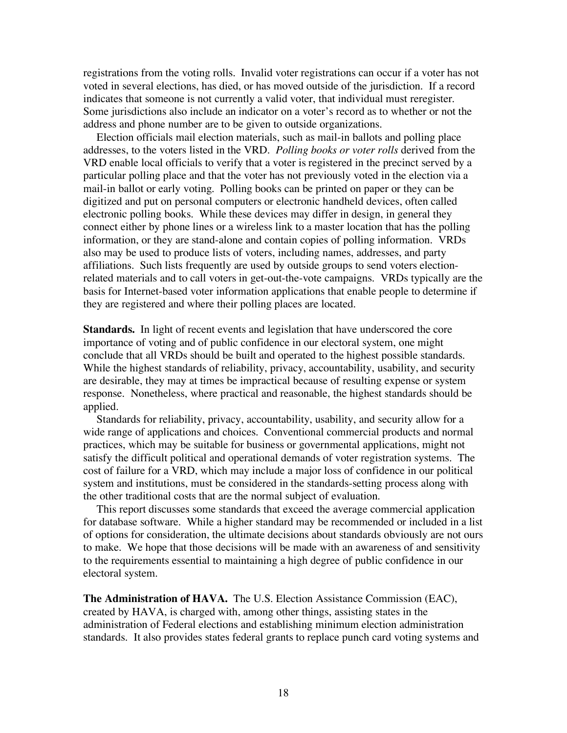registrations from the voting rolls. Invalid voter registrations can occur if a voter has not voted in several elections, has died, or has moved outside of the jurisdiction. If a record indicates that someone is not currently a valid voter, that individual must reregister. Some jurisdictions also include an indicator on a voter's record as to whether or not the address and phone number are to be given to outside organizations.

Election officials mail election materials, such as mail-in ballots and polling place addresses, to the voters listed in the VRD. *Polling books or voter rolls* derived from the VRD enable local officials to verify that a voter is registered in the precinct served by a particular polling place and that the voter has not previously voted in the election via a mail-in ballot or early voting. Polling books can be printed on paper or they can be digitized and put on personal computers or electronic handheld devices, often called electronic polling books. While these devices may differ in design, in general they connect either by phone lines or a wireless link to a master location that has the polling information, or they are stand-alone and contain copies of polling information. VRDs also may be used to produce lists of voters, including names, addresses, and party affiliations. Such lists frequently are used by outside groups to send voters election-related materials and to call voters in get-out-the-vote campaigns. VRDs typically are the basis for Internet-based voter information applications that enable people to determine if they are registered and where their polling places are located.

**Standards.** In light of recent events and legislation that have underscored the core importance of voting and of public confidence in our electoral system, one might conclude that all VRDs should be built and operated to the highest possible standards. While the highest standards of reliability, privacy, accountability, usability, and security are desirable, they may at times be impractical because of resulting expense or system response. Nonetheless, where practical and reasonable, the highest standards should be applied.

Standards for reliability, privacy, accountability, usability, and security allow for a wide range of applications and choices. Conventional commercial products and normal practices, which may be suitable for business or governmental applications, might not satisfy the difficult political and operational demands of voter registration systems. The cost of failure for a VRD, which may include a major loss of confidence in our political system and institutions, must be considered in the standards-setting process along with the other traditional costs that are the normal subject of evaluation.

This report discusses some standards that exceed the average commercial application for database software. While a higher standard may be recommended or included in a list of options for consideration, the ultimate decisions about standards obviously are not ours to make. We hope that those decisions will be made with an awareness of and sensitivity to the requirements essential to maintaining a high degree of public confidence in our electoral system.

**The Administration of HAVA.** The U.S. Election Assistance Commission (EAC), created by HAVA, is charged with, among other things, assisting states in the administration of Federal elections and establishing minimum election administration standards. It also provides states federal grants to replace punch card voting systems and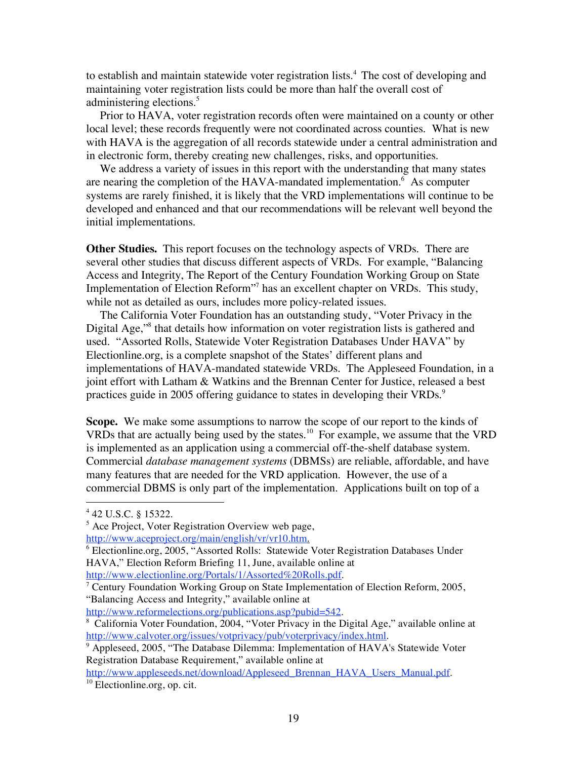to establish and maintain statewide voter registration lists.[4] The cost of developing and maintaining voter registration lists could be more than half the overall cost of administering elections.[5]

Prior to HAVA, voter registration records often were maintained on a county or other local level; these records frequently were not coordinated across counties. What is new with HAVA is the aggregation of all records statewide under a central administration and in electronic form, thereby creating new challenges, risks, and opportunities.

We address a variety of issues in this report with the understanding that many states are nearing the completion of the HAVA-mandated implementation.[6] As computer systems are rarely finished, it is likely that the VRD implementations will continue to be developed and enhanced and that our recommendations will be relevant well beyond the initial implementations.

**Other Studies.** This report focuses on the technology aspects of VRDs. There are several other studies that discuss different aspects of VRDs. For example, "Balancing Access and Integrity, The Report of the Century Foundation Working Group on State Implementation of Election Reform"[7] has an excellent chapter on VRDs. This study, while not as detailed as ours, includes more policy-related issues.

The California Voter Foundation has an outstanding study, "Voter Privacy in the Digital Age,"[8] that details how information on voter registration lists is gathered and used. "Assorted Rolls, Statewide Voter Registration Databases Under HAVA" by Electionline.org, is a complete snapshot of the States' different plans and implementations of HAVA-mandated statewide VRDs. The Appleseed Foundation, in a joint effort with Latham & Watkins and the Brennan Center for Justice, released a best practices guide in 2005 offering guidance to states in developing their VRDs.[9]

**Scope.** We make some assumptions to narrow the scope of our report to the kinds of VRDs that are actually being used by the states.[10] For example, we assume that the VRD is implemented as an application using a commercial off-the-shelf database system. Commercial *database management systems* (DBMSs) are reliable, affordable, and have many features that are needed for the VRD application. However, the use of a commercial DBMS is only part of the implementation. Applications built on top of a

---

[4] 42 U.S.C. § 15322.

[5] Ace Project, Voter Registration Overview web page, http://www.aceproject.org/main/english/vr/vr10.htm.

[6] Electionline.org, 2005, "Assorted Rolls: Statewide Voter Registration Databases Under HAVA," Election Reform Briefing 11, June, available online at http://www.electionline.org/Portals/1/Assorted%20Rolls.pdf.

[7] Century Foundation Working Group on State Implementation of Election Reform, 2005, "Balancing Access and Integrity," available online at http://www.reformelections.org/publications.asp?pubid=542.

[8] California Voter Foundation, 2004, "Voter Privacy in the Digital Age," available online at http://www.calvoter.org/issues/votprivacy/pub/voterprivacy/index.html.

[9] Appleseed, 2005, "The Database Dilemma: Implementation of HAVA's Statewide Voter Registration Database Requirement," available online at http://www.appleseeds.net/download/Appleseed_Brennan_HAVA_Users_Manual.pdf.

[10] Electionline.org, op. cit.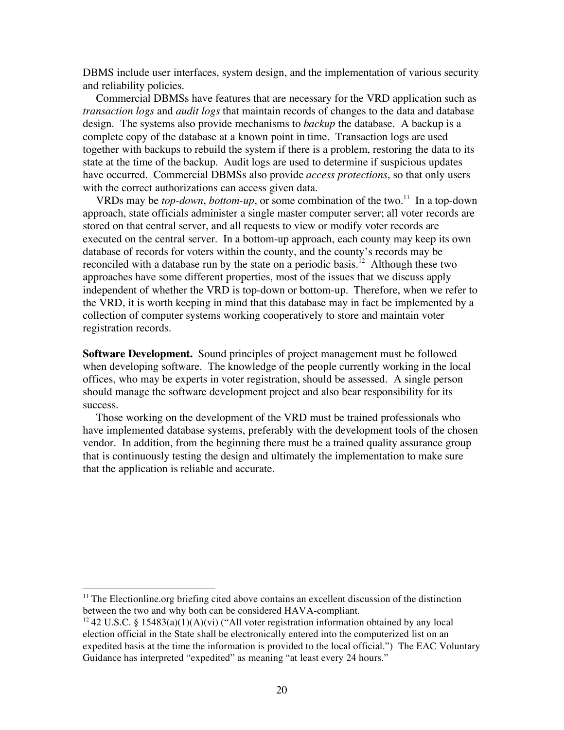DBMS include user interfaces, system design, and the implementation of various security and reliability policies.

Commercial DBMSs have features that are necessary for the VRD application such as *transaction logs* and *audit logs* that maintain records of changes to the data and database design. The systems also provide mechanisms to *backup* the database. A backup is a complete copy of the database at a known point in time. Transaction logs are used together with backups to rebuild the system if there is a problem, restoring the data to its state at the time of the backup. Audit logs are used to determine if suspicious updates have occurred. Commercial DBMSs also provide *access protections*, so that only users with the correct authorizations can access given data.

VRDs may be *top-down*, *bottom-up*, or some combination of the two.[11] In a top-down approach, state officials administer a single master computer server; all voter records are stored on that central server, and all requests to view or modify voter records are executed on the central server. In a bottom-up approach, each county may keep its own database of records for voters within the county, and the county's records may be reconciled with a database run by the state on a periodic basis.[12] Although these two approaches have some different properties, most of the issues that we discuss apply independent of whether the VRD is top-down or bottom-up. Therefore, when we refer to the VRD, it is worth keeping in mind that this database may in fact be implemented by a collection of computer systems working cooperatively to store and maintain voter registration records.

**Software Development.** Sound principles of project management must be followed when developing software. The knowledge of the people currently working in the local offices, who may be experts in voter registration, should be assessed. A single person should manage the software development project and also bear responsibility for its success.

Those working on the development of the VRD must be trained professionals who have implemented database systems, preferably with the development tools of the chosen vendor. In addition, from the beginning there must be a trained quality assurance group that is continuously testing the design and ultimately the implementation to make sure that the application is reliable and accurate.

---

[11] The Electionline.org briefing cited above contains an excellent discussion of the distinction between the two and why both can be considered HAVA-compliant.

[12] 42 U.S.C. § 15483(a)(1)(A)(vi) ("All voter registration information obtained by any local election official in the State shall be electronically entered into the computerized list on an expedited basis at the time the information is provided to the local official.") The EAC Voluntary Guidance has interpreted "expedited" as meaning "at least every 24 hours."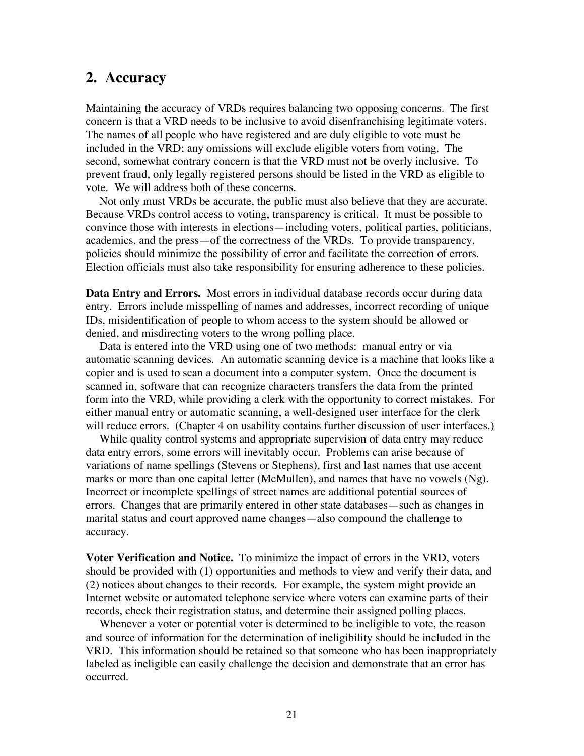## 2. Accuracy

Maintaining the accuracy of VRDs requires balancing two opposing concerns. The first concern is that a VRD needs to be inclusive to avoid disenfranchising legitimate voters. The names of all people who have registered and are duly eligible to vote must be included in the VRD; any omissions will exclude eligible voters from voting. The second, somewhat contrary concern is that the VRD must not be overly inclusive. To prevent fraud, only legally registered persons should be listed in the VRD as eligible to vote. We will address both of these concerns.

Not only must VRDs be accurate, the public must also believe that they are accurate. Because VRDs control access to voting, transparency is critical. It must be possible to convince those with interests in elections—including voters, political parties, politicians, academics, and the press—of the correctness of the VRDs. To provide transparency, policies should minimize the possibility of error and facilitate the correction of errors. Election officials must also take responsibility for ensuring adherence to these policies.

**Data Entry and Errors.** Most errors in individual database records occur during data entry. Errors include misspelling of names and addresses, incorrect recording of unique IDs, misidentification of people to whom access to the system should be allowed or denied, and misdirecting voters to the wrong polling place.

Data is entered into the VRD using one of two methods: manual entry or via automatic scanning devices. An automatic scanning device is a machine that looks like a copier and is used to scan a document into a computer system. Once the document is scanned in, software that can recognize characters transfers the data from the printed form into the VRD, while providing a clerk with the opportunity to correct mistakes. For either manual entry or automatic scanning, a well-designed user interface for the clerk will reduce errors. (Chapter 4 on usability contains further discussion of user interfaces.)

While quality control systems and appropriate supervision of data entry may reduce data entry errors, some errors will inevitably occur. Problems can arise because of variations of name spellings (Stevens or Stephens), first and last names that use accent marks or more than one capital letter (McMullen), and names that have no vowels (Ng). Incorrect or incomplete spellings of street names are additional potential sources of errors. Changes that are primarily entered in other state databases—such as changes in marital status and court approved name changes—also compound the challenge to accuracy.

**Voter Verification and Notice.** To minimize the impact of errors in the VRD, voters should be provided with (1) opportunities and methods to view and verify their data, and (2) notices about changes to their records. For example, the system might provide an Internet website or automated telephone service where voters can examine parts of their records, check their registration status, and determine their assigned polling places.

Whenever a voter or potential voter is determined to be ineligible to vote, the reason and source of information for the determination of ineligibility should be included in the VRD. This information should be retained so that someone who has been inappropriately labeled as ineligible can easily challenge the decision and demonstrate that an error has occurred.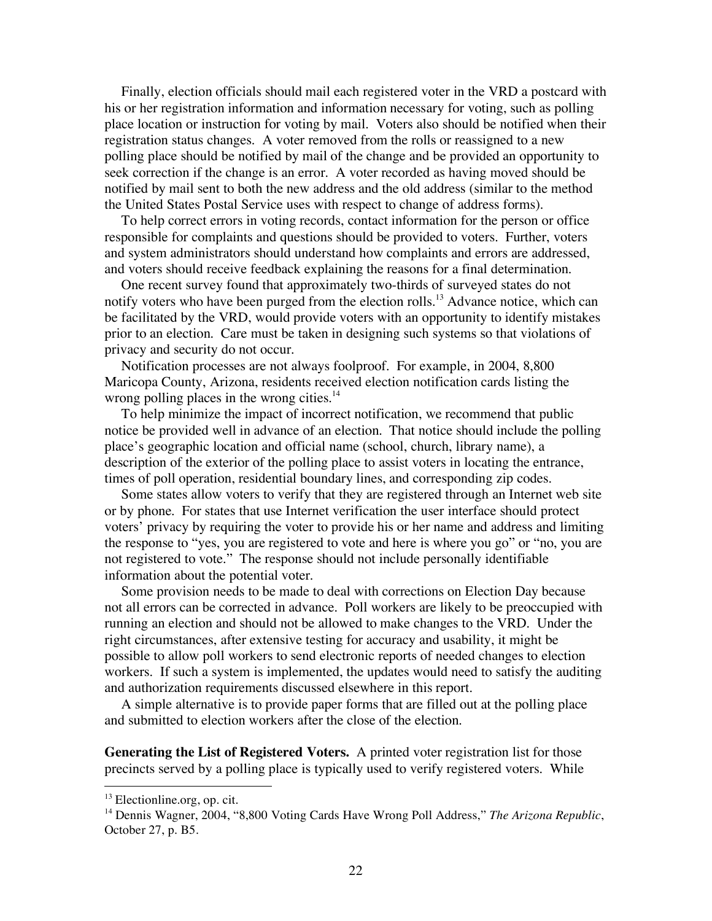Finally, election officials should mail each registered voter in the VRD a postcard with his or her registration information and information necessary for voting, such as polling place location or instruction for voting by mail. Voters also should be notified when their registration status changes. A voter removed from the rolls or reassigned to a new polling place should be notified by mail of the change and be provided an opportunity to seek correction if the change is an error. A voter recorded as having moved should be notified by mail sent to both the new address and the old address (similar to the method the United States Postal Service uses with respect to change of address forms).

To help correct errors in voting records, contact information for the person or office responsible for complaints and questions should be provided to voters. Further, voters and system administrators should understand how complaints and errors are addressed, and voters should receive feedback explaining the reasons for a final determination.

One recent survey found that approximately two-thirds of surveyed states do not notify voters who have been purged from the election rolls.[13] Advance notice, which can be facilitated by the VRD, would provide voters with an opportunity to identify mistakes prior to an election. Care must be taken in designing such systems so that violations of privacy and security do not occur.

Notification processes are not always foolproof. For example, in 2004, 8,800 Maricopa County, Arizona, residents received election notification cards listing the wrong polling places in the wrong cities.[14]

To help minimize the impact of incorrect notification, we recommend that public notice be provided well in advance of an election. That notice should include the polling place's geographic location and official name (school, church, library name), a description of the exterior of the polling place to assist voters in locating the entrance, times of poll operation, residential boundary lines, and corresponding zip codes.

Some states allow voters to verify that they are registered through an Internet web site or by phone. For states that use Internet verification the user interface should protect voters' privacy by requiring the voter to provide his or her name and address and limiting the response to "yes, you are registered to vote and here is where you go" or "no, you are not registered to vote." The response should not include personally identifiable information about the potential voter.

Some provision needs to be made to deal with corrections on Election Day because not all errors can be corrected in advance. Poll workers are likely to be preoccupied with running an election and should not be allowed to make changes to the VRD. Under the right circumstances, after extensive testing for accuracy and usability, it might be possible to allow poll workers to send electronic reports of needed changes to election workers. If such a system is implemented, the updates would need to satisfy the auditing and authorization requirements discussed elsewhere in this report.

A simple alternative is to provide paper forms that are filled out at the polling place and submitted to election workers after the close of the election.

**Generating the List of Registered Voters.** A printed voter registration list for those precincts served by a polling place is typically used to verify registered voters. While

---

[13] Electionline.org, op. cit.

[14] Dennis Wagner, 2004, "8,800 Voting Cards Have Wrong Poll Address," *The Arizona Republic*, October 27, p. B5.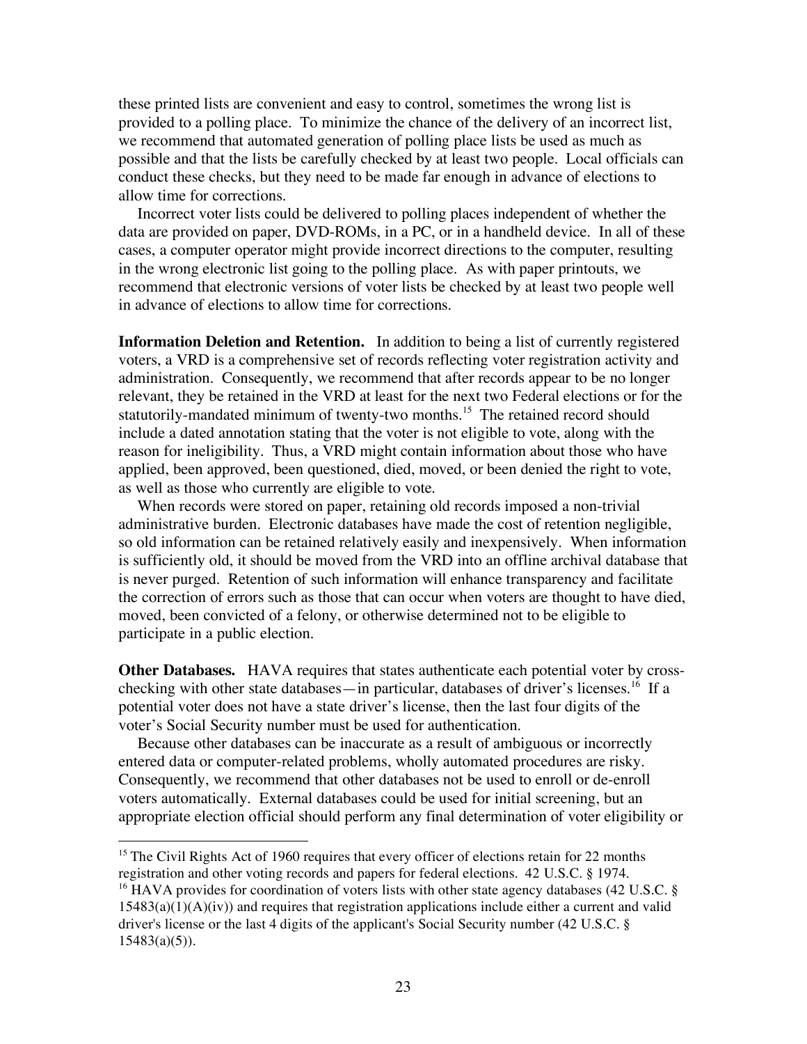these printed lists are convenient and easy to control, sometimes the wrong list is provided to a polling place. To minimize the chance of the delivery of an incorrect list, we recommend that automated generation of polling place lists be used as much as possible and that the lists be carefully checked by at least two people. Local officials can conduct these checks, but they need to be made far enough in advance of elections to allow time for corrections.

Incorrect voter lists could be delivered to polling places independent of whether the data are provided on paper, DVD-ROMs, in a PC, or in a handheld device. In all of these cases, a computer operator might provide incorrect directions to the computer, resulting in the wrong electronic list going to the polling place. As with paper printouts, we recommend that electronic versions of voter lists be checked by at least two people well in advance of elections to allow time for corrections.

**Information Deletion and Retention.** In addition to being a list of currently registered voters, a VRD is a comprehensive set of records reflecting voter registration activity and administration. Consequently, we recommend that after records appear to be no longer relevant, they be retained in the VRD at least for the next two Federal elections or for the statutorily-mandated minimum of twenty-two months.[15] The retained record should include a dated annotation stating that the voter is not eligible to vote, along with the reason for ineligibility. Thus, a VRD might contain information about those who have applied, been approved, been questioned, died, moved, or been denied the right to vote, as well as those who currently are eligible to vote.

When records were stored on paper, retaining old records imposed a non-trivial administrative burden. Electronic databases have made the cost of retention negligible, so old information can be retained relatively easily and inexpensively. When information is sufficiently old, it should be moved from the VRD into an offline archival database that is never purged. Retention of such information will enhance transparency and facilitate the correction of errors such as those that can occur when voters are thought to have died, moved, been convicted of a felony, or otherwise determined not to be eligible to participate in a public election.

**Other Databases.** HAVA requires that states authenticate each potential voter by cross-checking with other state databases—in particular, databases of driver's licenses.[16] If a potential voter does not have a state driver's license, then the last four digits of the voter's Social Security number must be used for authentication.

Because other databases can be inaccurate as a result of ambiguous or incorrectly entered data or computer-related problems, wholly automated procedures are risky. Consequently, we recommend that other databases not be used to enroll or de-enroll voters automatically. External databases could be used for initial screening, but an appropriate election official should perform any final determination of voter eligibility or

---

[15] The Civil Rights Act of 1960 requires that every officer of elections retain for 22 months registration and other voting records and papers for federal elections. 42 U.S.C. § 1974.

[16] HAVA provides for coordination of voters lists with other state agency databases (42 U.S.C. § 15483(a)(1)(A)(iv)) and requires that registration applications include either a current and valid driver's license or the last 4 digits of the applicant's Social Security number (42 U.S.C. § 15483(a)(5)).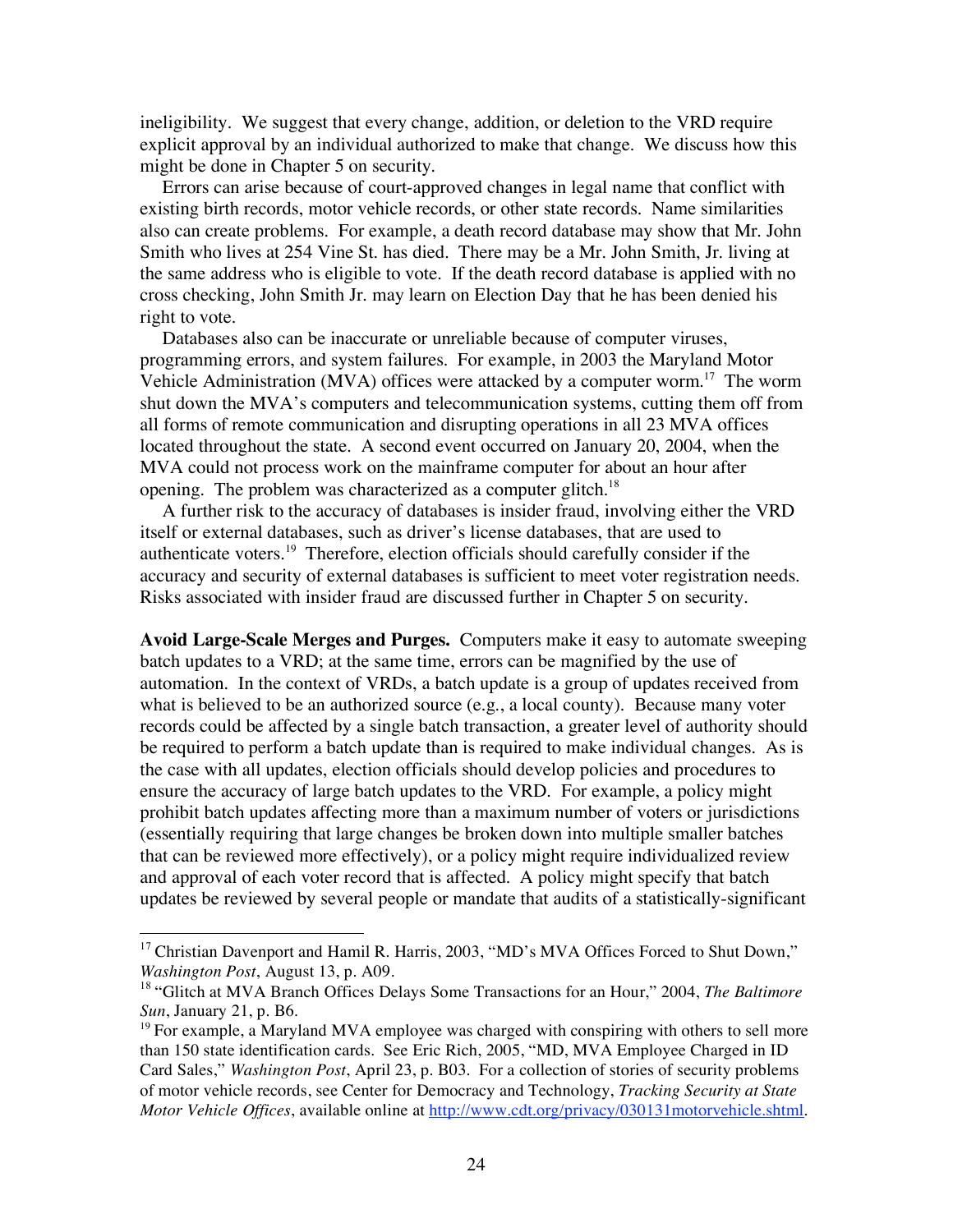ineligibility. We suggest that every change, addition, or deletion to the VRD require explicit approval by an individual authorized to make that change. We discuss how this might be done in Chapter 5 on security.

Errors can arise because of court-approved changes in legal name that conflict with existing birth records, motor vehicle records, or other state records. Name similarities also can create problems. For example, a death record database may show that Mr. John Smith who lives at 254 Vine St. has died. There may be a Mr. John Smith, Jr. living at the same address who is eligible to vote. If the death record database is applied with no cross checking, John Smith Jr. may learn on Election Day that he has been denied his right to vote.

Databases also can be inaccurate or unreliable because of computer viruses, programming errors, and system failures. For example, in 2003 the Maryland Motor Vehicle Administration (MVA) offices were attacked by a computer worm.[17] The worm shut down the MVA's computers and telecommunication systems, cutting them off from all forms of remote communication and disrupting operations in all 23 MVA offices located throughout the state. A second event occurred on January 20, 2004, when the MVA could not process work on the mainframe computer for about an hour after opening. The problem was characterized as a computer glitch.[18]

A further risk to the accuracy of databases is insider fraud, involving either the VRD itself or external databases, such as driver's license databases, that are used to authenticate voters.[19] Therefore, election officials should carefully consider if the accuracy and security of external databases is sufficient to meet voter registration needs. Risks associated with insider fraud are discussed further in Chapter 5 on security.

**Avoid Large-Scale Merges and Purges.** Computers make it easy to automate sweeping batch updates to a VRD; at the same time, errors can be magnified by the use of automation. In the context of VRDs, a batch update is a group of updates received from what is believed to be an authorized source (e.g., a local county). Because many voter records could be affected by a single batch transaction, a greater level of authority should be required to perform a batch update than is required to make individual changes. As is the case with all updates, election officials should develop policies and procedures to ensure the accuracy of large batch updates to the VRD. For example, a policy might prohibit batch updates affecting more than a maximum number of voters or jurisdictions (essentially requiring that large changes be broken down into multiple smaller batches that can be reviewed more effectively), or a policy might require individualized review and approval of each voter record that is affected. A policy might specify that batch updates be reviewed by several people or mandate that audits of a statistically-significant

---

[17] Christian Davenport and Hamil R. Harris, 2003, "MD's MVA Offices Forced to Shut Down," *Washington Post*, August 13, p. A09.

[18] "Glitch at MVA Branch Offices Delays Some Transactions for an Hour," 2004, *The Baltimore Sun*, January 21, p. B6.

[19] For example, a Maryland MVA employee was charged with conspiring with others to sell more than 150 state identification cards. See Eric Rich, 2005, "MD, MVA Employee Charged in ID Card Sales," *Washington Post*, April 23, p. B03. For a collection of stories of security problems of motor vehicle records, see Center for Democracy and Technology, *Tracking Security at State Motor Vehicle Offices*, available online at http://www.cdt.org/privacy/030131motorvehicle.shtml.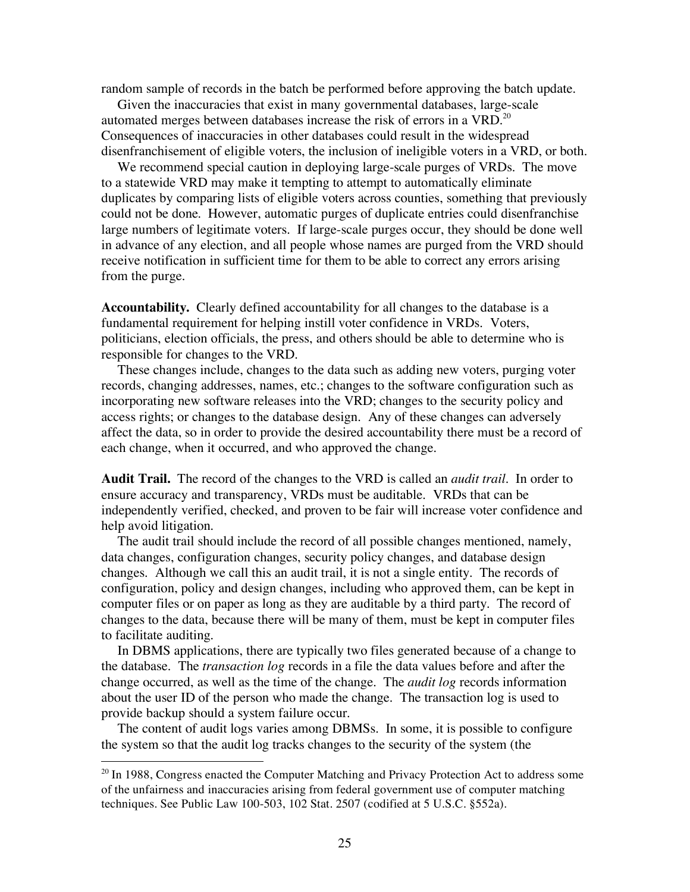random sample of records in the batch be performed before approving the batch update.

Given the inaccuracies that exist in many governmental databases, large-scale automated merges between databases increase the risk of errors in a VRD.[20] Consequences of inaccuracies in other databases could result in the widespread disenfranchisement of eligible voters, the inclusion of ineligible voters in a VRD, or both.

We recommend special caution in deploying large-scale purges of VRDs. The move to a statewide VRD may make it tempting to attempt to automatically eliminate duplicates by comparing lists of eligible voters across counties, something that previously could not be done. However, automatic purges of duplicate entries could disenfranchise large numbers of legitimate voters. If large-scale purges occur, they should be done well in advance of any election, and all people whose names are purged from the VRD should receive notification in sufficient time for them to be able to correct any errors arising from the purge.

**Accountability.** Clearly defined accountability for all changes to the database is a fundamental requirement for helping instill voter confidence in VRDs. Voters, politicians, election officials, the press, and others should be able to determine who is responsible for changes to the VRD.

These changes include, changes to the data such as adding new voters, purging voter records, changing addresses, names, etc.; changes to the software configuration such as incorporating new software releases into the VRD; changes to the security policy and access rights; or changes to the database design. Any of these changes can adversely affect the data, so in order to provide the desired accountability there must be a record of each change, when it occurred, and who approved the change.

**Audit Trail.** The record of the changes to the VRD is called an *audit trail*. In order to ensure accuracy and transparency, VRDs must be auditable. VRDs that can be independently verified, checked, and proven to be fair will increase voter confidence and help avoid litigation.

The audit trail should include the record of all possible changes mentioned, namely, data changes, configuration changes, security policy changes, and database design changes. Although we call this an audit trail, it is not a single entity. The records of configuration, policy and design changes, including who approved them, can be kept in computer files or on paper as long as they are auditable by a third party. The record of changes to the data, because there will be many of them, must be kept in computer files to facilitate auditing.

In DBMS applications, there are typically two files generated because of a change to the database. The *transaction log* records in a file the data values before and after the change occurred, as well as the time of the change. The *audit log* records information about the user ID of the person who made the change. The transaction log is used to provide backup should a system failure occur.

The content of audit logs varies among DBMSs. In some, it is possible to configure the system so that the audit log tracks changes to the security of the system (the

[20] In 1988, Congress enacted the Computer Matching and Privacy Protection Act to address some of the unfairness and inaccuracies arising from federal government use of computer matching techniques. See Public Law 100-503, 102 Stat. 2507 (codified at 5 U.S.C. §552a).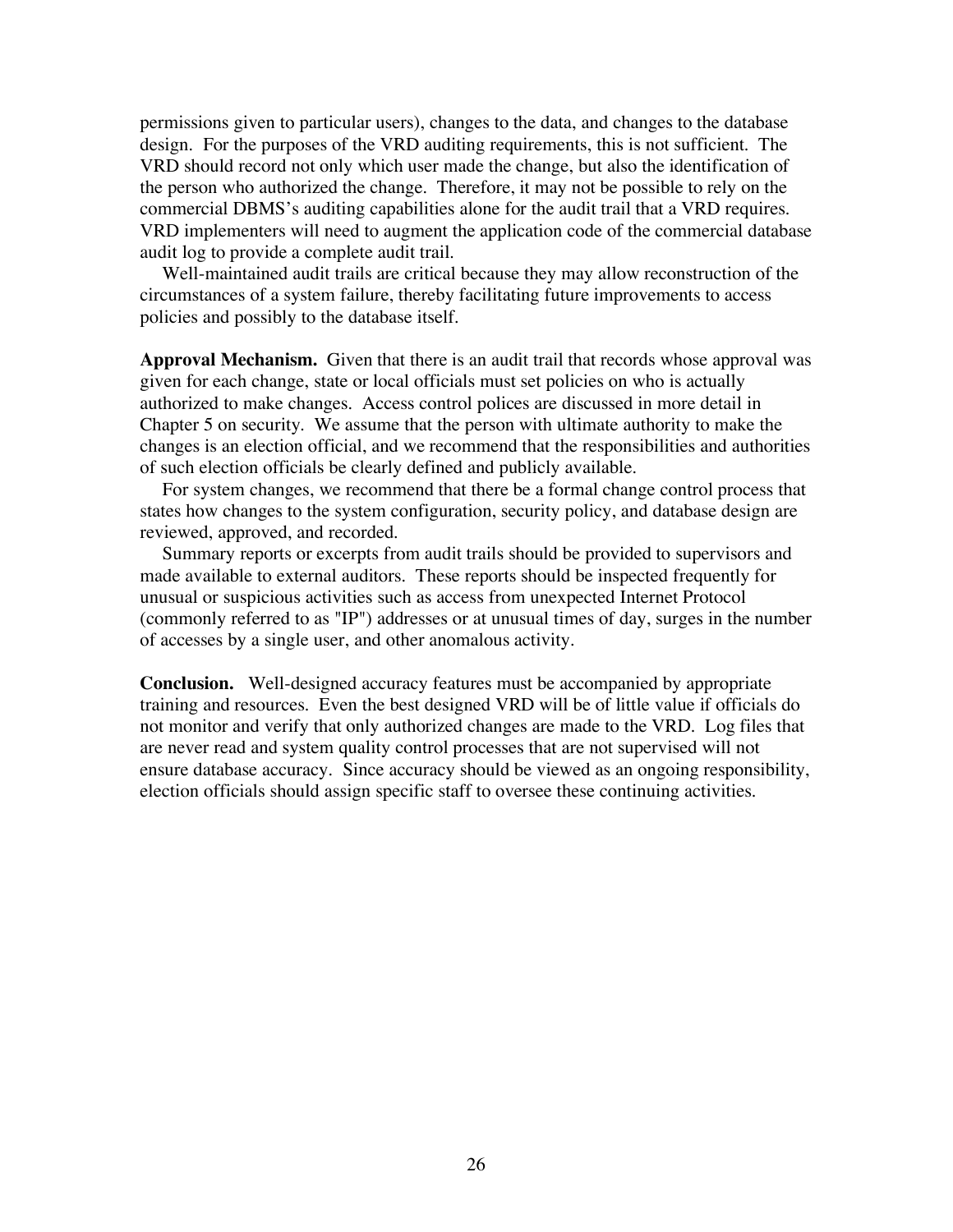permissions given to particular users), changes to the data, and changes to the database design. For the purposes of the VRD auditing requirements, this is not sufficient. The VRD should record not only which user made the change, but also the identification of the person who authorized the change. Therefore, it may not be possible to rely on the commercial DBMS's auditing capabilities alone for the audit trail that a VRD requires. VRD implementers will need to augment the application code of the commercial database audit log to provide a complete audit trail.

Well-maintained audit trails are critical because they may allow reconstruction of the circumstances of a system failure, thereby facilitating future improvements to access policies and possibly to the database itself.

**Approval Mechanism.** Given that there is an audit trail that records whose approval was given for each change, state or local officials must set policies on who is actually authorized to make changes. Access control polices are discussed in more detail in Chapter 5 on security. We assume that the person with ultimate authority to make the changes is an election official, and we recommend that the responsibilities and authorities of such election officials be clearly defined and publicly available.

For system changes, we recommend that there be a formal change control process that states how changes to the system configuration, security policy, and database design are reviewed, approved, and recorded.

Summary reports or excerpts from audit trails should be provided to supervisors and made available to external auditors. These reports should be inspected frequently for unusual or suspicious activities such as access from unexpected Internet Protocol (commonly referred to as "IP") addresses or at unusual times of day, surges in the number of accesses by a single user, and other anomalous activity.

**Conclusion.** Well-designed accuracy features must be accompanied by appropriate training and resources. Even the best designed VRD will be of little value if officials do not monitor and verify that only authorized changes are made to the VRD. Log files that are never read and system quality control processes that are not supervised will not ensure database accuracy. Since accuracy should be viewed as an ongoing responsibility, election officials should assign specific staff to oversee these continuing activities.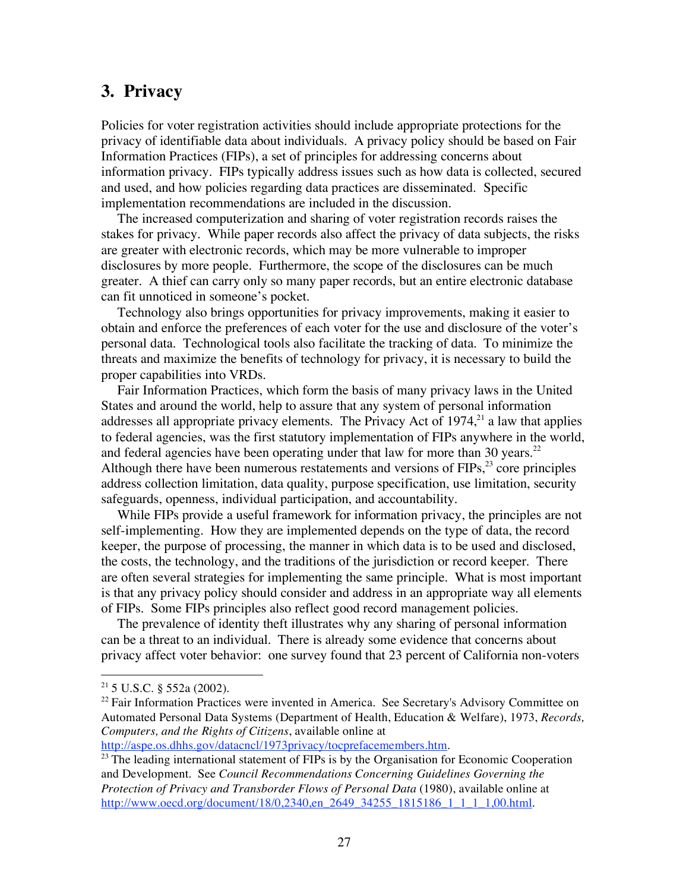## 3. Privacy

Policies for voter registration activities should include appropriate protections for the privacy of identifiable data about individuals. A privacy policy should be based on Fair Information Practices (FIPs), a set of principles for addressing concerns about information privacy. FIPs typically address issues such as how data is collected, secured and used, and how policies regarding data practices are disseminated. Specific implementation recommendations are included in the discussion.

The increased computerization and sharing of voter registration records raises the stakes for privacy. While paper records also affect the privacy of data subjects, the risks are greater with electronic records, which may be more vulnerable to improper disclosures by more people. Furthermore, the scope of the disclosures can be much greater. A thief can carry only so many paper records, but an entire electronic database can fit unnoticed in someone's pocket.

Technology also brings opportunities for privacy improvements, making it easier to obtain and enforce the preferences of each voter for the use and disclosure of the voter's personal data. Technological tools also facilitate the tracking of data. To minimize the threats and maximize the benefits of technology for privacy, it is necessary to build the proper capabilities into VRDs.

Fair Information Practices, which form the basis of many privacy laws in the United States and around the world, help to assure that any system of personal information addresses all appropriate privacy elements. The Privacy Act of 1974,[21] a law that applies to federal agencies, was the first statutory implementation of FIPs anywhere in the world, and federal agencies have been operating under that law for more than 30 years.[22] Although there have been numerous restatements and versions of FIPs,[23] core principles address collection limitation, data quality, purpose specification, use limitation, security safeguards, openness, individual participation, and accountability.

While FIPs provide a useful framework for information privacy, the principles are not self-implementing. How they are implemented depends on the type of data, the record keeper, the purpose of processing, the manner in which data is to be used and disclosed, the costs, the technology, and the traditions of the jurisdiction or record keeper. There are often several strategies for implementing the same principle. What is most important is that any privacy policy should consider and address in an appropriate way all elements of FIPs. Some FIPs principles also reflect good record management policies.

The prevalence of identity theft illustrates why any sharing of personal information can be a threat to an individual. There is already some evidence that concerns about privacy affect voter behavior: one survey found that 23 percent of California non-voters

---

[21] 5 U.S.C. § 552a (2002).

[22] Fair Information Practices were invented in America. See Secretary's Advisory Committee on Automated Personal Data Systems (Department of Health, Education & Welfare), 1973, *Records, Computers, and the Rights of Citizens*, available online at http://aspe.os.dhhs.gov/datacncl/1973privacy/tocprefacemembers.htm.

[23] The leading international statement of FIPs is by the Organisation for Economic Cooperation and Development. See *Council Recommendations Concerning Guidelines Governing the Protection of Privacy and Transborder Flows of Personal Data* (1980), available online at http://www.oecd.org/document/18/0,2340,en_2649_34255_1815186_1_1_1_1,00.html.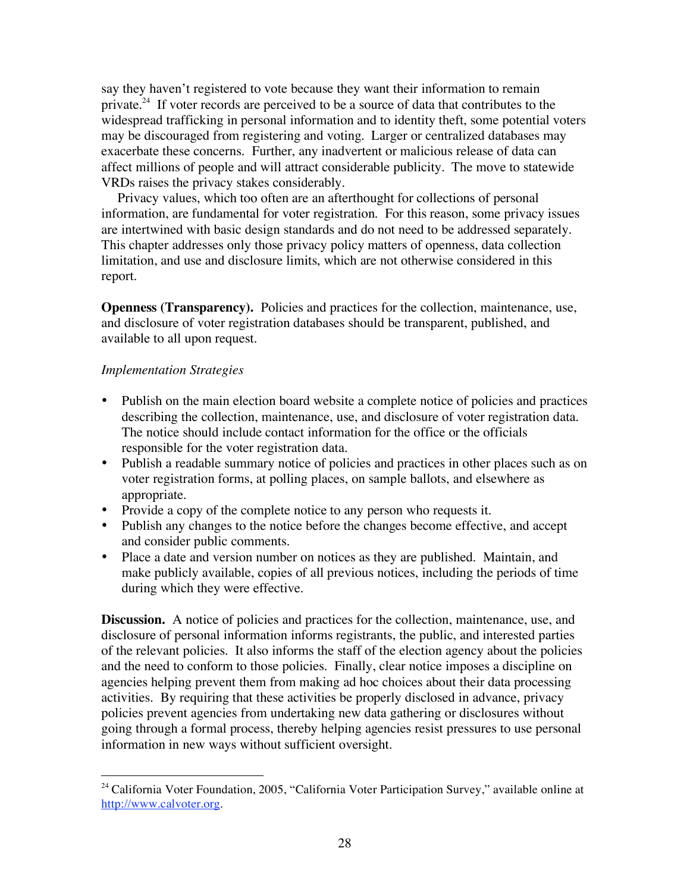say they haven't registered to vote because they want their information to remain private.[24] If voter records are perceived to be a source of data that contributes to the widespread trafficking in personal information and to identity theft, some potential voters may be discouraged from registering and voting. Larger or centralized databases may exacerbate these concerns. Further, any inadvertent or malicious release of data can affect millions of people and will attract considerable publicity. The move to statewide VRDs raises the privacy stakes considerably.

Privacy values, which too often are an afterthought for collections of personal information, are fundamental for voter registration. For this reason, some privacy issues are intertwined with basic design standards and do not need to be addressed separately. This chapter addresses only those privacy policy matters of openness, data collection limitation, and use and disclosure limits, which are not otherwise considered in this report.

**Openness (Transparency).** Policies and practices for the collection, maintenance, use, and disclosure of voter registration databases should be transparent, published, and available to all upon request.

*Implementation Strategies*

- Publish on the main election board website a complete notice of policies and practices describing the collection, maintenance, use, and disclosure of voter registration data. The notice should include contact information for the office or the officials responsible for the voter registration data.
- Publish a readable summary notice of policies and practices in other places such as on voter registration forms, at polling places, on sample ballots, and elsewhere as appropriate.
- Provide a copy of the complete notice to any person who requests it.
- Publish any changes to the notice before the changes become effective, and accept and consider public comments.
- Place a date and version number on notices as they are published. Maintain, and make publicly available, copies of all previous notices, including the periods of time during which they were effective.

**Discussion.** A notice of policies and practices for the collection, maintenance, use, and disclosure of personal information informs registrants, the public, and interested parties of the relevant policies. It also informs the staff of the election agency about the policies and the need to conform to those policies. Finally, clear notice imposes a discipline on agencies helping prevent them from making ad hoc choices about their data processing activities. By requiring that these activities be properly disclosed in advance, privacy policies prevent agencies from undertaking new data gathering or disclosures without going through a formal process, thereby helping agencies resist pressures to use personal information in new ways without sufficient oversight.

---

[24] California Voter Foundation, 2005, "California Voter Participation Survey," available online at http://www.calvoter.org.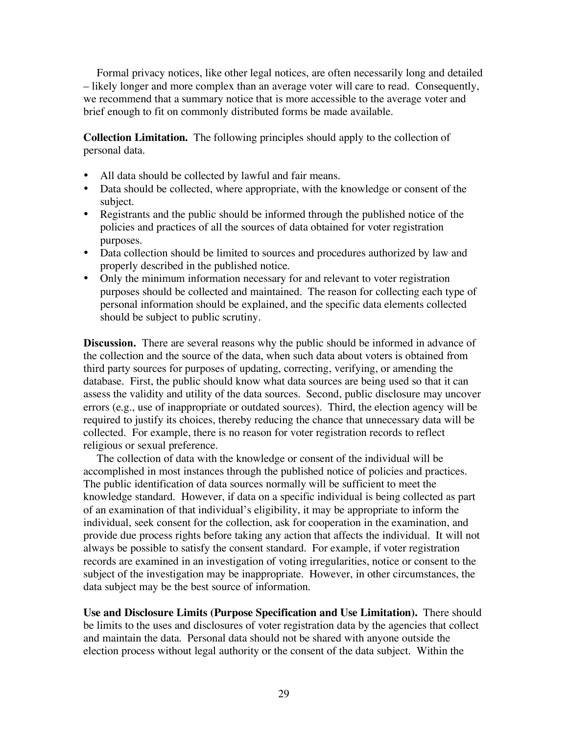Formal privacy notices, like other legal notices, are often necessarily long and detailed – likely longer and more complex than an average voter will care to read. Consequently, we recommend that a summary notice that is more accessible to the average voter and brief enough to fit on commonly distributed forms be made available.

**Collection Limitation.** The following principles should apply to the collection of personal data.

- All data should be collected by lawful and fair means.
- Data should be collected, where appropriate, with the knowledge or consent of the subject.
- Registrants and the public should be informed through the published notice of the policies and practices of all the sources of data obtained for voter registration purposes.
- Data collection should be limited to sources and procedures authorized by law and properly described in the published notice.
- Only the minimum information necessary for and relevant to voter registration purposes should be collected and maintained. The reason for collecting each type of personal information should be explained, and the specific data elements collected should be subject to public scrutiny.

**Discussion.** There are several reasons why the public should be informed in advance of the collection and the source of the data, when such data about voters is obtained from third party sources for purposes of updating, correcting, verifying, or amending the database. First, the public should know what data sources are being used so that it can assess the validity and utility of the data sources. Second, public disclosure may uncover errors (e.g., use of inappropriate or outdated sources). Third, the election agency will be required to justify its choices, thereby reducing the chance that unnecessary data will be collected. For example, there is no reason for voter registration records to reflect religious or sexual preference.

The collection of data with the knowledge or consent of the individual will be accomplished in most instances through the published notice of policies and practices. The public identification of data sources normally will be sufficient to meet the knowledge standard. However, if data on a specific individual is being collected as part of an examination of that individual's eligibility, it may be appropriate to inform the individual, seek consent for the collection, ask for cooperation in the examination, and provide due process rights before taking any action that affects the individual. It will not always be possible to satisfy the consent standard. For example, if voter registration records are examined in an investigation of voting irregularities, notice or consent to the subject of the investigation may be inappropriate. However, in other circumstances, the data subject may be the best source of information.

**Use and Disclosure Limits (Purpose Specification and Use Limitation).** There should be limits to the uses and disclosures of voter registration data by the agencies that collect and maintain the data. Personal data should not be shared with anyone outside the election process without legal authority or the consent of the data subject. Within the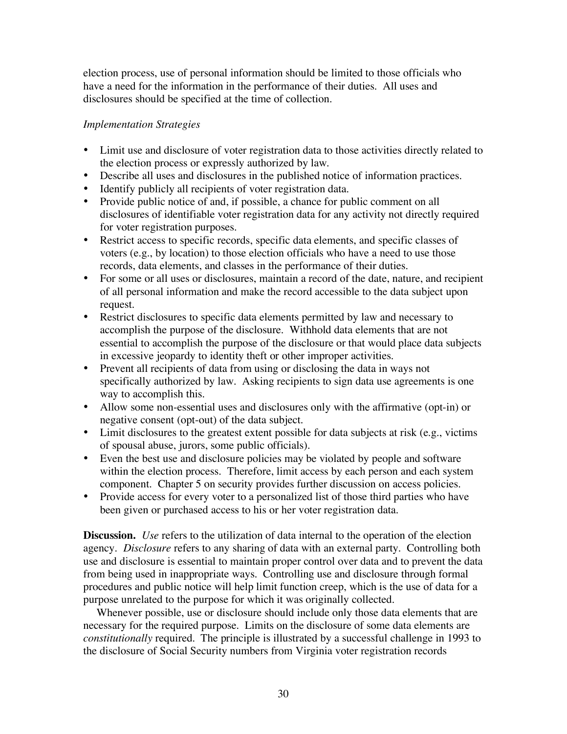election process, use of personal information should be limited to those officials who have a need for the information in the performance of their duties. All uses and disclosures should be specified at the time of collection.

*Implementation Strategies*

- Limit use and disclosure of voter registration data to those activities directly related to the election process or expressly authorized by law.
- Describe all uses and disclosures in the published notice of information practices.
- Identify publicly all recipients of voter registration data.
- Provide public notice of and, if possible, a chance for public comment on all disclosures of identifiable voter registration data for any activity not directly required for voter registration purposes.
- Restrict access to specific records, specific data elements, and specific classes of voters (e.g., by location) to those election officials who have a need to use those records, data elements, and classes in the performance of their duties.
- For some or all uses or disclosures, maintain a record of the date, nature, and recipient of all personal information and make the record accessible to the data subject upon request.
- Restrict disclosures to specific data elements permitted by law and necessary to accomplish the purpose of the disclosure. Withhold data elements that are not essential to accomplish the purpose of the disclosure or that would place data subjects in excessive jeopardy to identity theft or other improper activities.
- Prevent all recipients of data from using or disclosing the data in ways not specifically authorized by law. Asking recipients to sign data use agreements is one way to accomplish this.
- Allow some non-essential uses and disclosures only with the affirmative (opt-in) or negative consent (opt-out) of the data subject.
- Limit disclosures to the greatest extent possible for data subjects at risk (e.g., victims of spousal abuse, jurors, some public officials).
- Even the best use and disclosure policies may be violated by people and software within the election process. Therefore, limit access by each person and each system component. Chapter 5 on security provides further discussion on access policies.
- Provide access for every voter to a personalized list of those third parties who have been given or purchased access to his or her voter registration data.

**Discussion.** *Use* refers to the utilization of data internal to the operation of the election agency. *Disclosure* refers to any sharing of data with an external party. Controlling both use and disclosure is essential to maintain proper control over data and to prevent the data from being used in inappropriate ways. Controlling use and disclosure through formal procedures and public notice will help limit function creep, which is the use of data for a purpose unrelated to the purpose for which it was originally collected.

Whenever possible, use or disclosure should include only those data elements that are necessary for the required purpose. Limits on the disclosure of some data elements are *constitutionally* required. The principle is illustrated by a successful challenge in 1993 to the disclosure of Social Security numbers from Virginia voter registration records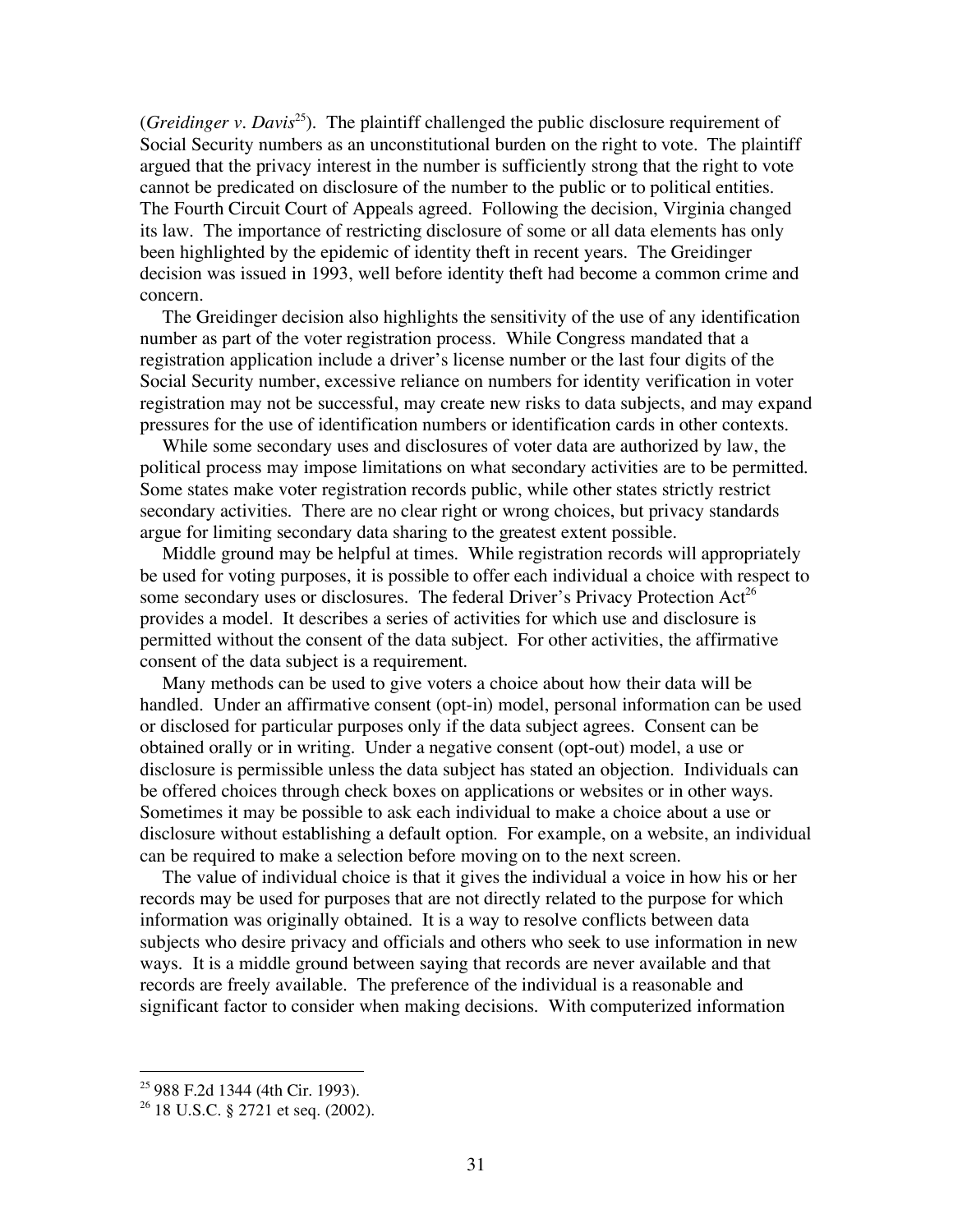(*Greidinger v. Davis*[25]). The plaintiff challenged the public disclosure requirement of Social Security numbers as an unconstitutional burden on the right to vote. The plaintiff argued that the privacy interest in the number is sufficiently strong that the right to vote cannot be predicated on disclosure of the number to the public or to political entities. The Fourth Circuit Court of Appeals agreed. Following the decision, Virginia changed its law. The importance of restricting disclosure of some or all data elements has only been highlighted by the epidemic of identity theft in recent years. The Greidinger decision was issued in 1993, well before identity theft had become a common crime and concern.

The Greidinger decision also highlights the sensitivity of the use of any identification number as part of the voter registration process. While Congress mandated that a registration application include a driver's license number or the last four digits of the Social Security number, excessive reliance on numbers for identity verification in voter registration may not be successful, may create new risks to data subjects, and may expand pressures for the use of identification numbers or identification cards in other contexts.

While some secondary uses and disclosures of voter data are authorized by law, the political process may impose limitations on what secondary activities are to be permitted. Some states make voter registration records public, while other states strictly restrict secondary activities. There are no clear right or wrong choices, but privacy standards argue for limiting secondary data sharing to the greatest extent possible.

Middle ground may be helpful at times. While registration records will appropriately be used for voting purposes, it is possible to offer each individual a choice with respect to some secondary uses or disclosures. The federal Driver's Privacy Protection Act[26] provides a model. It describes a series of activities for which use and disclosure is permitted without the consent of the data subject. For other activities, the affirmative consent of the data subject is a requirement.

Many methods can be used to give voters a choice about how their data will be handled. Under an affirmative consent (opt-in) model, personal information can be used or disclosed for particular purposes only if the data subject agrees. Consent can be obtained orally or in writing. Under a negative consent (opt-out) model, a use or disclosure is permissible unless the data subject has stated an objection. Individuals can be offered choices through check boxes on applications or websites or in other ways. Sometimes it may be possible to ask each individual to make a choice about a use or disclosure without establishing a default option. For example, on a website, an individual can be required to make a selection before moving on to the next screen.

The value of individual choice is that it gives the individual a voice in how his or her records may be used for purposes that are not directly related to the purpose for which information was originally obtained. It is a way to resolve conflicts between data subjects who desire privacy and officials and others who seek to use information in new ways. It is a middle ground between saying that records are never available and that records are freely available. The preference of the individual is a reasonable and significant factor to consider when making decisions. With computerized information

---

[25] 988 F.2d 1344 (4th Cir. 1993).

[26] 18 U.S.C. § 2721 et seq. (2002).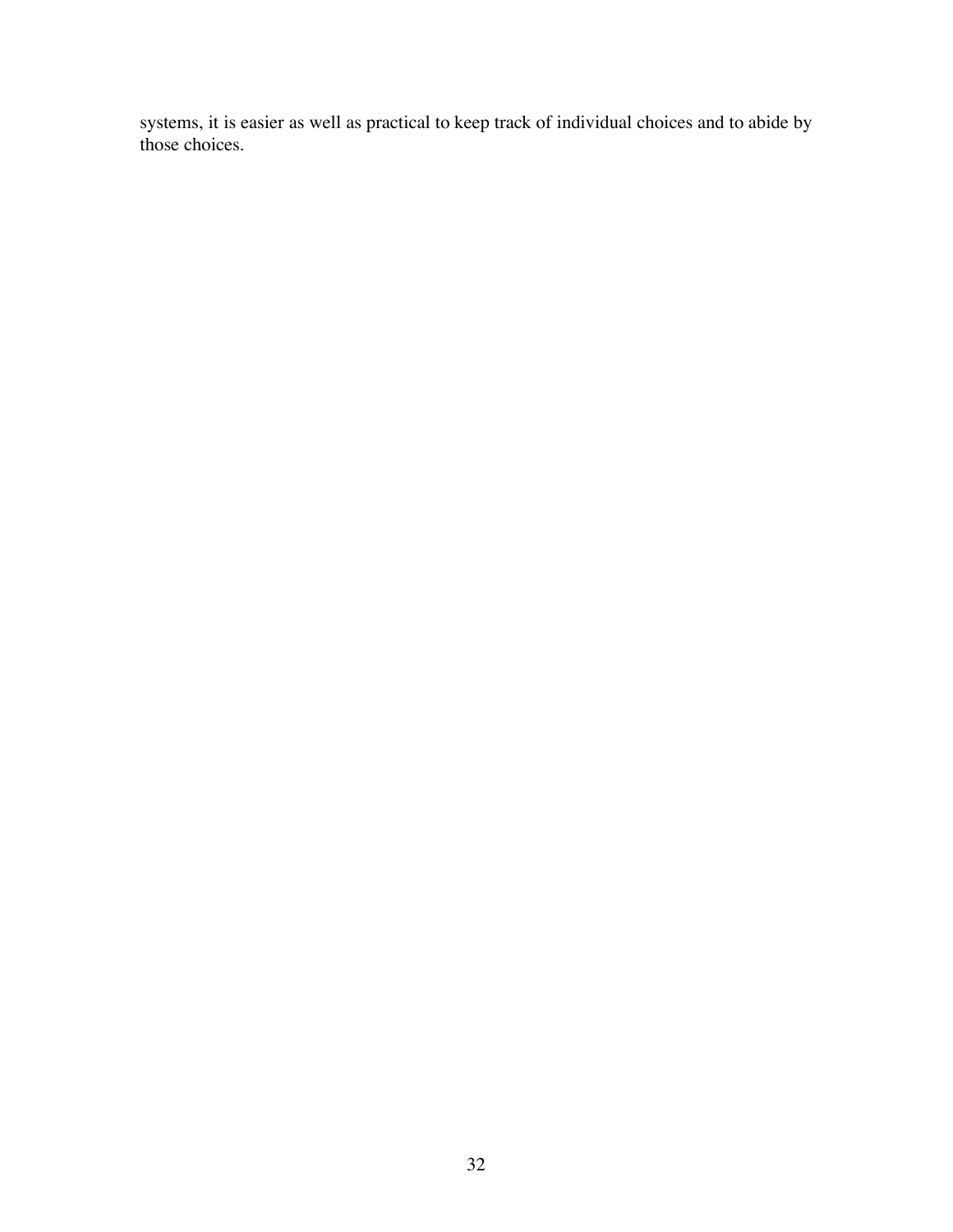systems, it is easier as well as practical to keep track of individual choices and to abide by those choices.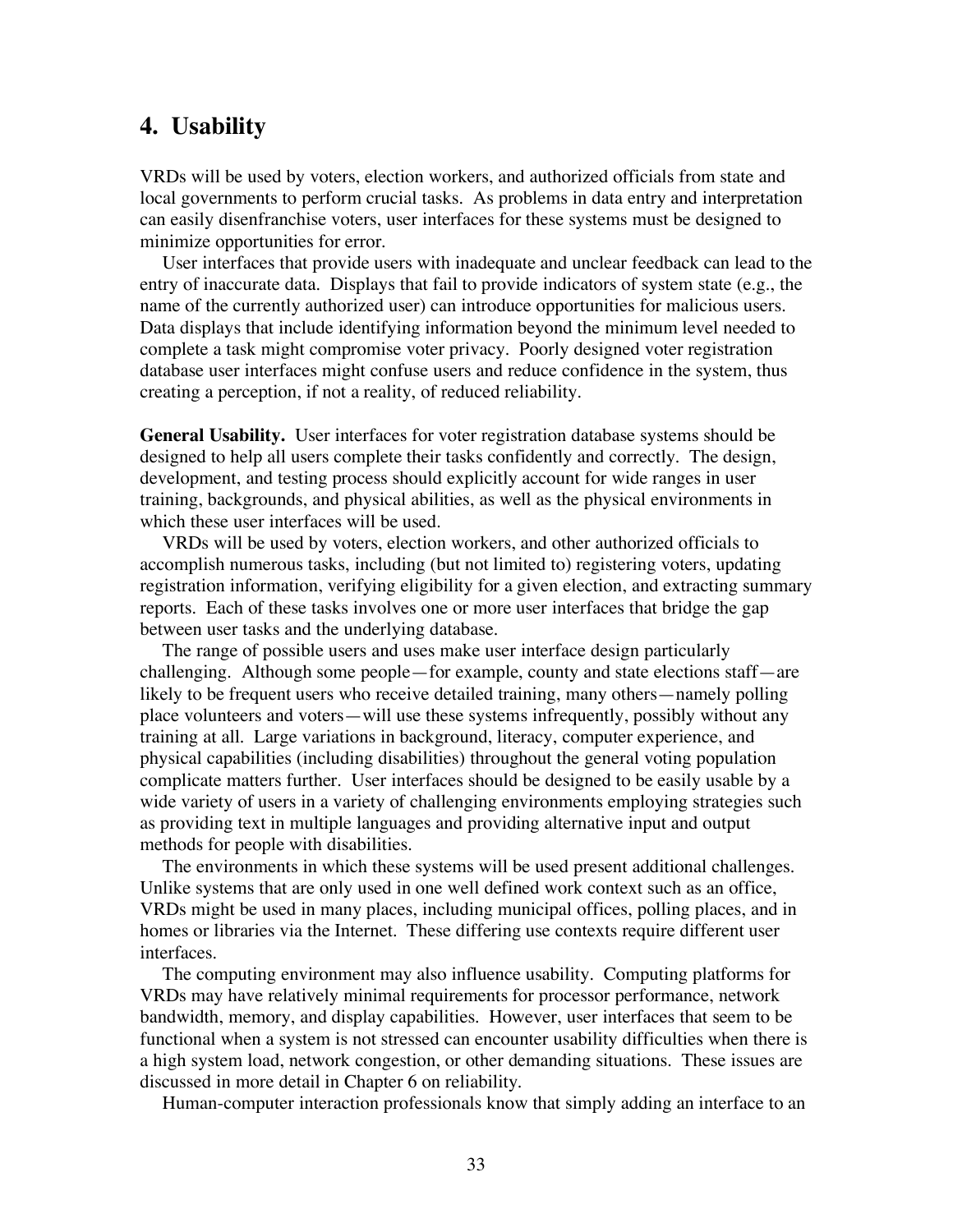## 4. Usability

VRDs will be used by voters, election workers, and authorized officials from state and local governments to perform crucial tasks. As problems in data entry and interpretation can easily disenfranchise voters, user interfaces for these systems must be designed to minimize opportunities for error.

User interfaces that provide users with inadequate and unclear feedback can lead to the entry of inaccurate data. Displays that fail to provide indicators of system state (e.g., the name of the currently authorized user) can introduce opportunities for malicious users. Data displays that include identifying information beyond the minimum level needed to complete a task might compromise voter privacy. Poorly designed voter registration database user interfaces might confuse users and reduce confidence in the system, thus creating a perception, if not a reality, of reduced reliability.

**General Usability.** User interfaces for voter registration database systems should be designed to help all users complete their tasks confidently and correctly. The design, development, and testing process should explicitly account for wide ranges in user training, backgrounds, and physical abilities, as well as the physical environments in which these user interfaces will be used.

VRDs will be used by voters, election workers, and other authorized officials to accomplish numerous tasks, including (but not limited to) registering voters, updating registration information, verifying eligibility for a given election, and extracting summary reports. Each of these tasks involves one or more user interfaces that bridge the gap between user tasks and the underlying database.

The range of possible users and uses make user interface design particularly challenging. Although some people—for example, county and state elections staff—are likely to be frequent users who receive detailed training, many others—namely polling place volunteers and voters—will use these systems infrequently, possibly without any training at all. Large variations in background, literacy, computer experience, and physical capabilities (including disabilities) throughout the general voting population complicate matters further. User interfaces should be designed to be easily usable by a wide variety of users in a variety of challenging environments employing strategies such as providing text in multiple languages and providing alternative input and output methods for people with disabilities.

The environments in which these systems will be used present additional challenges. Unlike systems that are only used in one well defined work context such as an office, VRDs might be used in many places, including municipal offices, polling places, and in homes or libraries via the Internet. These differing use contexts require different user interfaces.

The computing environment may also influence usability. Computing platforms for VRDs may have relatively minimal requirements for processor performance, network bandwidth, memory, and display capabilities. However, user interfaces that seem to be functional when a system is not stressed can encounter usability difficulties when there is a high system load, network congestion, or other demanding situations. These issues are discussed in more detail in Chapter 6 on reliability.

Human-computer interaction professionals know that simply adding an interface to an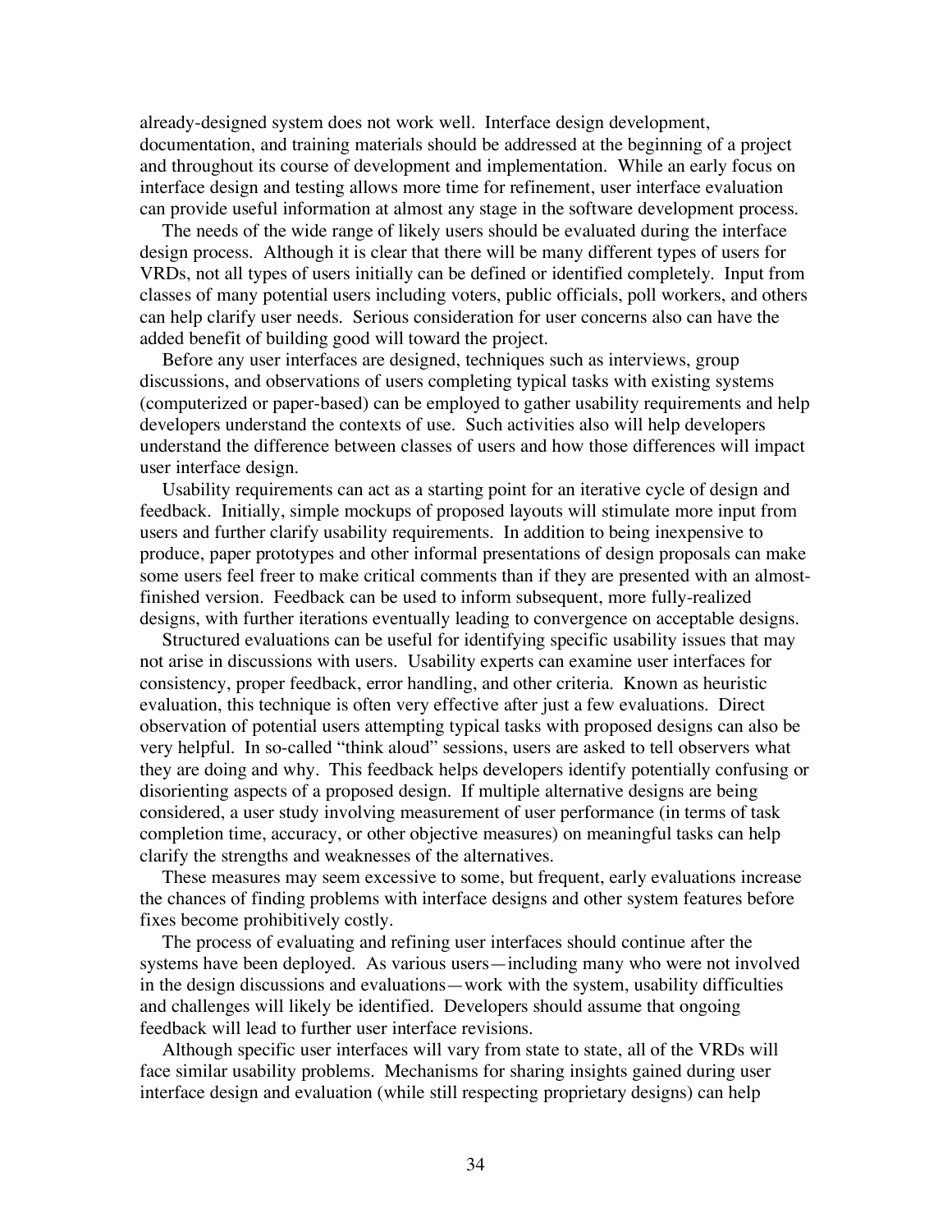already-designed system does not work well. Interface design development, documentation, and training materials should be addressed at the beginning of a project and throughout its course of development and implementation. While an early focus on interface design and testing allows more time for refinement, user interface evaluation can provide useful information at almost any stage in the software development process.

The needs of the wide range of likely users should be evaluated during the interface design process. Although it is clear that there will be many different types of users for VRDs, not all types of users initially can be defined or identified completely. Input from classes of many potential users including voters, public officials, poll workers, and others can help clarify user needs. Serious consideration for user concerns also can have the added benefit of building good will toward the project.

Before any user interfaces are designed, techniques such as interviews, group discussions, and observations of users completing typical tasks with existing systems (computerized or paper-based) can be employed to gather usability requirements and help developers understand the contexts of use. Such activities also will help developers understand the difference between classes of users and how those differences will impact user interface design.

Usability requirements can act as a starting point for an iterative cycle of design and feedback. Initially, simple mockups of proposed layouts will stimulate more input from users and further clarify usability requirements. In addition to being inexpensive to produce, paper prototypes and other informal presentations of design proposals can make some users feel freer to make critical comments than if they are presented with an almost-finished version. Feedback can be used to inform subsequent, more fully-realized designs, with further iterations eventually leading to convergence on acceptable designs.

Structured evaluations can be useful for identifying specific usability issues that may not arise in discussions with users. Usability experts can examine user interfaces for consistency, proper feedback, error handling, and other criteria. Known as heuristic evaluation, this technique is often very effective after just a few evaluations. Direct observation of potential users attempting typical tasks with proposed designs can also be very helpful. In so-called "think aloud" sessions, users are asked to tell observers what they are doing and why. This feedback helps developers identify potentially confusing or disorienting aspects of a proposed design. If multiple alternative designs are being considered, a user study involving measurement of user performance (in terms of task completion time, accuracy, or other objective measures) on meaningful tasks can help clarify the strengths and weaknesses of the alternatives.

These measures may seem excessive to some, but frequent, early evaluations increase the chances of finding problems with interface designs and other system features before fixes become prohibitively costly.

The process of evaluating and refining user interfaces should continue after the systems have been deployed. As various users—including many who were not involved in the design discussions and evaluations—work with the system, usability difficulties and challenges will likely be identified. Developers should assume that ongoing feedback will lead to further user interface revisions.

Although specific user interfaces will vary from state to state, all of the VRDs will face similar usability problems. Mechanisms for sharing insights gained during user interface design and evaluation (while still respecting proprietary designs) can help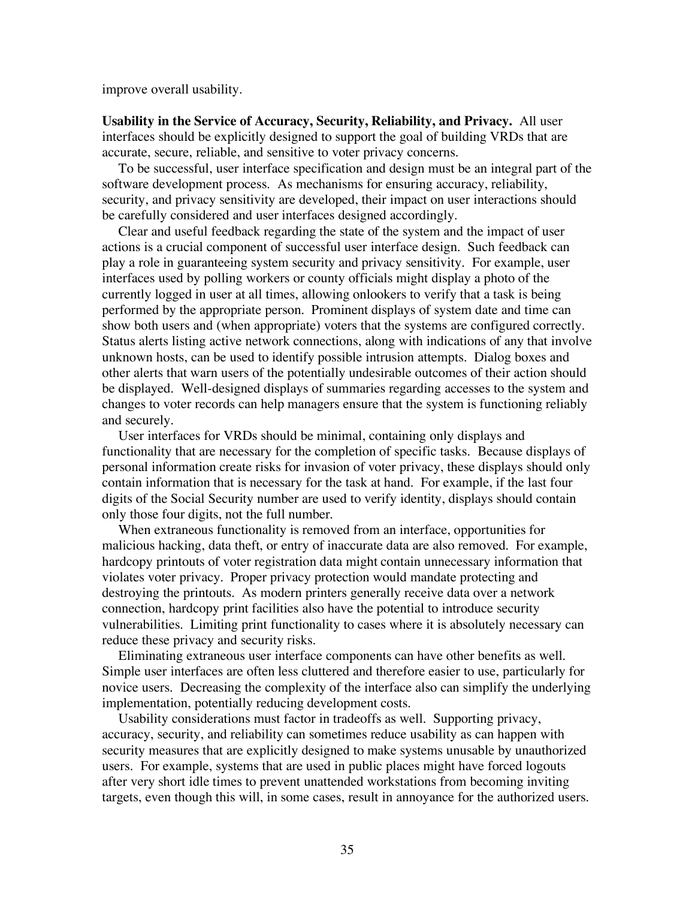improve overall usability.

**Usability in the Service of Accuracy, Security, Reliability, and Privacy.** All user interfaces should be explicitly designed to support the goal of building VRDs that are accurate, secure, reliable, and sensitive to voter privacy concerns.

To be successful, user interface specification and design must be an integral part of the software development process. As mechanisms for ensuring accuracy, reliability, security, and privacy sensitivity are developed, their impact on user interactions should be carefully considered and user interfaces designed accordingly.

Clear and useful feedback regarding the state of the system and the impact of user actions is a crucial component of successful user interface design. Such feedback can play a role in guaranteeing system security and privacy sensitivity. For example, user interfaces used by polling workers or county officials might display a photo of the currently logged in user at all times, allowing onlookers to verify that a task is being performed by the appropriate person. Prominent displays of system date and time can show both users and (when appropriate) voters that the systems are configured correctly. Status alerts listing active network connections, along with indications of any that involve unknown hosts, can be used to identify possible intrusion attempts. Dialog boxes and other alerts that warn users of the potentially undesirable outcomes of their action should be displayed. Well-designed displays of summaries regarding accesses to the system and changes to voter records can help managers ensure that the system is functioning reliably and securely.

User interfaces for VRDs should be minimal, containing only displays and functionality that are necessary for the completion of specific tasks. Because displays of personal information create risks for invasion of voter privacy, these displays should only contain information that is necessary for the task at hand. For example, if the last four digits of the Social Security number are used to verify identity, displays should contain only those four digits, not the full number.

When extraneous functionality is removed from an interface, opportunities for malicious hacking, data theft, or entry of inaccurate data are also removed. For example, hardcopy printouts of voter registration data might contain unnecessary information that violates voter privacy. Proper privacy protection would mandate protecting and destroying the printouts. As modern printers generally receive data over a network connection, hardcopy print facilities also have the potential to introduce security vulnerabilities. Limiting print functionality to cases where it is absolutely necessary can reduce these privacy and security risks.

Eliminating extraneous user interface components can have other benefits as well. Simple user interfaces are often less cluttered and therefore easier to use, particularly for novice users. Decreasing the complexity of the interface also can simplify the underlying implementation, potentially reducing development costs.

Usability considerations must factor in tradeoffs as well. Supporting privacy, accuracy, security, and reliability can sometimes reduce usability as can happen with security measures that are explicitly designed to make systems unusable by unauthorized users. For example, systems that are used in public places might have forced logouts after very short idle times to prevent unattended workstations from becoming inviting targets, even though this will, in some cases, result in annoyance for the authorized users.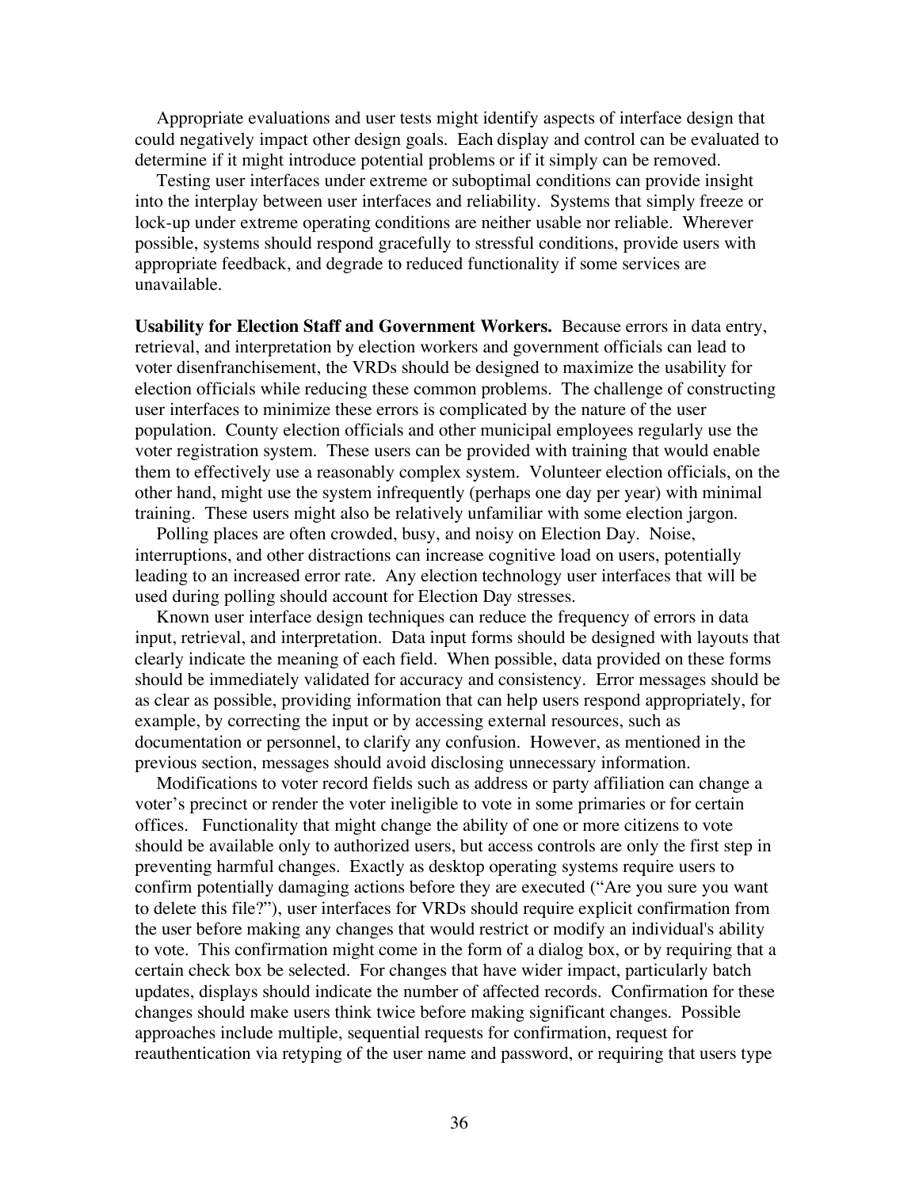Appropriate evaluations and user tests might identify aspects of interface design that could negatively impact other design goals. Each display and control can be evaluated to determine if it might introduce potential problems or if it simply can be removed.

Testing user interfaces under extreme or suboptimal conditions can provide insight into the interplay between user interfaces and reliability. Systems that simply freeze or lock-up under extreme operating conditions are neither usable nor reliable. Wherever possible, systems should respond gracefully to stressful conditions, provide users with appropriate feedback, and degrade to reduced functionality if some services are unavailable.

**Usability for Election Staff and Government Workers.** Because errors in data entry, retrieval, and interpretation by election workers and government officials can lead to voter disenfranchisement, the VRDs should be designed to maximize the usability for election officials while reducing these common problems. The challenge of constructing user interfaces to minimize these errors is complicated by the nature of the user population. County election officials and other municipal employees regularly use the voter registration system. These users can be provided with training that would enable them to effectively use a reasonably complex system. Volunteer election officials, on the other hand, might use the system infrequently (perhaps one day per year) with minimal training. These users might also be relatively unfamiliar with some election jargon.

Polling places are often crowded, busy, and noisy on Election Day. Noise, interruptions, and other distractions can increase cognitive load on users, potentially leading to an increased error rate. Any election technology user interfaces that will be used during polling should account for Election Day stresses.

Known user interface design techniques can reduce the frequency of errors in data input, retrieval, and interpretation. Data input forms should be designed with layouts that clearly indicate the meaning of each field. When possible, data provided on these forms should be immediately validated for accuracy and consistency. Error messages should be as clear as possible, providing information that can help users respond appropriately, for example, by correcting the input or by accessing external resources, such as documentation or personnel, to clarify any confusion. However, as mentioned in the previous section, messages should avoid disclosing unnecessary information.

Modifications to voter record fields such as address or party affiliation can change a voter's precinct or render the voter ineligible to vote in some primaries or for certain offices. Functionality that might change the ability of one or more citizens to vote should be available only to authorized users, but access controls are only the first step in preventing harmful changes. Exactly as desktop operating systems require users to confirm potentially damaging actions before they are executed ("Are you sure you want to delete this file?"), user interfaces for VRDs should require explicit confirmation from the user before making any changes that would restrict or modify an individual's ability to vote. This confirmation might come in the form of a dialog box, or by requiring that a certain check box be selected. For changes that have wider impact, particularly batch updates, displays should indicate the number of affected records. Confirmation for these changes should make users think twice before making significant changes. Possible approaches include multiple, sequential requests for confirmation, request for reauthentication via retyping of the user name and password, or requiring that users type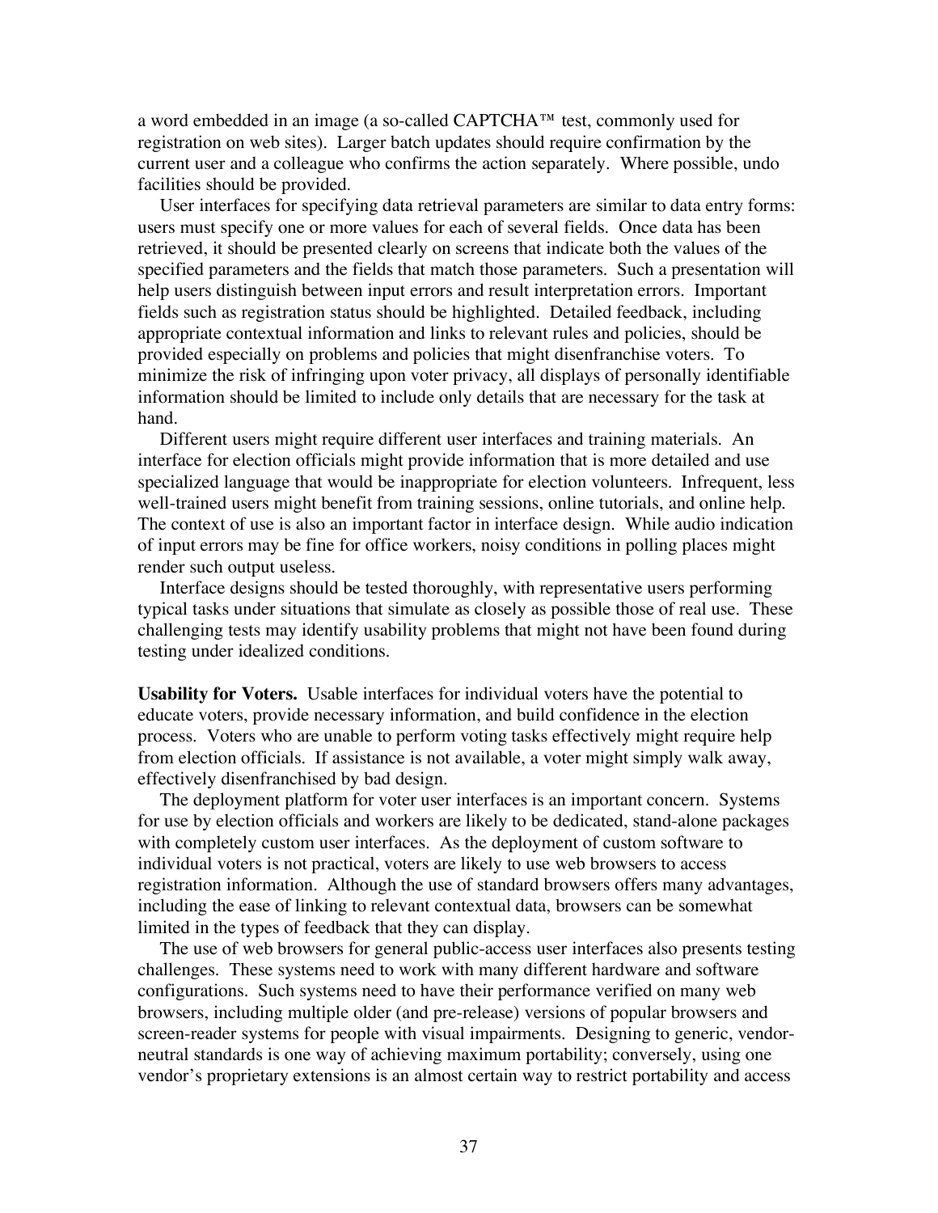a word embedded in an image (a so-called CAPTCHA™ test, commonly used for registration on web sites). Larger batch updates should require confirmation by the current user and a colleague who confirms the action separately. Where possible, undo facilities should be provided.

User interfaces for specifying data retrieval parameters are similar to data entry forms: users must specify one or more values for each of several fields. Once data has been retrieved, it should be presented clearly on screens that indicate both the values of the specified parameters and the fields that match those parameters. Such a presentation will help users distinguish between input errors and result interpretation errors. Important fields such as registration status should be highlighted. Detailed feedback, including appropriate contextual information and links to relevant rules and policies, should be provided especially on problems and policies that might disenfranchise voters. To minimize the risk of infringing upon voter privacy, all displays of personally identifiable information should be limited to include only details that are necessary for the task at hand.

Different users might require different user interfaces and training materials. An interface for election officials might provide information that is more detailed and use specialized language that would be inappropriate for election volunteers. Infrequent, less well-trained users might benefit from training sessions, online tutorials, and online help. The context of use is also an important factor in interface design. While audio indication of input errors may be fine for office workers, noisy conditions in polling places might render such output useless.

Interface designs should be tested thoroughly, with representative users performing typical tasks under situations that simulate as closely as possible those of real use. These challenging tests may identify usability problems that might not have been found during testing under idealized conditions.

**Usability for Voters.** Usable interfaces for individual voters have the potential to educate voters, provide necessary information, and build confidence in the election process. Voters who are unable to perform voting tasks effectively might require help from election officials. If assistance is not available, a voter might simply walk away, effectively disenfranchised by bad design.

The deployment platform for voter user interfaces is an important concern. Systems for use by election officials and workers are likely to be dedicated, stand-alone packages with completely custom user interfaces. As the deployment of custom software to individual voters is not practical, voters are likely to use web browsers to access registration information. Although the use of standard browsers offers many advantages, including the ease of linking to relevant contextual data, browsers can be somewhat limited in the types of feedback that they can display.

The use of web browsers for general public-access user interfaces also presents testing challenges. These systems need to work with many different hardware and software configurations. Such systems need to have their performance verified on many web browsers, including multiple older (and pre-release) versions of popular browsers and screen-reader systems for people with visual impairments. Designing to generic, vendor-neutral standards is one way of achieving maximum portability; conversely, using one vendor's proprietary extensions is an almost certain way to restrict portability and access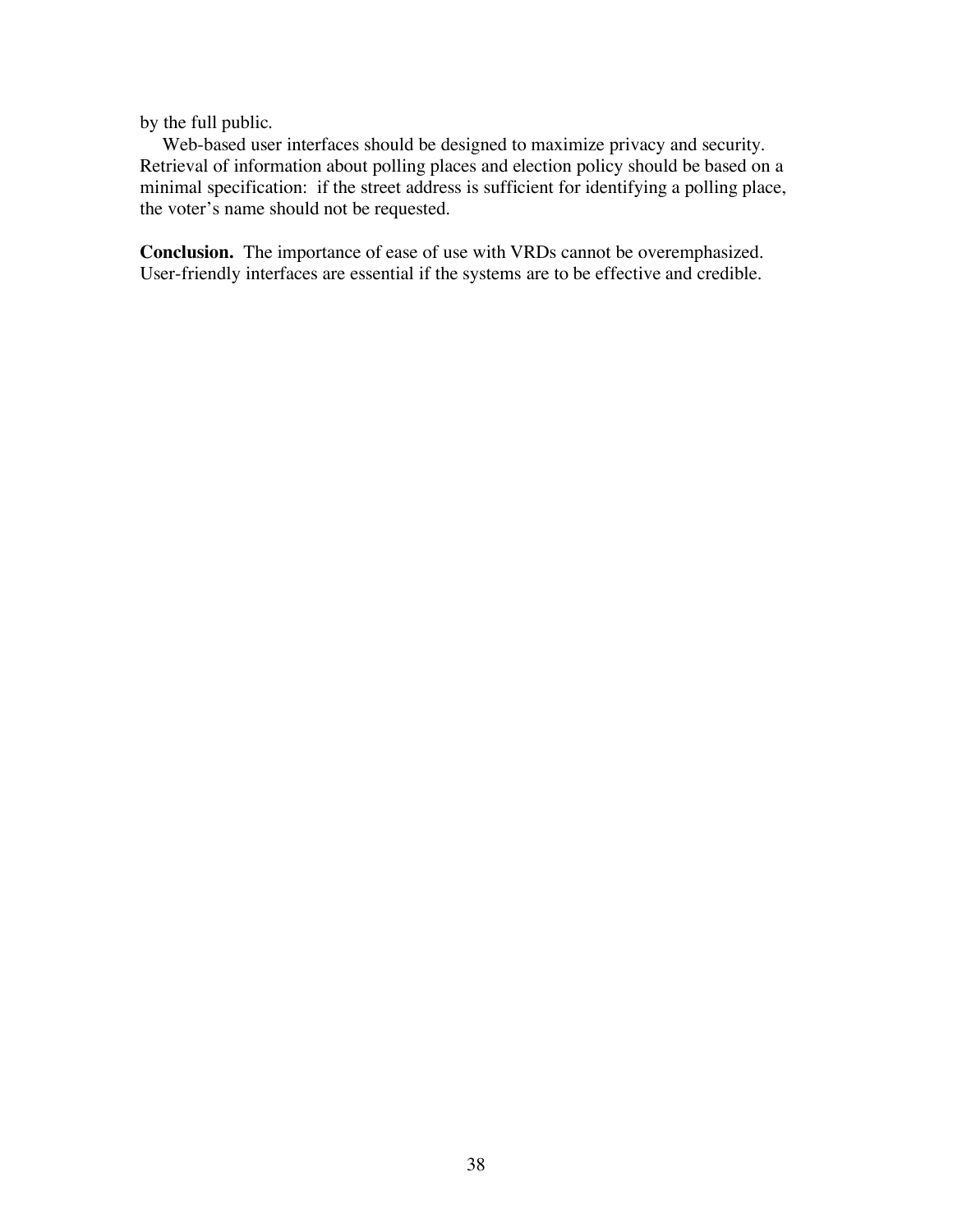by the full public.

Web-based user interfaces should be designed to maximize privacy and security. Retrieval of information about polling places and election policy should be based on a minimal specification: if the street address is sufficient for identifying a polling place, the voter's name should not be requested.

**Conclusion.** The importance of ease of use with VRDs cannot be overemphasized. User-friendly interfaces are essential if the systems are to be effective and credible.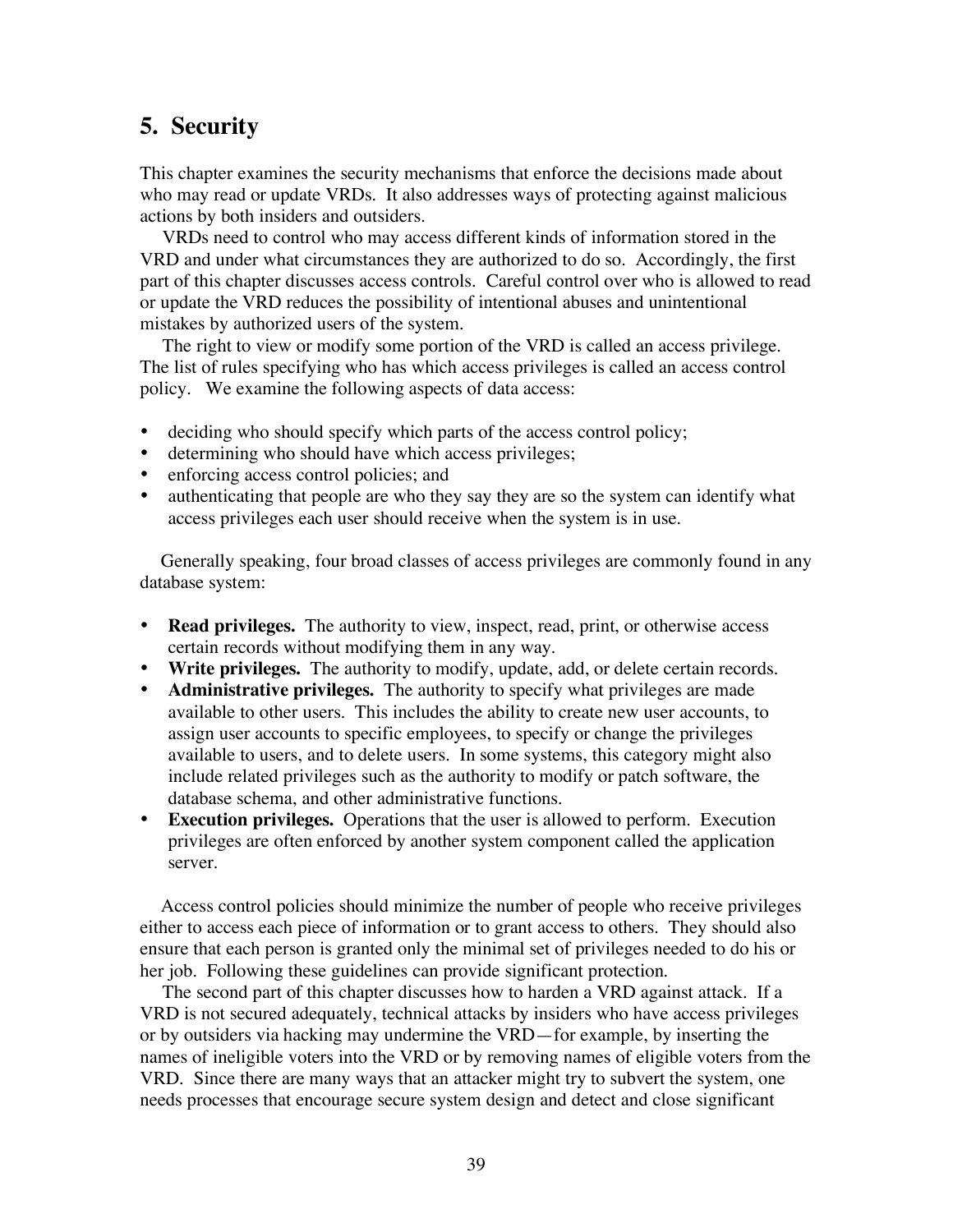# 5. Security

This chapter examines the security mechanisms that enforce the decisions made about who may read or update VRDs. It also addresses ways of protecting against malicious actions by both insiders and outsiders.

VRDs need to control who may access different kinds of information stored in the VRD and under what circumstances they are authorized to do so. Accordingly, the first part of this chapter discusses access controls. Careful control over who is allowed to read or update the VRD reduces the possibility of intentional abuses and unintentional mistakes by authorized users of the system.

The right to view or modify some portion of the VRD is called an access privilege. The list of rules specifying who has which access privileges is called an access control policy. We examine the following aspects of data access:

- deciding who should specify which parts of the access control policy;
- determining who should have which access privileges;
- enforcing access control policies; and
- authenticating that people are who they say they are so the system can identify what access privileges each user should receive when the system is in use.

Generally speaking, four broad classes of access privileges are commonly found in any database system:

- **Read privileges.** The authority to view, inspect, read, print, or otherwise access certain records without modifying them in any way.
- **Write privileges.** The authority to modify, update, add, or delete certain records.
- **Administrative privileges.** The authority to specify what privileges are made available to other users. This includes the ability to create new user accounts, to assign user accounts to specific employees, to specify or change the privileges available to users, and to delete users. In some systems, this category might also include related privileges such as the authority to modify or patch software, the database schema, and other administrative functions.
- **Execution privileges.** Operations that the user is allowed to perform. Execution privileges are often enforced by another system component called the application server.

Access control policies should minimize the number of people who receive privileges either to access each piece of information or to grant access to others. They should also ensure that each person is granted only the minimal set of privileges needed to do his or her job. Following these guidelines can provide significant protection.

The second part of this chapter discusses how to harden a VRD against attack. If a VRD is not secured adequately, technical attacks by insiders who have access privileges or by outsiders via hacking may undermine the VRD—for example, by inserting the names of ineligible voters into the VRD or by removing names of eligible voters from the VRD. Since there are many ways that an attacker might try to subvert the system, one needs processes that encourage secure system design and detect and close significant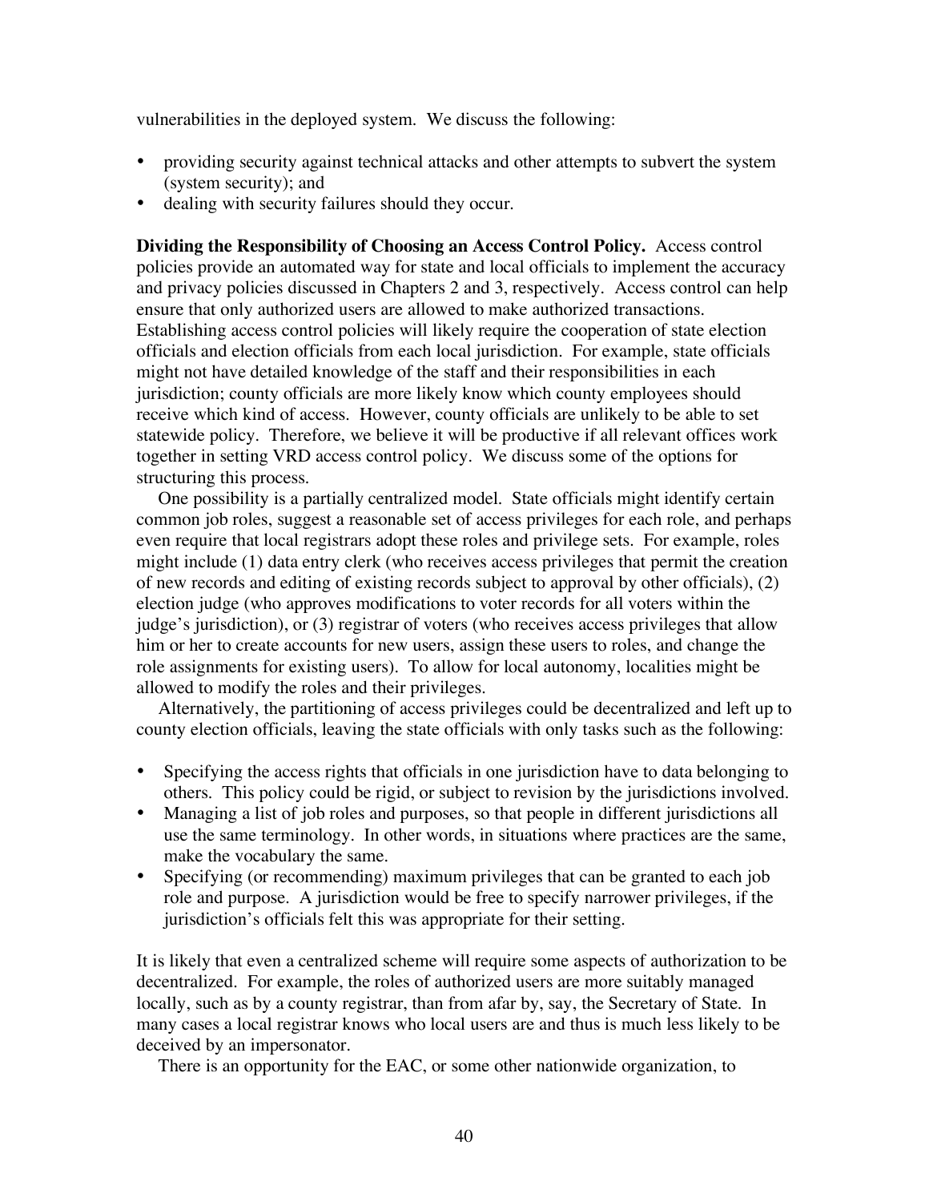vulnerabilities in the deployed system. We discuss the following:

- providing security against technical attacks and other attempts to subvert the system (system security); and
- dealing with security failures should they occur.

**Dividing the Responsibility of Choosing an Access Control Policy.** Access control policies provide an automated way for state and local officials to implement the accuracy and privacy policies discussed in Chapters 2 and 3, respectively. Access control can help ensure that only authorized users are allowed to make authorized transactions. Establishing access control policies will likely require the cooperation of state election officials and election officials from each local jurisdiction. For example, state officials might not have detailed knowledge of the staff and their responsibilities in each jurisdiction; county officials are more likely know which county employees should receive which kind of access. However, county officials are unlikely to be able to set statewide policy. Therefore, we believe it will be productive if all relevant offices work together in setting VRD access control policy. We discuss some of the options for structuring this process.

One possibility is a partially centralized model. State officials might identify certain common job roles, suggest a reasonable set of access privileges for each role, and perhaps even require that local registrars adopt these roles and privilege sets. For example, roles might include (1) data entry clerk (who receives access privileges that permit the creation of new records and editing of existing records subject to approval by other officials), (2) election judge (who approves modifications to voter records for all voters within the judge's jurisdiction), or (3) registrar of voters (who receives access privileges that allow him or her to create accounts for new users, assign these users to roles, and change the role assignments for existing users). To allow for local autonomy, localities might be allowed to modify the roles and their privileges.

Alternatively, the partitioning of access privileges could be decentralized and left up to county election officials, leaving the state officials with only tasks such as the following:

- Specifying the access rights that officials in one jurisdiction have to data belonging to others. This policy could be rigid, or subject to revision by the jurisdictions involved.
- Managing a list of job roles and purposes, so that people in different jurisdictions all use the same terminology. In other words, in situations where practices are the same, make the vocabulary the same.
- Specifying (or recommending) maximum privileges that can be granted to each job role and purpose. A jurisdiction would be free to specify narrower privileges, if the jurisdiction's officials felt this was appropriate for their setting.

It is likely that even a centralized scheme will require some aspects of authorization to be decentralized. For example, the roles of authorized users are more suitably managed locally, such as by a county registrar, than from afar by, say, the Secretary of State. In many cases a local registrar knows who local users are and thus is much less likely to be deceived by an impersonator.

There is an opportunity for the EAC, or some other nationwide organization, to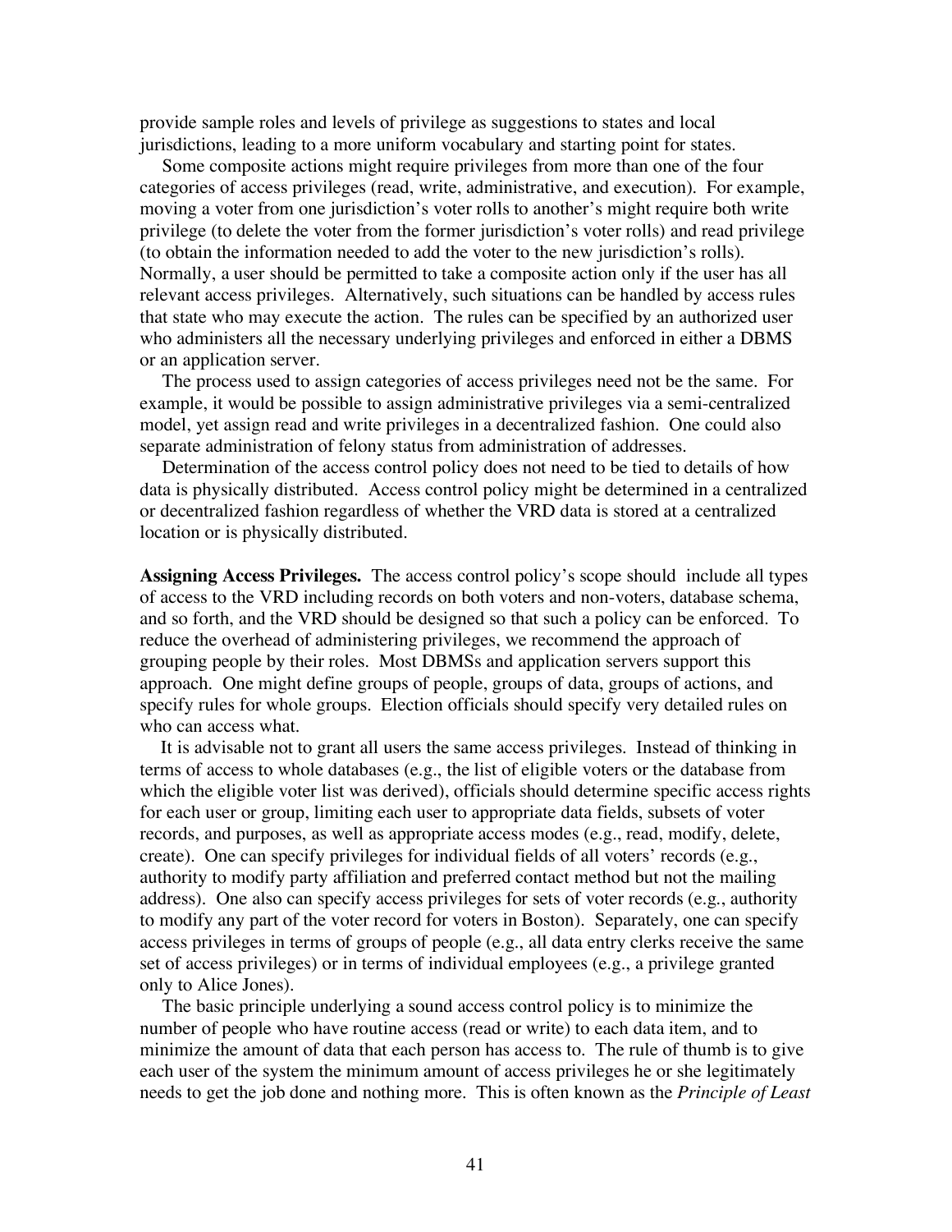provide sample roles and levels of privilege as suggestions to states and local jurisdictions, leading to a more uniform vocabulary and starting point for states.

Some composite actions might require privileges from more than one of the four categories of access privileges (read, write, administrative, and execution). For example, moving a voter from one jurisdiction's voter rolls to another's might require both write privilege (to delete the voter from the former jurisdiction's voter rolls) and read privilege (to obtain the information needed to add the voter to the new jurisdiction's rolls). Normally, a user should be permitted to take a composite action only if the user has all relevant access privileges. Alternatively, such situations can be handled by access rules that state who may execute the action. The rules can be specified by an authorized user who administers all the necessary underlying privileges and enforced in either a DBMS or an application server.

The process used to assign categories of access privileges need not be the same. For example, it would be possible to assign administrative privileges via a semi-centralized model, yet assign read and write privileges in a decentralized fashion. One could also separate administration of felony status from administration of addresses.

Determination of the access control policy does not need to be tied to details of how data is physically distributed. Access control policy might be determined in a centralized or decentralized fashion regardless of whether the VRD data is stored at a centralized location or is physically distributed.

**Assigning Access Privileges.** The access control policy's scope should include all types of access to the VRD including records on both voters and non-voters, database schema, and so forth, and the VRD should be designed so that such a policy can be enforced. To reduce the overhead of administering privileges, we recommend the approach of grouping people by their roles. Most DBMSs and application servers support this approach. One might define groups of people, groups of data, groups of actions, and specify rules for whole groups. Election officials should specify very detailed rules on who can access what.

It is advisable not to grant all users the same access privileges. Instead of thinking in terms of access to whole databases (e.g., the list of eligible voters or the database from which the eligible voter list was derived), officials should determine specific access rights for each user or group, limiting each user to appropriate data fields, subsets of voter records, and purposes, as well as appropriate access modes (e.g., read, modify, delete, create). One can specify privileges for individual fields of all voters' records (e.g., authority to modify party affiliation and preferred contact method but not the mailing address). One also can specify access privileges for sets of voter records (e.g., authority to modify any part of the voter record for voters in Boston). Separately, one can specify access privileges in terms of groups of people (e.g., all data entry clerks receive the same set of access privileges) or in terms of individual employees (e.g., a privilege granted only to Alice Jones).

The basic principle underlying a sound access control policy is to minimize the number of people who have routine access (read or write) to each data item, and to minimize the amount of data that each person has access to. The rule of thumb is to give each user of the system the minimum amount of access privileges he or she legitimately needs to get the job done and nothing more. This is often known as the *Principle of Least*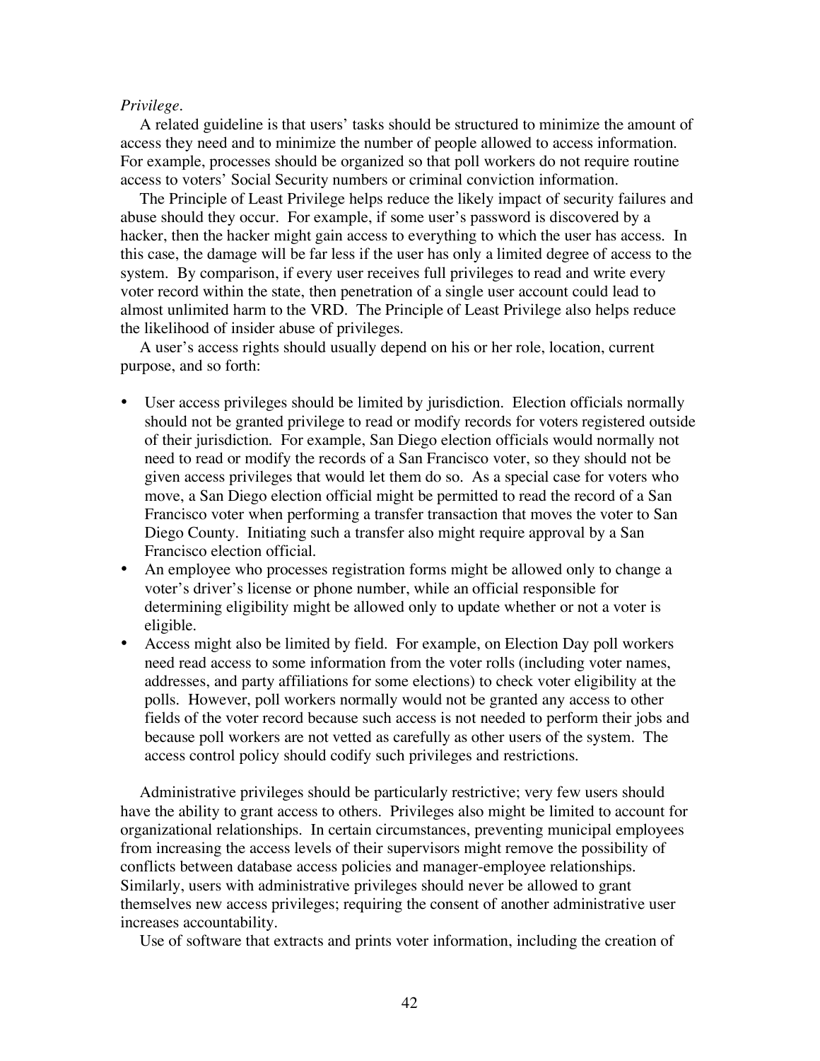*Privilege*.

A related guideline is that users' tasks should be structured to minimize the amount of access they need and to minimize the number of people allowed to access information. For example, processes should be organized so that poll workers do not require routine access to voters' Social Security numbers or criminal conviction information.

The Principle of Least Privilege helps reduce the likely impact of security failures and abuse should they occur. For example, if some user's password is discovered by a hacker, then the hacker might gain access to everything to which the user has access. In this case, the damage will be far less if the user has only a limited degree of access to the system. By comparison, if every user receives full privileges to read and write every voter record within the state, then penetration of a single user account could lead to almost unlimited harm to the VRD. The Principle of Least Privilege also helps reduce the likelihood of insider abuse of privileges.

A user's access rights should usually depend on his or her role, location, current purpose, and so forth:

- User access privileges should be limited by jurisdiction. Election officials normally should not be granted privilege to read or modify records for voters registered outside of their jurisdiction. For example, San Diego election officials would normally not need to read or modify the records of a San Francisco voter, so they should not be given access privileges that would let them do so. As a special case for voters who move, a San Diego election official might be permitted to read the record of a San Francisco voter when performing a transfer transaction that moves the voter to San Diego County. Initiating such a transfer also might require approval by a San Francisco election official.
- An employee who processes registration forms might be allowed only to change a voter's driver's license or phone number, while an official responsible for determining eligibility might be allowed only to update whether or not a voter is eligible.
- Access might also be limited by field. For example, on Election Day poll workers need read access to some information from the voter rolls (including voter names, addresses, and party affiliations for some elections) to check voter eligibility at the polls. However, poll workers normally would not be granted any access to other fields of the voter record because such access is not needed to perform their jobs and because poll workers are not vetted as carefully as other users of the system. The access control policy should codify such privileges and restrictions.

Administrative privileges should be particularly restrictive; very few users should have the ability to grant access to others. Privileges also might be limited to account for organizational relationships. In certain circumstances, preventing municipal employees from increasing the access levels of their supervisors might remove the possibility of conflicts between database access policies and manager-employee relationships. Similarly, users with administrative privileges should never be allowed to grant themselves new access privileges; requiring the consent of another administrative user increases accountability.

Use of software that extracts and prints voter information, including the creation of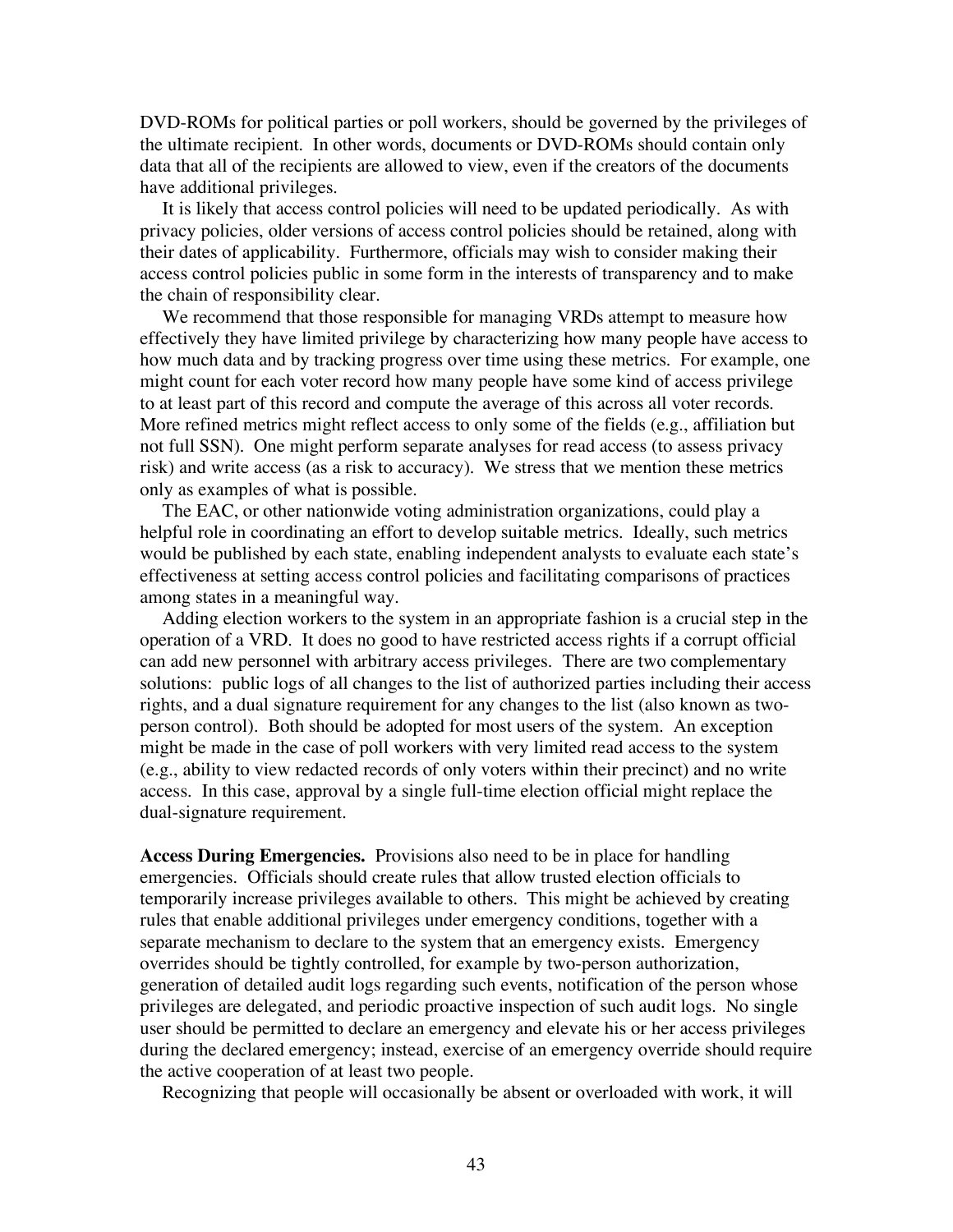DVD-ROMs for political parties or poll workers, should be governed by the privileges of the ultimate recipient. In other words, documents or DVD-ROMs should contain only data that all of the recipients are allowed to view, even if the creators of the documents have additional privileges.

It is likely that access control policies will need to be updated periodically. As with privacy policies, older versions of access control policies should be retained, along with their dates of applicability. Furthermore, officials may wish to consider making their access control policies public in some form in the interests of transparency and to make the chain of responsibility clear.

We recommend that those responsible for managing VRDs attempt to measure how effectively they have limited privilege by characterizing how many people have access to how much data and by tracking progress over time using these metrics. For example, one might count for each voter record how many people have some kind of access privilege to at least part of this record and compute the average of this across all voter records. More refined metrics might reflect access to only some of the fields (e.g., affiliation but not full SSN). One might perform separate analyses for read access (to assess privacy risk) and write access (as a risk to accuracy). We stress that we mention these metrics only as examples of what is possible.

The EAC, or other nationwide voting administration organizations, could play a helpful role in coordinating an effort to develop suitable metrics. Ideally, such metrics would be published by each state, enabling independent analysts to evaluate each state's effectiveness at setting access control policies and facilitating comparisons of practices among states in a meaningful way.

Adding election workers to the system in an appropriate fashion is a crucial step in the operation of a VRD. It does no good to have restricted access rights if a corrupt official can add new personnel with arbitrary access privileges. There are two complementary solutions: public logs of all changes to the list of authorized parties including their access rights, and a dual signature requirement for any changes to the list (also known as two-person control). Both should be adopted for most users of the system. An exception might be made in the case of poll workers with very limited read access to the system (e.g., ability to view redacted records of only voters within their precinct) and no write access. In this case, approval by a single full-time election official might replace the dual-signature requirement.

**Access During Emergencies.** Provisions also need to be in place for handling emergencies. Officials should create rules that allow trusted election officials to temporarily increase privileges available to others. This might be achieved by creating rules that enable additional privileges under emergency conditions, together with a separate mechanism to declare to the system that an emergency exists. Emergency overrides should be tightly controlled, for example by two-person authorization, generation of detailed audit logs regarding such events, notification of the person whose privileges are delegated, and periodic proactive inspection of such audit logs. No single user should be permitted to declare an emergency and elevate his or her access privileges during the declared emergency; instead, exercise of an emergency override should require the active cooperation of at least two people.

Recognizing that people will occasionally be absent or overloaded with work, it will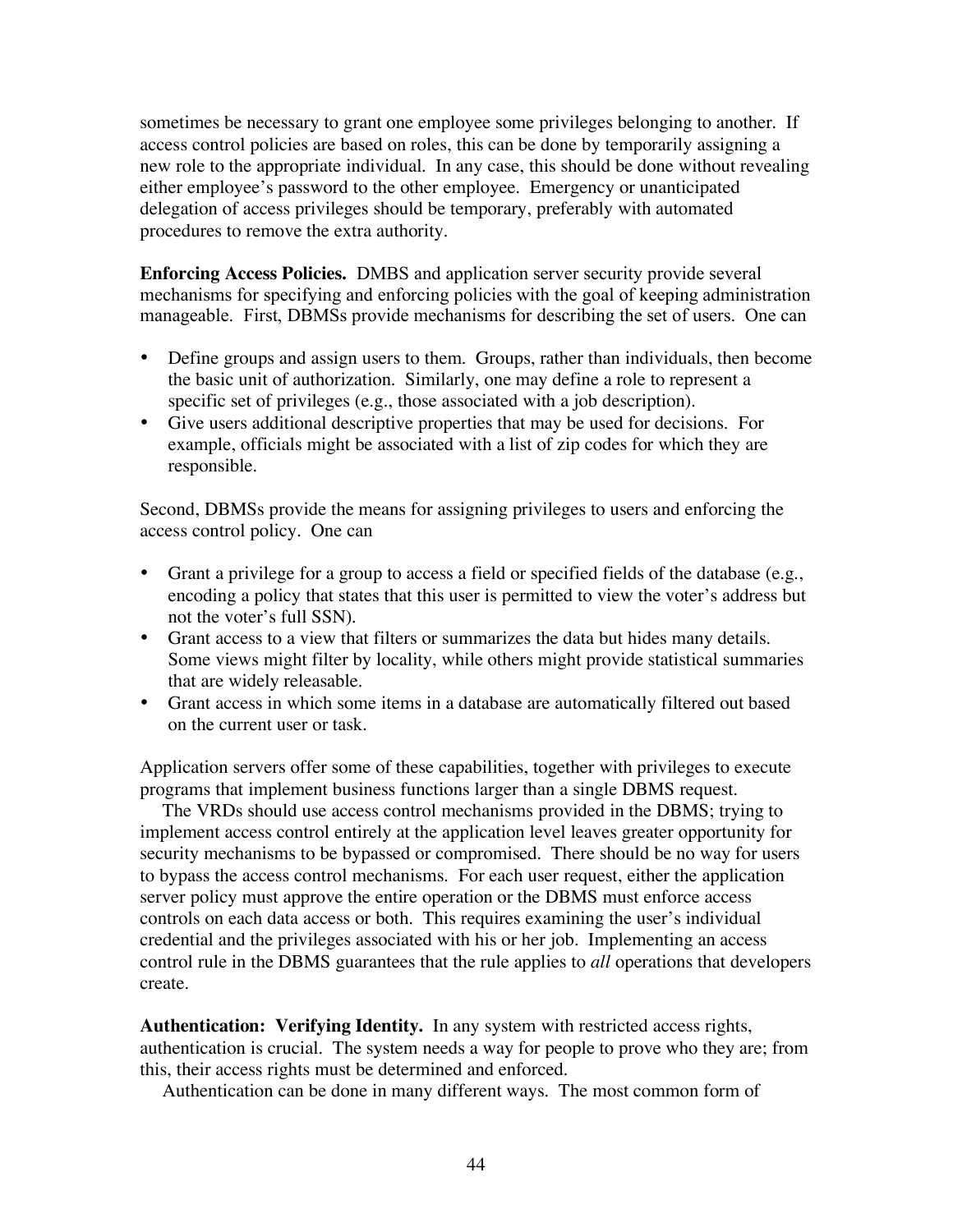sometimes be necessary to grant one employee some privileges belonging to another. If access control policies are based on roles, this can be done by temporarily assigning a new role to the appropriate individual. In any case, this should be done without revealing either employee's password to the other employee. Emergency or unanticipated delegation of access privileges should be temporary, preferably with automated procedures to remove the extra authority.

**Enforcing Access Policies.** DMBS and application server security provide several mechanisms for specifying and enforcing policies with the goal of keeping administration manageable. First, DBMSs provide mechanisms for describing the set of users. One can

- Define groups and assign users to them. Groups, rather than individuals, then become the basic unit of authorization. Similarly, one may define a role to represent a specific set of privileges (e.g., those associated with a job description).
- Give users additional descriptive properties that may be used for decisions. For example, officials might be associated with a list of zip codes for which they are responsible.

Second, DBMSs provide the means for assigning privileges to users and enforcing the access control policy. One can

- Grant a privilege for a group to access a field or specified fields of the database (e.g., encoding a policy that states that this user is permitted to view the voter's address but not the voter's full SSN).
- Grant access to a view that filters or summarizes the data but hides many details. Some views might filter by locality, while others might provide statistical summaries that are widely releasable.
- Grant access in which some items in a database are automatically filtered out based on the current user or task.

Application servers offer some of these capabilities, together with privileges to execute programs that implement business functions larger than a single DBMS request.

The VRDs should use access control mechanisms provided in the DBMS; trying to implement access control entirely at the application level leaves greater opportunity for security mechanisms to be bypassed or compromised. There should be no way for users to bypass the access control mechanisms. For each user request, either the application server policy must approve the entire operation or the DBMS must enforce access controls on each data access or both. This requires examining the user's individual credential and the privileges associated with his or her job. Implementing an access control rule in the DBMS guarantees that the rule applies to *all* operations that developers create.

**Authentication: Verifying Identity.** In any system with restricted access rights, authentication is crucial. The system needs a way for people to prove who they are; from this, their access rights must be determined and enforced.

Authentication can be done in many different ways. The most common form of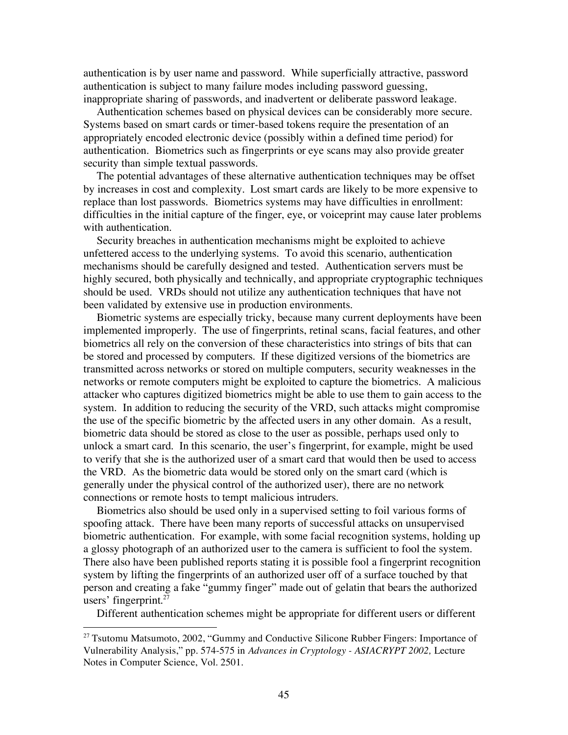authentication is by user name and password. While superficially attractive, password authentication is subject to many failure modes including password guessing, inappropriate sharing of passwords, and inadvertent or deliberate password leakage.

Authentication schemes based on physical devices can be considerably more secure. Systems based on smart cards or timer-based tokens require the presentation of an appropriately encoded electronic device (possibly within a defined time period) for authentication. Biometrics such as fingerprints or eye scans may also provide greater security than simple textual passwords.

The potential advantages of these alternative authentication techniques may be offset by increases in cost and complexity. Lost smart cards are likely to be more expensive to replace than lost passwords. Biometrics systems may have difficulties in enrollment: difficulties in the initial capture of the finger, eye, or voiceprint may cause later problems with authentication.

Security breaches in authentication mechanisms might be exploited to achieve unfettered access to the underlying systems. To avoid this scenario, authentication mechanisms should be carefully designed and tested. Authentication servers must be highly secured, both physically and technically, and appropriate cryptographic techniques should be used. VRDs should not utilize any authentication techniques that have not been validated by extensive use in production environments.

Biometric systems are especially tricky, because many current deployments have been implemented improperly. The use of fingerprints, retinal scans, facial features, and other biometrics all rely on the conversion of these characteristics into strings of bits that can be stored and processed by computers. If these digitized versions of the biometrics are transmitted across networks or stored on multiple computers, security weaknesses in the networks or remote computers might be exploited to capture the biometrics. A malicious attacker who captures digitized biometrics might be able to use them to gain access to the system. In addition to reducing the security of the VRD, such attacks might compromise the use of the specific biometric by the affected users in any other domain. As a result, biometric data should be stored as close to the user as possible, perhaps used only to unlock a smart card. In this scenario, the user's fingerprint, for example, might be used to verify that she is the authorized user of a smart card that would then be used to access the VRD. As the biometric data would be stored only on the smart card (which is generally under the physical control of the authorized user), there are no network connections or remote hosts to tempt malicious intruders.

Biometrics also should be used only in a supervised setting to foil various forms of spoofing attack. There have been many reports of successful attacks on unsupervised biometric authentication. For example, with some facial recognition systems, holding up a glossy photograph of an authorized user to the camera is sufficient to fool the system. There also have been published reports stating it is possible fool a fingerprint recognition system by lifting the fingerprints of an authorized user off of a surface touched by that person and creating a fake "gummy finger" made out of gelatin that bears the authorized users' fingerprint.[27]

Different authentication schemes might be appropriate for different users or different

---

[27] Tsutomu Matsumoto, 2002, "Gummy and Conductive Silicone Rubber Fingers: Importance of Vulnerability Analysis," pp. 574-575 in *Advances in Cryptology - ASIACRYPT 2002,* Lecture Notes in Computer Science, Vol. 2501.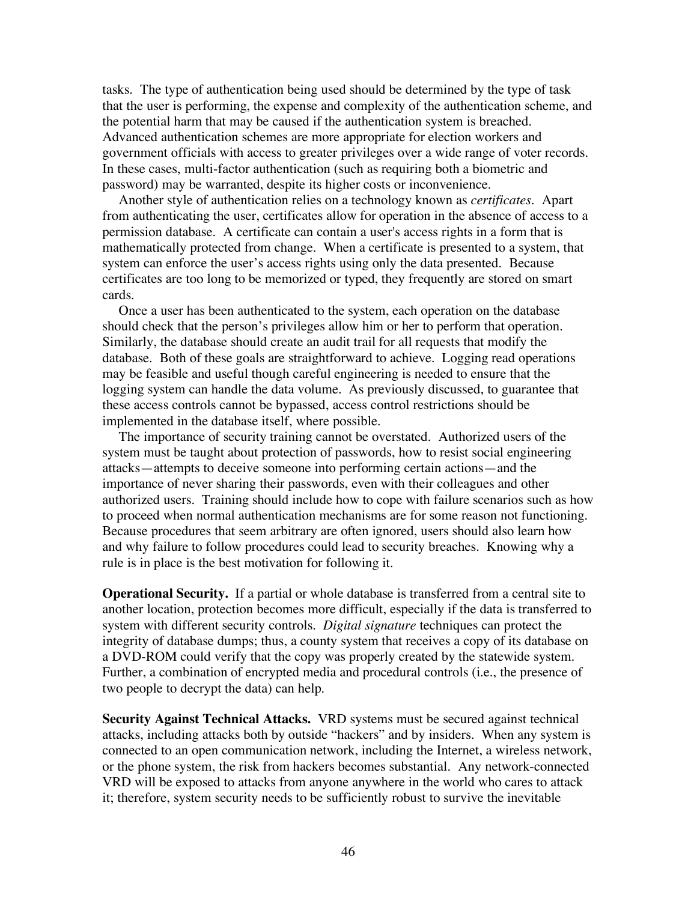tasks. The type of authentication being used should be determined by the type of task that the user is performing, the expense and complexity of the authentication scheme, and the potential harm that may be caused if the authentication system is breached. Advanced authentication schemes are more appropriate for election workers and government officials with access to greater privileges over a wide range of voter records. In these cases, multi-factor authentication (such as requiring both a biometric and password) may be warranted, despite its higher costs or inconvenience.

Another style of authentication relies on a technology known as *certificates*. Apart from authenticating the user, certificates allow for operation in the absence of access to a permission database. A certificate can contain a user's access rights in a form that is mathematically protected from change. When a certificate is presented to a system, that system can enforce the user's access rights using only the data presented. Because certificates are too long to be memorized or typed, they frequently are stored on smart cards.

Once a user has been authenticated to the system, each operation on the database should check that the person's privileges allow him or her to perform that operation. Similarly, the database should create an audit trail for all requests that modify the database. Both of these goals are straightforward to achieve. Logging read operations may be feasible and useful though careful engineering is needed to ensure that the logging system can handle the data volume. As previously discussed, to guarantee that these access controls cannot be bypassed, access control restrictions should be implemented in the database itself, where possible.

The importance of security training cannot be overstated. Authorized users of the system must be taught about protection of passwords, how to resist social engineering attacks—attempts to deceive someone into performing certain actions—and the importance of never sharing their passwords, even with their colleagues and other authorized users. Training should include how to cope with failure scenarios such as how to proceed when normal authentication mechanisms are for some reason not functioning. Because procedures that seem arbitrary are often ignored, users should also learn how and why failure to follow procedures could lead to security breaches. Knowing why a rule is in place is the best motivation for following it.

**Operational Security.** If a partial or whole database is transferred from a central site to another location, protection becomes more difficult, especially if the data is transferred to system with different security controls. *Digital signature* techniques can protect the integrity of database dumps; thus, a county system that receives a copy of its database on a DVD-ROM could verify that the copy was properly created by the statewide system. Further, a combination of encrypted media and procedural controls (i.e., the presence of two people to decrypt the data) can help.

**Security Against Technical Attacks.** VRD systems must be secured against technical attacks, including attacks both by outside "hackers" and by insiders. When any system is connected to an open communication network, including the Internet, a wireless network, or the phone system, the risk from hackers becomes substantial. Any network-connected VRD will be exposed to attacks from anyone anywhere in the world who cares to attack it; therefore, system security needs to be sufficiently robust to survive the inevitable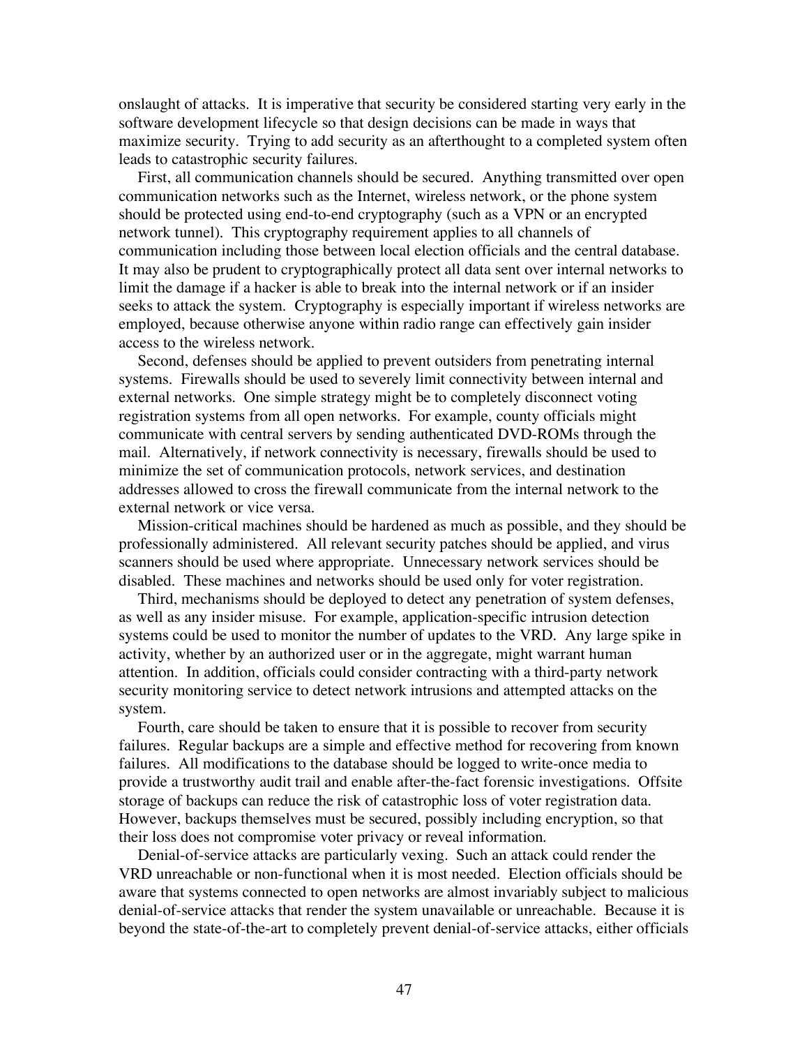onslaught of attacks. It is imperative that security be considered starting very early in the software development lifecycle so that design decisions can be made in ways that maximize security. Trying to add security as an afterthought to a completed system often leads to catastrophic security failures.

First, all communication channels should be secured. Anything transmitted over open communication networks such as the Internet, wireless network, or the phone system should be protected using end-to-end cryptography (such as a VPN or an encrypted network tunnel). This cryptography requirement applies to all channels of communication including those between local election officials and the central database. It may also be prudent to cryptographically protect all data sent over internal networks to limit the damage if a hacker is able to break into the internal network or if an insider seeks to attack the system. Cryptography is especially important if wireless networks are employed, because otherwise anyone within radio range can effectively gain insider access to the wireless network.

Second, defenses should be applied to prevent outsiders from penetrating internal systems. Firewalls should be used to severely limit connectivity between internal and external networks. One simple strategy might be to completely disconnect voting registration systems from all open networks. For example, county officials might communicate with central servers by sending authenticated DVD-ROMs through the mail. Alternatively, if network connectivity is necessary, firewalls should be used to minimize the set of communication protocols, network services, and destination addresses allowed to cross the firewall communicate from the internal network to the external network or vice versa.

Mission-critical machines should be hardened as much as possible, and they should be professionally administered. All relevant security patches should be applied, and virus scanners should be used where appropriate. Unnecessary network services should be disabled. These machines and networks should be used only for voter registration.

Third, mechanisms should be deployed to detect any penetration of system defenses, as well as any insider misuse. For example, application-specific intrusion detection systems could be used to monitor the number of updates to the VRD. Any large spike in activity, whether by an authorized user or in the aggregate, might warrant human attention. In addition, officials could consider contracting with a third-party network security monitoring service to detect network intrusions and attempted attacks on the system.

Fourth, care should be taken to ensure that it is possible to recover from security failures. Regular backups are a simple and effective method for recovering from known failures. All modifications to the database should be logged to write-once media to provide a trustworthy audit trail and enable after-the-fact forensic investigations. Offsite storage of backups can reduce the risk of catastrophic loss of voter registration data. However, backups themselves must be secured, possibly including encryption, so that their loss does not compromise voter privacy or reveal information.

Denial-of-service attacks are particularly vexing. Such an attack could render the VRD unreachable or non-functional when it is most needed. Election officials should be aware that systems connected to open networks are almost invariably subject to malicious denial-of-service attacks that render the system unavailable or unreachable. Because it is beyond the state-of-the-art to completely prevent denial-of-service attacks, either officials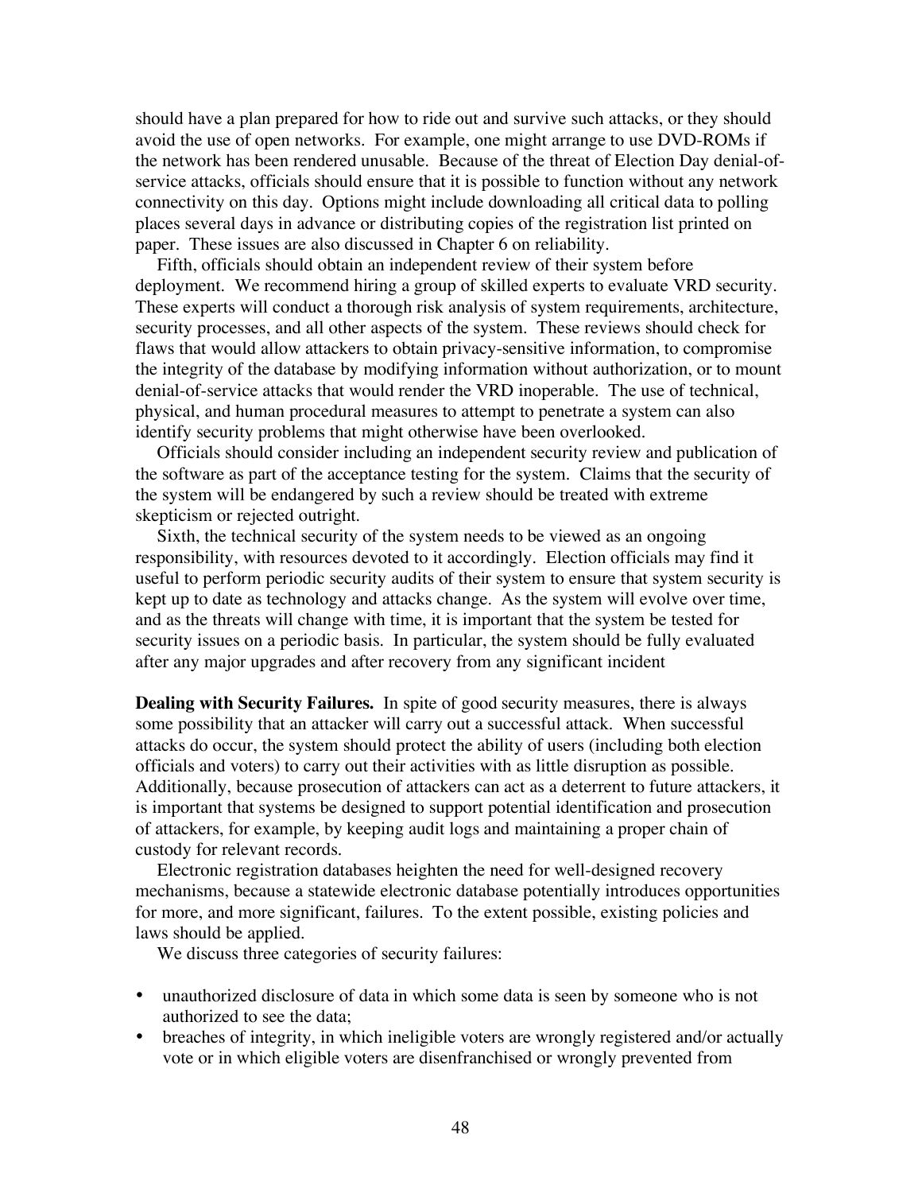should have a plan prepared for how to ride out and survive such attacks, or they should avoid the use of open networks. For example, one might arrange to use DVD-ROMs if the network has been rendered unusable. Because of the threat of Election Day denial-of-service attacks, officials should ensure that it is possible to function without any network connectivity on this day. Options might include downloading all critical data to polling places several days in advance or distributing copies of the registration list printed on paper. These issues are also discussed in Chapter 6 on reliability.

Fifth, officials should obtain an independent review of their system before deployment. We recommend hiring a group of skilled experts to evaluate VRD security. These experts will conduct a thorough risk analysis of system requirements, architecture, security processes, and all other aspects of the system. These reviews should check for flaws that would allow attackers to obtain privacy-sensitive information, to compromise the integrity of the database by modifying information without authorization, or to mount denial-of-service attacks that would render the VRD inoperable. The use of technical, physical, and human procedural measures to attempt to penetrate a system can also identify security problems that might otherwise have been overlooked.

Officials should consider including an independent security review and publication of the software as part of the acceptance testing for the system. Claims that the security of the system will be endangered by such a review should be treated with extreme skepticism or rejected outright.

Sixth, the technical security of the system needs to be viewed as an ongoing responsibility, with resources devoted to it accordingly. Election officials may find it useful to perform periodic security audits of their system to ensure that system security is kept up to date as technology and attacks change. As the system will evolve over time, and as the threats will change with time, it is important that the system be tested for security issues on a periodic basis. In particular, the system should be fully evaluated after any major upgrades and after recovery from any significant incident

**Dealing with Security Failures.** In spite of good security measures, there is always some possibility that an attacker will carry out a successful attack. When successful attacks do occur, the system should protect the ability of users (including both election officials and voters) to carry out their activities with as little disruption as possible. Additionally, because prosecution of attackers can act as a deterrent to future attackers, it is important that systems be designed to support potential identification and prosecution of attackers, for example, by keeping audit logs and maintaining a proper chain of custody for relevant records.

Electronic registration databases heighten the need for well-designed recovery mechanisms, because a statewide electronic database potentially introduces opportunities for more, and more significant, failures. To the extent possible, existing policies and laws should be applied.

We discuss three categories of security failures:

- unauthorized disclosure of data in which some data is seen by someone who is not authorized to see the data;
- breaches of integrity, in which ineligible voters are wrongly registered and/or actually vote or in which eligible voters are disenfranchised or wrongly prevented from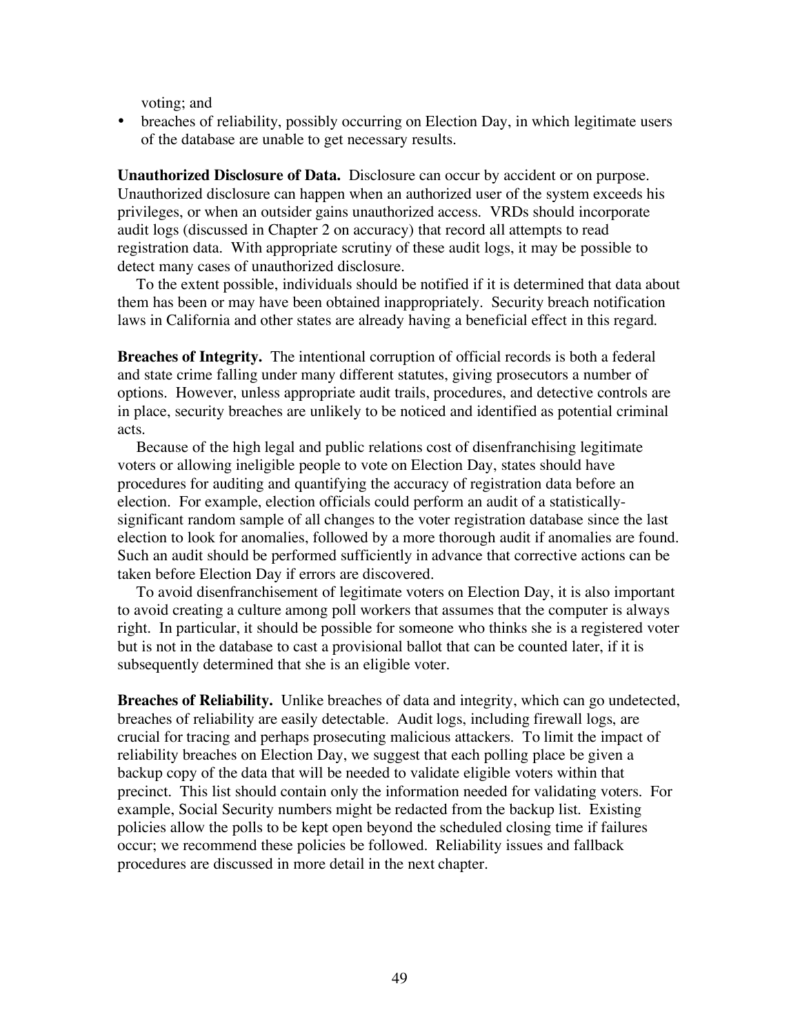voting; and

- breaches of reliability, possibly occurring on Election Day, in which legitimate users of the database are unable to get necessary results.

**Unauthorized Disclosure of Data.** Disclosure can occur by accident or on purpose. Unauthorized disclosure can happen when an authorized user of the system exceeds his privileges, or when an outsider gains unauthorized access. VRDs should incorporate audit logs (discussed in Chapter 2 on accuracy) that record all attempts to read registration data. With appropriate scrutiny of these audit logs, it may be possible to detect many cases of unauthorized disclosure.

To the extent possible, individuals should be notified if it is determined that data about them has been or may have been obtained inappropriately. Security breach notification laws in California and other states are already having a beneficial effect in this regard.

**Breaches of Integrity.** The intentional corruption of official records is both a federal and state crime falling under many different statutes, giving prosecutors a number of options. However, unless appropriate audit trails, procedures, and detective controls are in place, security breaches are unlikely to be noticed and identified as potential criminal acts.

Because of the high legal and public relations cost of disenfranchising legitimate voters or allowing ineligible people to vote on Election Day, states should have procedures for auditing and quantifying the accuracy of registration data before an election. For example, election officials could perform an audit of a statistically-significant random sample of all changes to the voter registration database since the last election to look for anomalies, followed by a more thorough audit if anomalies are found. Such an audit should be performed sufficiently in advance that corrective actions can be taken before Election Day if errors are discovered.

To avoid disenfranchisement of legitimate voters on Election Day, it is also important to avoid creating a culture among poll workers that assumes that the computer is always right. In particular, it should be possible for someone who thinks she is a registered voter but is not in the database to cast a provisional ballot that can be counted later, if it is subsequently determined that she is an eligible voter.

**Breaches of Reliability.** Unlike breaches of data and integrity, which can go undetected, breaches of reliability are easily detectable. Audit logs, including firewall logs, are crucial for tracing and perhaps prosecuting malicious attackers. To limit the impact of reliability breaches on Election Day, we suggest that each polling place be given a backup copy of the data that will be needed to validate eligible voters within that precinct. This list should contain only the information needed for validating voters. For example, Social Security numbers might be redacted from the backup list. Existing policies allow the polls to be kept open beyond the scheduled closing time if failures occur; we recommend these policies be followed. Reliability issues and fallback procedures are discussed in more detail in the next chapter.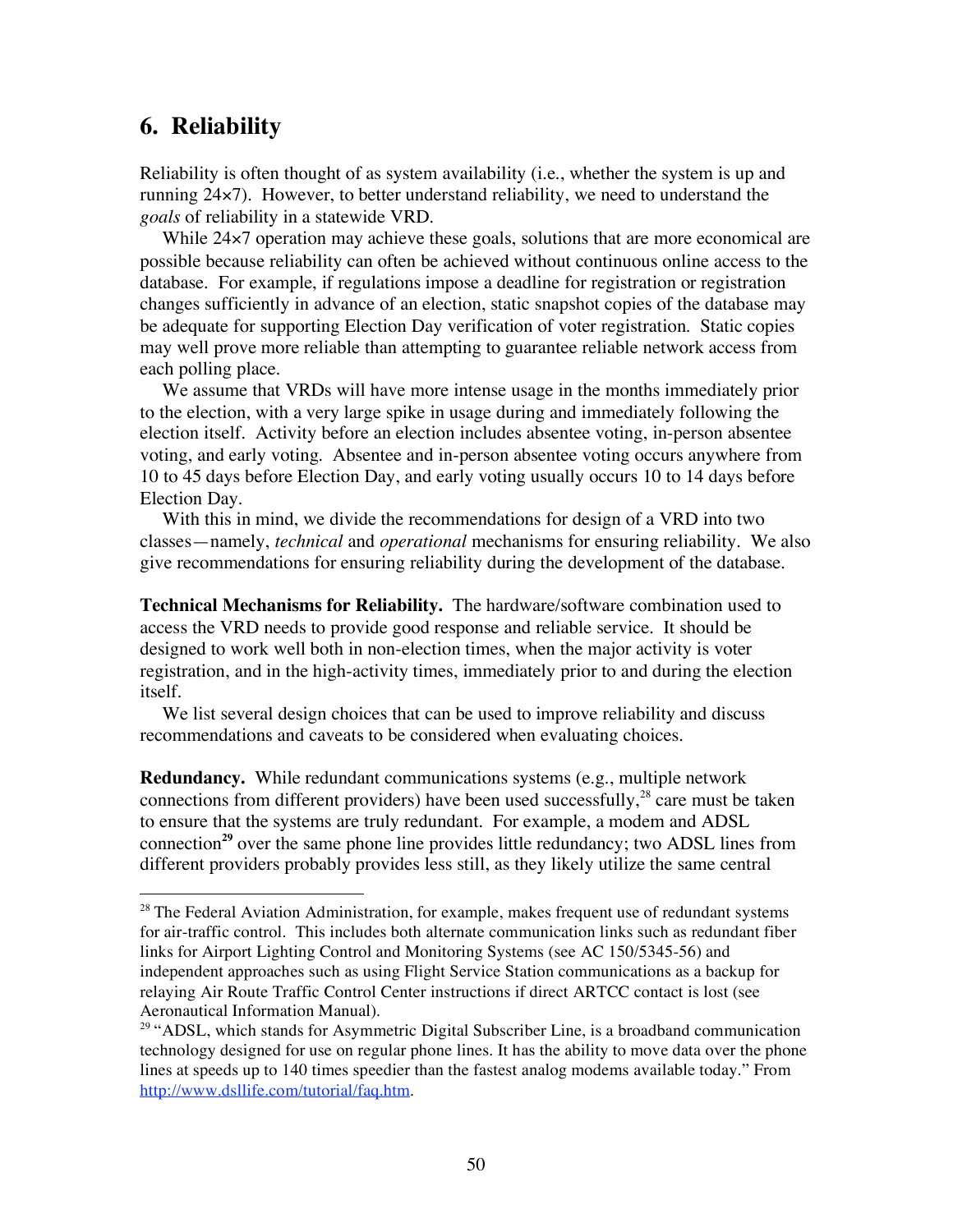## 6. Reliability

Reliability is often thought of as system availability (i.e., whether the system is up and running 24×7). However, to better understand reliability, we need to understand the *goals* of reliability in a statewide VRD.

While 24×7 operation may achieve these goals, solutions that are more economical are possible because reliability can often be achieved without continuous online access to the database. For example, if regulations impose a deadline for registration or registration changes sufficiently in advance of an election, static snapshot copies of the database may be adequate for supporting Election Day verification of voter registration. Static copies may well prove more reliable than attempting to guarantee reliable network access from each polling place.

We assume that VRDs will have more intense usage in the months immediately prior to the election, with a very large spike in usage during and immediately following the election itself. Activity before an election includes absentee voting, in-person absentee voting, and early voting. Absentee and in-person absentee voting occurs anywhere from 10 to 45 days before Election Day, and early voting usually occurs 10 to 14 days before Election Day.

With this in mind, we divide the recommendations for design of a VRD into two classes—namely, *technical* and *operational* mechanisms for ensuring reliability. We also give recommendations for ensuring reliability during the development of the database.

**Technical Mechanisms for Reliability.** The hardware/software combination used to access the VRD needs to provide good response and reliable service. It should be designed to work well both in non-election times, when the major activity is voter registration, and in the high-activity times, immediately prior to and during the election itself.

We list several design choices that can be used to improve reliability and discuss recommendations and caveats to be considered when evaluating choices.

**Redundancy.** While redundant communications systems (e.g., multiple network connections from different providers) have been used successfully,[28] care must be taken to ensure that the systems are truly redundant. For example, a modem and ADSL connection[29] over the same phone line provides little redundancy; two ADSL lines from different providers probably provides less still, as they likely utilize the same central

[28] The Federal Aviation Administration, for example, makes frequent use of redundant systems for air-traffic control. This includes both alternate communication links such as redundant fiber links for Airport Lighting Control and Monitoring Systems (see AC 150/5345-56) and independent approaches such as using Flight Service Station communications as a backup for relaying Air Route Traffic Control Center instructions if direct ARTCC contact is lost (see Aeronautical Information Manual).

[29] "ADSL, which stands for Asymmetric Digital Subscriber Line, is a broadband communication technology designed for use on regular phone lines. It has the ability to move data over the phone lines at speeds up to 140 times speedier than the fastest analog modems available today." From http://www.dsllife.com/tutorial/faq.htm.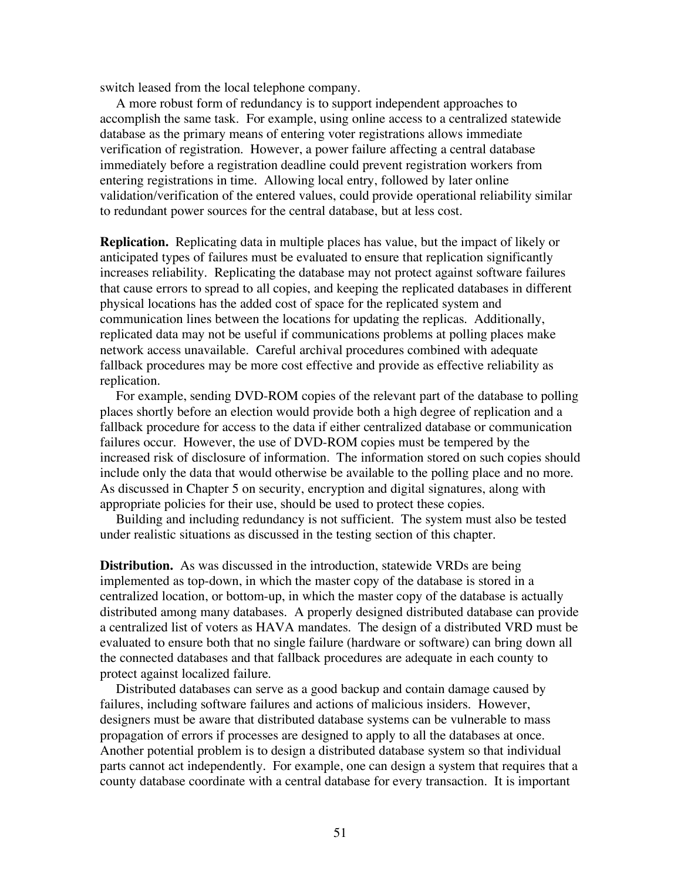switch leased from the local telephone company.

A more robust form of redundancy is to support independent approaches to accomplish the same task. For example, using online access to a centralized statewide database as the primary means of entering voter registrations allows immediate verification of registration. However, a power failure affecting a central database immediately before a registration deadline could prevent registration workers from entering registrations in time. Allowing local entry, followed by later online validation/verification of the entered values, could provide operational reliability similar to redundant power sources for the central database, but at less cost.

**Replication.** Replicating data in multiple places has value, but the impact of likely or anticipated types of failures must be evaluated to ensure that replication significantly increases reliability. Replicating the database may not protect against software failures that cause errors to spread to all copies, and keeping the replicated databases in different physical locations has the added cost of space for the replicated system and communication lines between the locations for updating the replicas. Additionally, replicated data may not be useful if communications problems at polling places make network access unavailable. Careful archival procedures combined with adequate fallback procedures may be more cost effective and provide as effective reliability as replication.

For example, sending DVD-ROM copies of the relevant part of the database to polling places shortly before an election would provide both a high degree of replication and a fallback procedure for access to the data if either centralized database or communication failures occur. However, the use of DVD-ROM copies must be tempered by the increased risk of disclosure of information. The information stored on such copies should include only the data that would otherwise be available to the polling place and no more. As discussed in Chapter 5 on security, encryption and digital signatures, along with appropriate policies for their use, should be used to protect these copies.

Building and including redundancy is not sufficient. The system must also be tested under realistic situations as discussed in the testing section of this chapter.

**Distribution.** As was discussed in the introduction, statewide VRDs are being implemented as top-down, in which the master copy of the database is stored in a centralized location, or bottom-up, in which the master copy of the database is actually distributed among many databases. A properly designed distributed database can provide a centralized list of voters as HAVA mandates. The design of a distributed VRD must be evaluated to ensure both that no single failure (hardware or software) can bring down all the connected databases and that fallback procedures are adequate in each county to protect against localized failure.

Distributed databases can serve as a good backup and contain damage caused by failures, including software failures and actions of malicious insiders. However, designers must be aware that distributed database systems can be vulnerable to mass propagation of errors if processes are designed to apply to all the databases at once. Another potential problem is to design a distributed database system so that individual parts cannot act independently. For example, one can design a system that requires that a county database coordinate with a central database for every transaction. It is important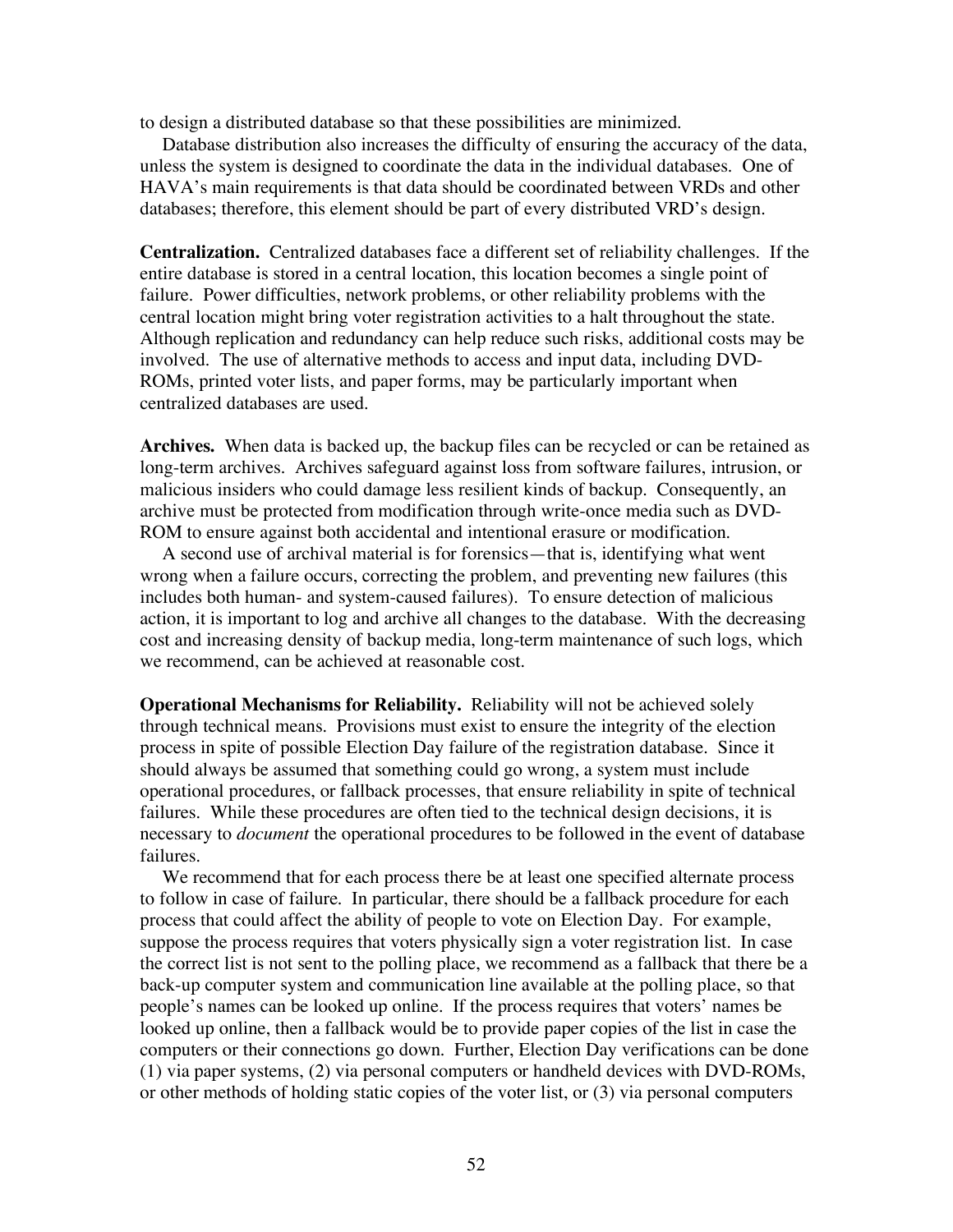to design a distributed database so that these possibilities are minimized.

Database distribution also increases the difficulty of ensuring the accuracy of the data, unless the system is designed to coordinate the data in the individual databases. One of HAVA's main requirements is that data should be coordinated between VRDs and other databases; therefore, this element should be part of every distributed VRD's design.

**Centralization.** Centralized databases face a different set of reliability challenges. If the entire database is stored in a central location, this location becomes a single point of failure. Power difficulties, network problems, or other reliability problems with the central location might bring voter registration activities to a halt throughout the state. Although replication and redundancy can help reduce such risks, additional costs may be involved. The use of alternative methods to access and input data, including DVD-ROMs, printed voter lists, and paper forms, may be particularly important when centralized databases are used.

**Archives.** When data is backed up, the backup files can be recycled or can be retained as long-term archives. Archives safeguard against loss from software failures, intrusion, or malicious insiders who could damage less resilient kinds of backup. Consequently, an archive must be protected from modification through write-once media such as DVD-ROM to ensure against both accidental and intentional erasure or modification.

A second use of archival material is for forensics—that is, identifying what went wrong when a failure occurs, correcting the problem, and preventing new failures (this includes both human- and system-caused failures). To ensure detection of malicious action, it is important to log and archive all changes to the database. With the decreasing cost and increasing density of backup media, long-term maintenance of such logs, which we recommend, can be achieved at reasonable cost.

**Operational Mechanisms for Reliability.** Reliability will not be achieved solely through technical means. Provisions must exist to ensure the integrity of the election process in spite of possible Election Day failure of the registration database. Since it should always be assumed that something could go wrong, a system must include operational procedures, or fallback processes, that ensure reliability in spite of technical failures. While these procedures are often tied to the technical design decisions, it is necessary to *document* the operational procedures to be followed in the event of database failures.

We recommend that for each process there be at least one specified alternate process to follow in case of failure. In particular, there should be a fallback procedure for each process that could affect the ability of people to vote on Election Day. For example, suppose the process requires that voters physically sign a voter registration list. In case the correct list is not sent to the polling place, we recommend as a fallback that there be a back-up computer system and communication line available at the polling place, so that people's names can be looked up online. If the process requires that voters' names be looked up online, then a fallback would be to provide paper copies of the list in case the computers or their connections go down. Further, Election Day verifications can be done (1) via paper systems, (2) via personal computers or handheld devices with DVD-ROMs, or other methods of holding static copies of the voter list, or (3) via personal computers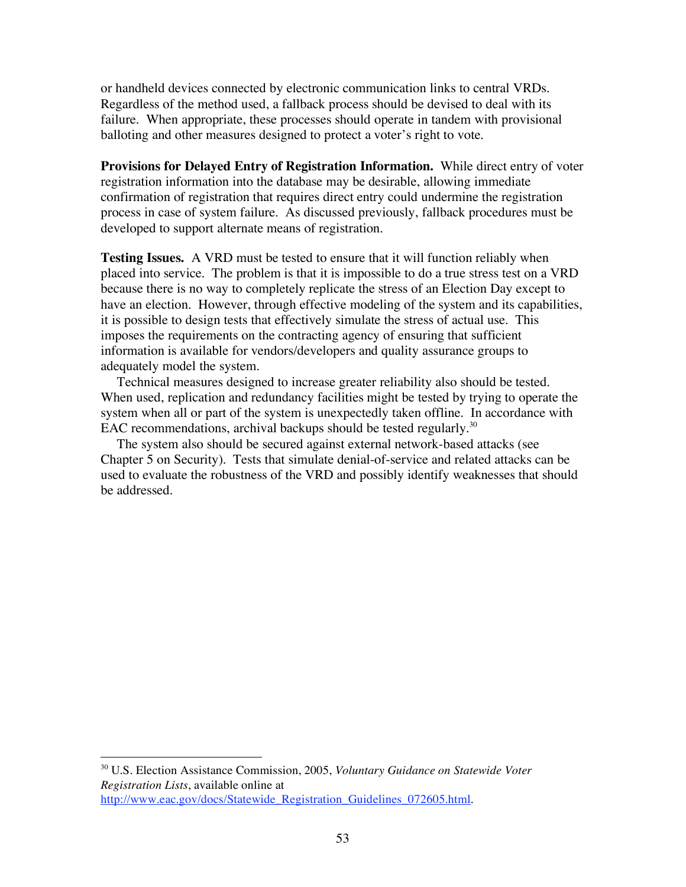or handheld devices connected by electronic communication links to central VRDs. Regardless of the method used, a fallback process should be devised to deal with its failure. When appropriate, these processes should operate in tandem with provisional balloting and other measures designed to protect a voter's right to vote.

**Provisions for Delayed Entry of Registration Information.** While direct entry of voter registration information into the database may be desirable, allowing immediate confirmation of registration that requires direct entry could undermine the registration process in case of system failure. As discussed previously, fallback procedures must be developed to support alternate means of registration.

**Testing Issues.** A VRD must be tested to ensure that it will function reliably when placed into service. The problem is that it is impossible to do a true stress test on a VRD because there is no way to completely replicate the stress of an Election Day except to have an election. However, through effective modeling of the system and its capabilities, it is possible to design tests that effectively simulate the stress of actual use. This imposes the requirements on the contracting agency of ensuring that sufficient information is available for vendors/developers and quality assurance groups to adequately model the system.

Technical measures designed to increase greater reliability also should be tested. When used, replication and redundancy facilities might be tested by trying to operate the system when all or part of the system is unexpectedly taken offline. In accordance with EAC recommendations, archival backups should be tested regularly.[30]

The system also should be secured against external network-based attacks (see Chapter 5 on Security). Tests that simulate denial-of-service and related attacks can be used to evaluate the robustness of the VRD and possibly identify weaknesses that should be addressed.

---

[30] U.S. Election Assistance Commission, 2005, *Voluntary Guidance on Statewide Voter Registration Lists*, available online at http://www.eac.gov/docs/Statewide_Registration_Guidelines_072605.html.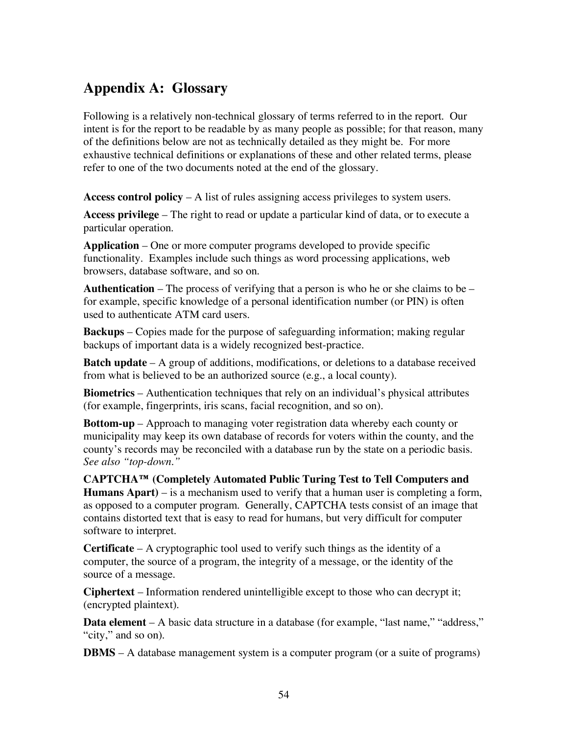## Appendix A: Glossary

Following is a relatively non-technical glossary of terms referred to in the report. Our intent is for the report to be readable by as many people as possible; for that reason, many of the definitions below are not as technically detailed as they might be. For more exhaustive technical definitions or explanations of these and other related terms, please refer to one of the two documents noted at the end of the glossary.

**Access control policy** – A list of rules assigning access privileges to system users.

**Access privilege** – The right to read or update a particular kind of data, or to execute a particular operation.

**Application** – One or more computer programs developed to provide specific functionality. Examples include such things as word processing applications, web browsers, database software, and so on.

**Authentication** – The process of verifying that a person is who he or she claims to be – for example, specific knowledge of a personal identification number (or PIN) is often used to authenticate ATM card users.

**Backups** – Copies made for the purpose of safeguarding information; making regular backups of important data is a widely recognized best-practice.

**Batch update** – A group of additions, modifications, or deletions to a database received from what is believed to be an authorized source (e.g., a local county).

**Biometrics** – Authentication techniques that rely on an individual's physical attributes (for example, fingerprints, iris scans, facial recognition, and so on).

**Bottom-up** – Approach to managing voter registration data whereby each county or municipality may keep its own database of records for voters within the county, and the county's records may be reconciled with a database run by the state on a periodic basis. *See also "top-down."*

**CAPTCHA™ (Completely Automated Public Turing Test to Tell Computers and Humans Apart)** – is a mechanism used to verify that a human user is completing a form, as opposed to a computer program. Generally, CAPTCHA tests consist of an image that contains distorted text that is easy to read for humans, but very difficult for computer software to interpret.

**Certificate** – A cryptographic tool used to verify such things as the identity of a computer, the source of a program, the integrity of a message, or the identity of the source of a message.

**Ciphertext** – Information rendered unintelligible except to those who can decrypt it; (encrypted plaintext).

**Data element** – A basic data structure in a database (for example, "last name," "address," "city," and so on).

**DBMS** – A database management system is a computer program (or a suite of programs)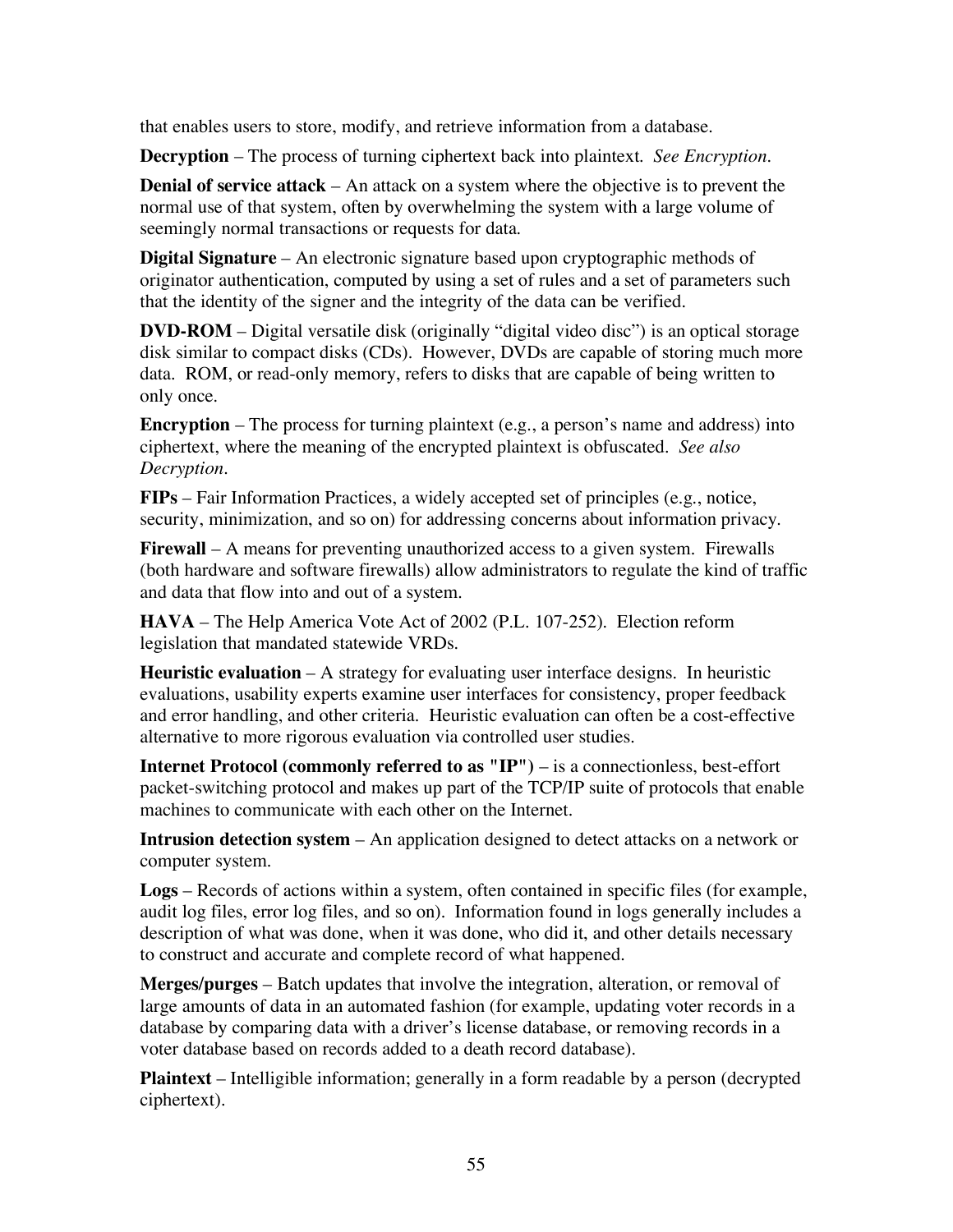that enables users to store, modify, and retrieve information from a database.

**Decryption** – The process of turning ciphertext back into plaintext. *See Encryption.*

**Denial of service attack** – An attack on a system where the objective is to prevent the normal use of that system, often by overwhelming the system with a large volume of seemingly normal transactions or requests for data.

**Digital Signature** – An electronic signature based upon cryptographic methods of originator authentication, computed by using a set of rules and a set of parameters such that the identity of the signer and the integrity of the data can be verified.

**DVD-ROM** – Digital versatile disk (originally "digital video disc") is an optical storage disk similar to compact disks (CDs). However, DVDs are capable of storing much more data. ROM, or read-only memory, refers to disks that are capable of being written to only once.

**Encryption** – The process for turning plaintext (e.g., a person's name and address) into ciphertext, where the meaning of the encrypted plaintext is obfuscated. *See also Decryption.*

**FIPs** – Fair Information Practices, a widely accepted set of principles (e.g., notice, security, minimization, and so on) for addressing concerns about information privacy.

**Firewall** – A means for preventing unauthorized access to a given system. Firewalls (both hardware and software firewalls) allow administrators to regulate the kind of traffic and data that flow into and out of a system.

**HAVA** – The Help America Vote Act of 2002 (P.L. 107-252). Election reform legislation that mandated statewide VRDs.

**Heuristic evaluation** – A strategy for evaluating user interface designs. In heuristic evaluations, usability experts examine user interfaces for consistency, proper feedback and error handling, and other criteria. Heuristic evaluation can often be a cost-effective alternative to more rigorous evaluation via controlled user studies.

**Internet Protocol (commonly referred to as "IP")** – is a connectionless, best-effort packet-switching protocol and makes up part of the TCP/IP suite of protocols that enable machines to communicate with each other on the Internet.

**Intrusion detection system** – An application designed to detect attacks on a network or computer system.

**Logs** – Records of actions within a system, often contained in specific files (for example, audit log files, error log files, and so on). Information found in logs generally includes a description of what was done, when it was done, who did it, and other details necessary to construct and accurate and complete record of what happened.

**Merges/purges** – Batch updates that involve the integration, alteration, or removal of large amounts of data in an automated fashion (for example, updating voter records in a database by comparing data with a driver's license database, or removing records in a voter database based on records added to a death record database).

**Plaintext** – Intelligible information; generally in a form readable by a person (decrypted ciphertext).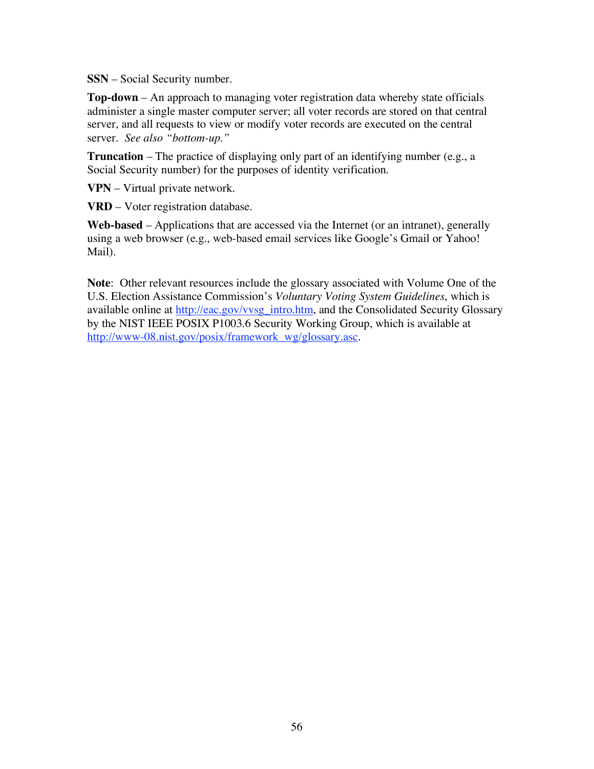**SSN** – Social Security number.

**Top-down** – An approach to managing voter registration data whereby state officials administer a single master computer server; all voter records are stored on that central server, and all requests to view or modify voter records are executed on the central server. *See also "bottom-up."*

**Truncation** – The practice of displaying only part of an identifying number (e.g., a Social Security number) for the purposes of identity verification.

**VPN** – Virtual private network.

**VRD** – Voter registration database.

**Web-based** – Applications that are accessed via the Internet (or an intranet), generally using a web browser (e.g., web-based email services like Google's Gmail or Yahoo! Mail).

**Note**: Other relevant resources include the glossary associated with Volume One of the U.S. Election Assistance Commission's *Voluntary Voting System Guidelines*, which is available online at http://eac.gov/vvsg_intro.htm, and the Consolidated Security Glossary by the NIST IEEE POSIX P1003.6 Security Working Group, which is available at http://www-08.nist.gov/posix/framework_wg/glossary.asc.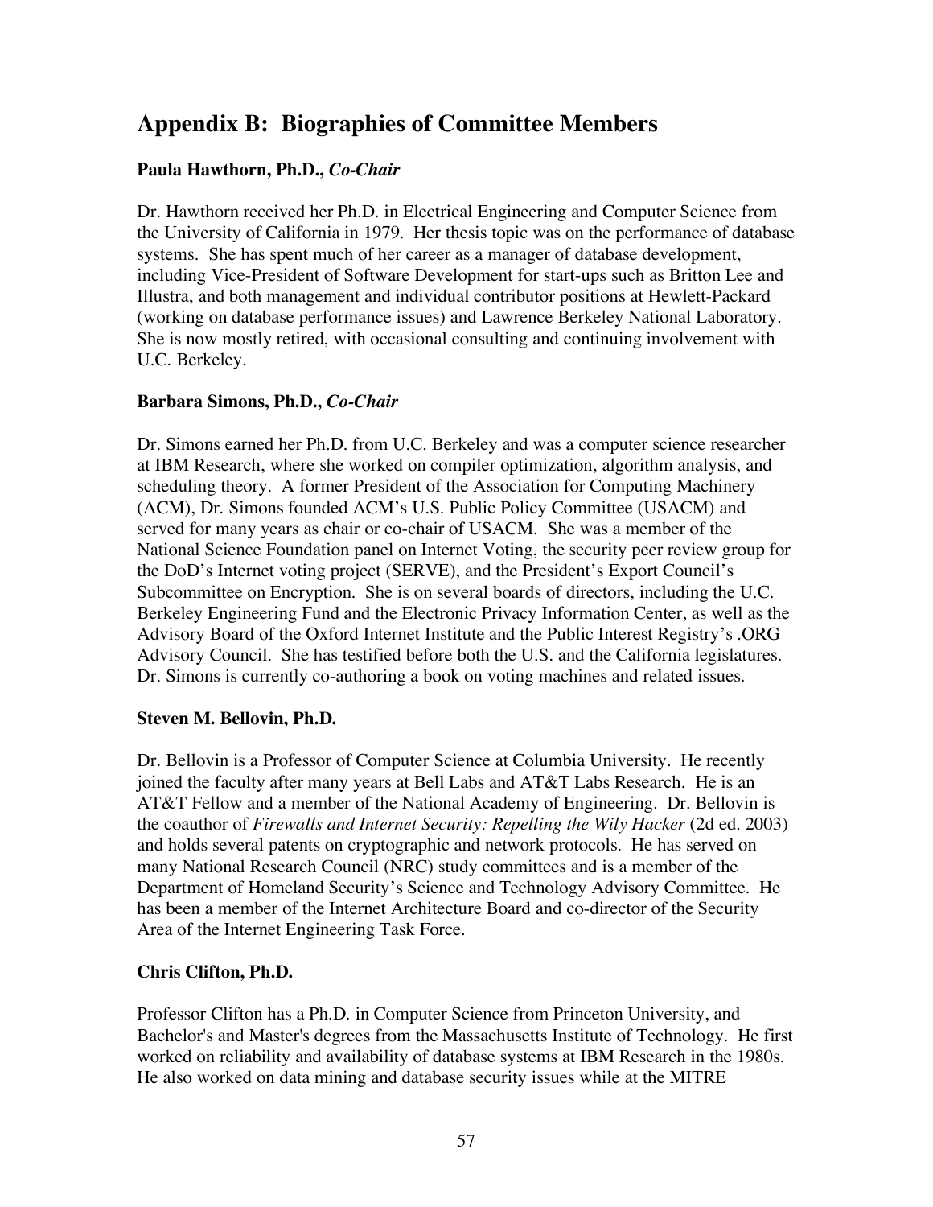# Appendix B: Biographies of Committee Members

**Paula Hawthorn, Ph.D.,** ***Co-Chair***

Dr. Hawthorn received her Ph.D. in Electrical Engineering and Computer Science from the University of California in 1979. Her thesis topic was on the performance of database systems. She has spent much of her career as a manager of database development, including Vice-President of Software Development for start-ups such as Britton Lee and Illustra, and both management and individual contributor positions at Hewlett-Packard (working on database performance issues) and Lawrence Berkeley National Laboratory. She is now mostly retired, with occasional consulting and continuing involvement with U.C. Berkeley.

**Barbara Simons, Ph.D.,** ***Co-Chair***

Dr. Simons earned her Ph.D. from U.C. Berkeley and was a computer science researcher at IBM Research, where she worked on compiler optimization, algorithm analysis, and scheduling theory. A former President of the Association for Computing Machinery (ACM), Dr. Simons founded ACM's U.S. Public Policy Committee (USACM) and served for many years as chair or co-chair of USACM. She was a member of the National Science Foundation panel on Internet Voting, the security peer review group for the DoD's Internet voting project (SERVE), and the President's Export Council's Subcommittee on Encryption. She is on several boards of directors, including the U.C. Berkeley Engineering Fund and the Electronic Privacy Information Center, as well as the Advisory Board of the Oxford Internet Institute and the Public Interest Registry's .ORG Advisory Council. She has testified before both the U.S. and the California legislatures. Dr. Simons is currently co-authoring a book on voting machines and related issues.

**Steven M. Bellovin, Ph.D.**

Dr. Bellovin is a Professor of Computer Science at Columbia University. He recently joined the faculty after many years at Bell Labs and AT&T Labs Research. He is an AT&T Fellow and a member of the National Academy of Engineering. Dr. Bellovin is the coauthor of *Firewalls and Internet Security: Repelling the Wily Hacker* (2d ed. 2003) and holds several patents on cryptographic and network protocols. He has served on many National Research Council (NRC) study committees and is a member of the Department of Homeland Security's Science and Technology Advisory Committee. He has been a member of the Internet Architecture Board and co-director of the Security Area of the Internet Engineering Task Force.

**Chris Clifton, Ph.D.**

Professor Clifton has a Ph.D. in Computer Science from Princeton University, and Bachelor's and Master's degrees from the Massachusetts Institute of Technology. He first worked on reliability and availability of database systems at IBM Research in the 1980s. He also worked on data mining and database security issues while at the MITRE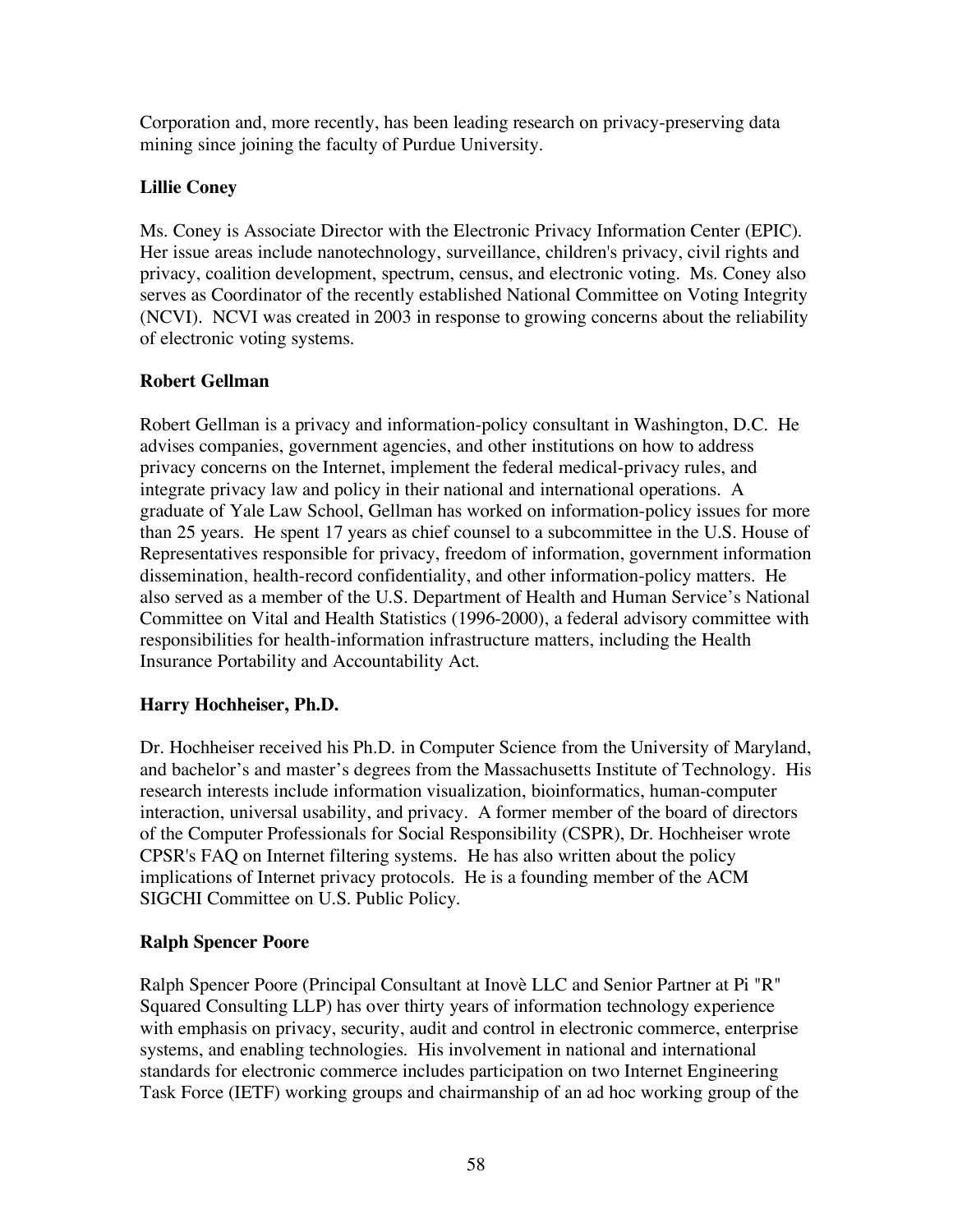Corporation and, more recently, has been leading research on privacy-preserving data mining since joining the faculty of Purdue University.

**Lillie Coney**

Ms. Coney is Associate Director with the Electronic Privacy Information Center (EPIC). Her issue areas include nanotechnology, surveillance, children's privacy, civil rights and privacy, coalition development, spectrum, census, and electronic voting. Ms. Coney also serves as Coordinator of the recently established National Committee on Voting Integrity (NCVI). NCVI was created in 2003 in response to growing concerns about the reliability of electronic voting systems.

**Robert Gellman**

Robert Gellman is a privacy and information-policy consultant in Washington, D.C. He advises companies, government agencies, and other institutions on how to address privacy concerns on the Internet, implement the federal medical-privacy rules, and integrate privacy law and policy in their national and international operations. A graduate of Yale Law School, Gellman has worked on information-policy issues for more than 25 years. He spent 17 years as chief counsel to a subcommittee in the U.S. House of Representatives responsible for privacy, freedom of information, government information dissemination, health-record confidentiality, and other information-policy matters. He also served as a member of the U.S. Department of Health and Human Service's National Committee on Vital and Health Statistics (1996-2000), a federal advisory committee with responsibilities for health-information infrastructure matters, including the Health Insurance Portability and Accountability Act.

**Harry Hochheiser, Ph.D.**

Dr. Hochheiser received his Ph.D. in Computer Science from the University of Maryland, and bachelor's and master's degrees from the Massachusetts Institute of Technology. His research interests include information visualization, bioinformatics, human-computer interaction, universal usability, and privacy. A former member of the board of directors of the Computer Professionals for Social Responsibility (CSPR), Dr. Hochheiser wrote CPSR's FAQ on Internet filtering systems. He has also written about the policy implications of Internet privacy protocols. He is a founding member of the ACM SIGCHI Committee on U.S. Public Policy.

**Ralph Spencer Poore**

Ralph Spencer Poore (Principal Consultant at Inovè LLC and Senior Partner at Pi "R" Squared Consulting LLP) has over thirty years of information technology experience with emphasis on privacy, security, audit and control in electronic commerce, enterprise systems, and enabling technologies. His involvement in national and international standards for electronic commerce includes participation on two Internet Engineering Task Force (IETF) working groups and chairmanship of an ad hoc working group of the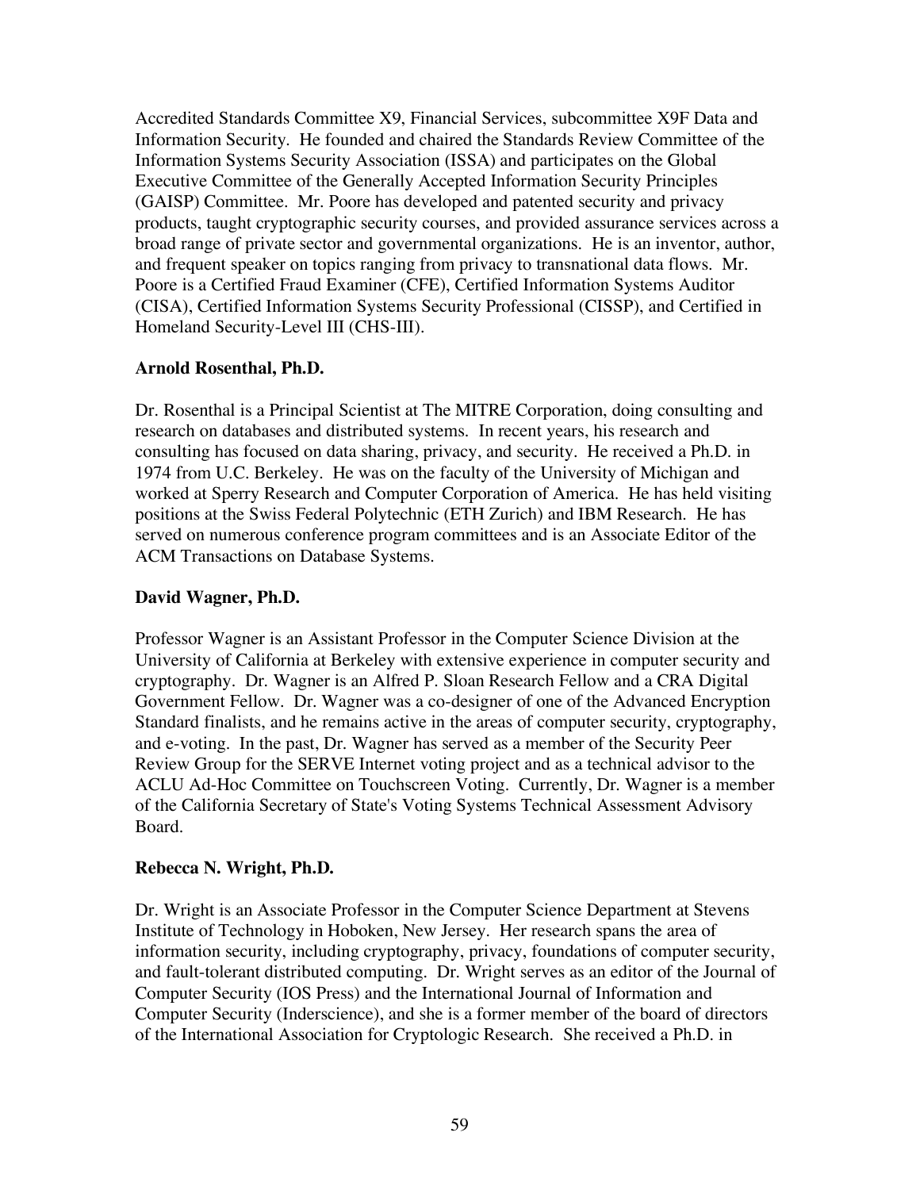Accredited Standards Committee X9, Financial Services, subcommittee X9F Data and Information Security. He founded and chaired the Standards Review Committee of the Information Systems Security Association (ISSA) and participates on the Global Executive Committee of the Generally Accepted Information Security Principles (GAISP) Committee. Mr. Poore has developed and patented security and privacy products, taught cryptographic security courses, and provided assurance services across a broad range of private sector and governmental organizations. He is an inventor, author, and frequent speaker on topics ranging from privacy to transnational data flows. Mr. Poore is a Certified Fraud Examiner (CFE), Certified Information Systems Auditor (CISA), Certified Information Systems Security Professional (CISSP), and Certified in Homeland Security-Level III (CHS-III).

**Arnold Rosenthal, Ph.D.**

Dr. Rosenthal is a Principal Scientist at The MITRE Corporation, doing consulting and research on databases and distributed systems. In recent years, his research and consulting has focused on data sharing, privacy, and security. He received a Ph.D. in 1974 from U.C. Berkeley. He was on the faculty of the University of Michigan and worked at Sperry Research and Computer Corporation of America. He has held visiting positions at the Swiss Federal Polytechnic (ETH Zurich) and IBM Research. He has served on numerous conference program committees and is an Associate Editor of the ACM Transactions on Database Systems.

**David Wagner, Ph.D.**

Professor Wagner is an Assistant Professor in the Computer Science Division at the University of California at Berkeley with extensive experience in computer security and cryptography. Dr. Wagner is an Alfred P. Sloan Research Fellow and a CRA Digital Government Fellow. Dr. Wagner was a co-designer of one of the Advanced Encryption Standard finalists, and he remains active in the areas of computer security, cryptography, and e-voting. In the past, Dr. Wagner has served as a member of the Security Peer Review Group for the SERVE Internet voting project and as a technical advisor to the ACLU Ad-Hoc Committee on Touchscreen Voting. Currently, Dr. Wagner is a member of the California Secretary of State's Voting Systems Technical Assessment Advisory Board.

**Rebecca N. Wright, Ph.D.**

Dr. Wright is an Associate Professor in the Computer Science Department at Stevens Institute of Technology in Hoboken, New Jersey. Her research spans the area of information security, including cryptography, privacy, foundations of computer security, and fault-tolerant distributed computing. Dr. Wright serves as an editor of the Journal of Computer Security (IOS Press) and the International Journal of Information and Computer Security (Inderscience), and she is a former member of the board of directors of the International Association for Cryptologic Research. She received a Ph.D. in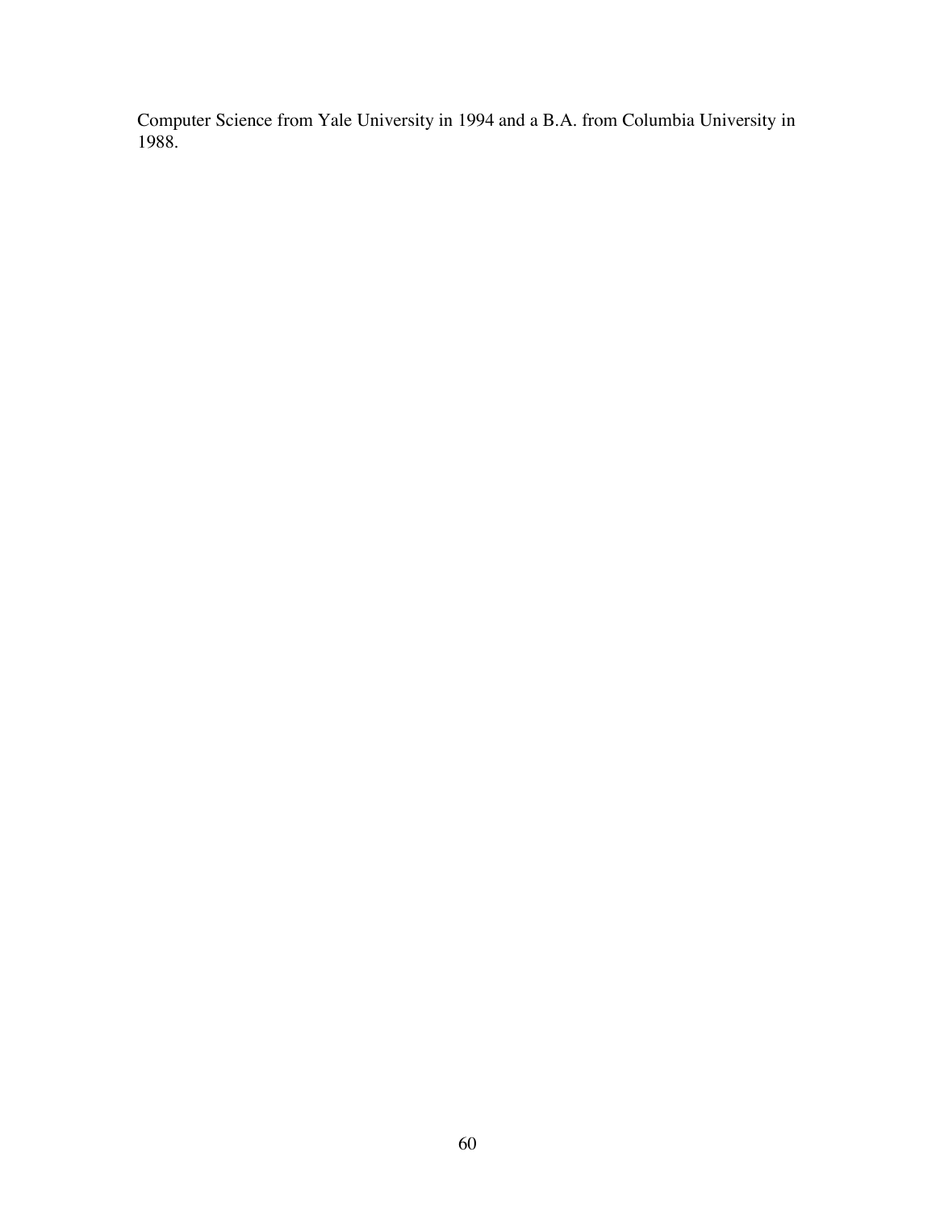Computer Science from Yale University in 1994 and a B.A. from Columbia University in 1988.